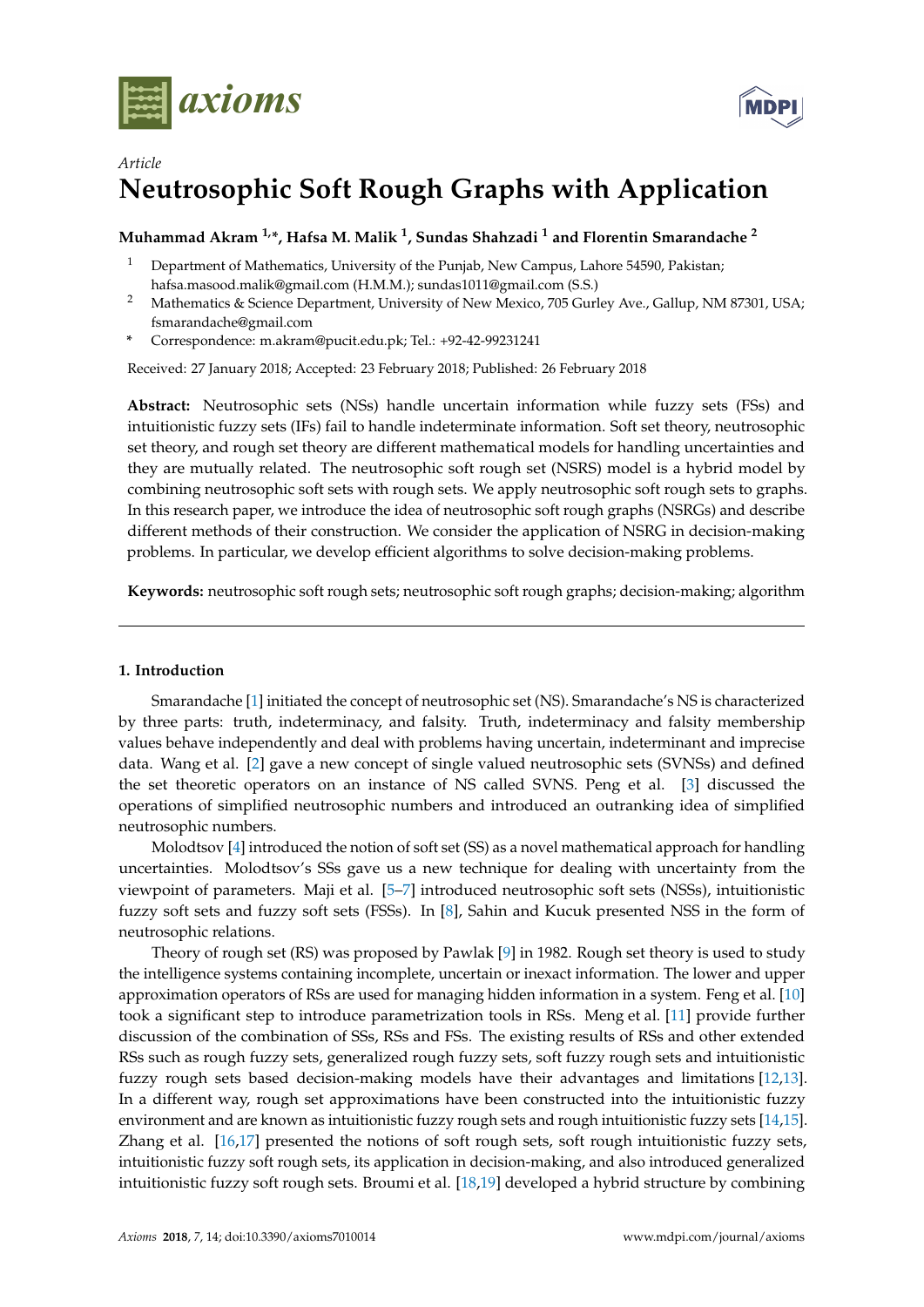Article

# Neutrosophic Soft Rough Graphs with Application

**Muhammad Akram [1,*], Hafsa M. Malik [1], Sundas Shahzadi [1] and Florentin Smarandache [2]**

[1] Department of Mathematics, University of the Punjab, New Campus, Lahore 54590, Pakistan; hafsa.masood.malik@gmail.com (H.M.M.); sundas1011@gmail.com (S.S.)

[2] Mathematics & Science Department, University of New Mexico, 705 Gurley Ave., Gallup, NM 87301, USA; fsmarandache@gmail.com

\* Correspondence: m.akram@pucit.edu.pk; Tel.: +92-42-99231241

Received: 27 January 2018; Accepted: 23 February 2018; Published: 26 February 2018

**Abstract:** Neutrosophic sets (NSs) handle uncertain information while fuzzy sets (FSs) and intuitionistic fuzzy sets (IFs) fail to handle indeterminate information. Soft set theory, neutrosophic set theory, and rough set theory are different mathematical models for handling uncertainties and they are mutually related. The neutrosophic soft rough set (NSRS) model is a hybrid model by combining neutrosophic soft sets with rough sets. We apply neutrosophic soft rough sets to graphs. In this research paper, we introduce the idea of neutrosophic soft rough graphs (NSRGs) and describe different methods of their construction. We consider the application of NSRG in decision-making problems. In particular, we develop efficient algorithms to solve decision-making problems.

**Keywords:** neutrosophic soft rough sets; neutrosophic soft rough graphs; decision-making; algorithm

## 1. Introduction

Smarandache [1] initiated the concept of neutrosophic set (NS). Smarandache's NS is characterized by three parts: truth, indeterminacy, and falsity. Truth, indeterminacy and falsity membership values behave independently and deal with problems having uncertain, indeterminant and imprecise data. Wang et al. [2] gave a new concept of single valued neutrosophic sets (SVNSs) and defined the set theoretic operators on an instance of NS called SVNS. Peng et al. [3] discussed the operations of simplified neutrosophic numbers and introduced an outranking idea of simplified neutrosophic numbers.

Molodtsov [4] introduced the notion of soft set (SS) as a novel mathematical approach for handling uncertainties. Molodtsov's SSs gave us a new technique for dealing with uncertainty from the viewpoint of parameters. Maji et al. [5–7] introduced neutrosophic soft sets (NSSs), intuitionistic fuzzy soft sets and fuzzy soft sets (FSSs). In [8], Sahin and Kucuk presented NSS in the form of neutrosophic relations.

Theory of rough set (RS) was proposed by Pawlak [9] in 1982. Rough set theory is used to study the intelligence systems containing incomplete, uncertain or inexact information. The lower and upper approximation operators of RSs are used for managing hidden information in a system. Feng et al. [10] took a significant step to introduce parametrization tools in RSs. Meng et al. [11] provide further discussion of the combination of SSs, RSs and FSs. The existing results of RSs and other extended RSs such as rough fuzzy sets, generalized rough fuzzy sets, soft fuzzy rough sets and intuitionistic fuzzy rough sets based decision-making models have their advantages and limitations [12,13]. In a different way, rough set approximations have been constructed into the intuitionistic fuzzy environment and are known as intuitionistic fuzzy rough sets and rough intuitionistic fuzzy sets [14,15]. Zhang et al. [16,17] presented the notions of soft rough sets, soft rough intuitionistic fuzzy sets, intuitionistic fuzzy soft rough sets, its application in decision-making, and also introduced generalized intuitionistic fuzzy soft rough sets. Broumi et al. [18,19] developed a hybrid structure by combining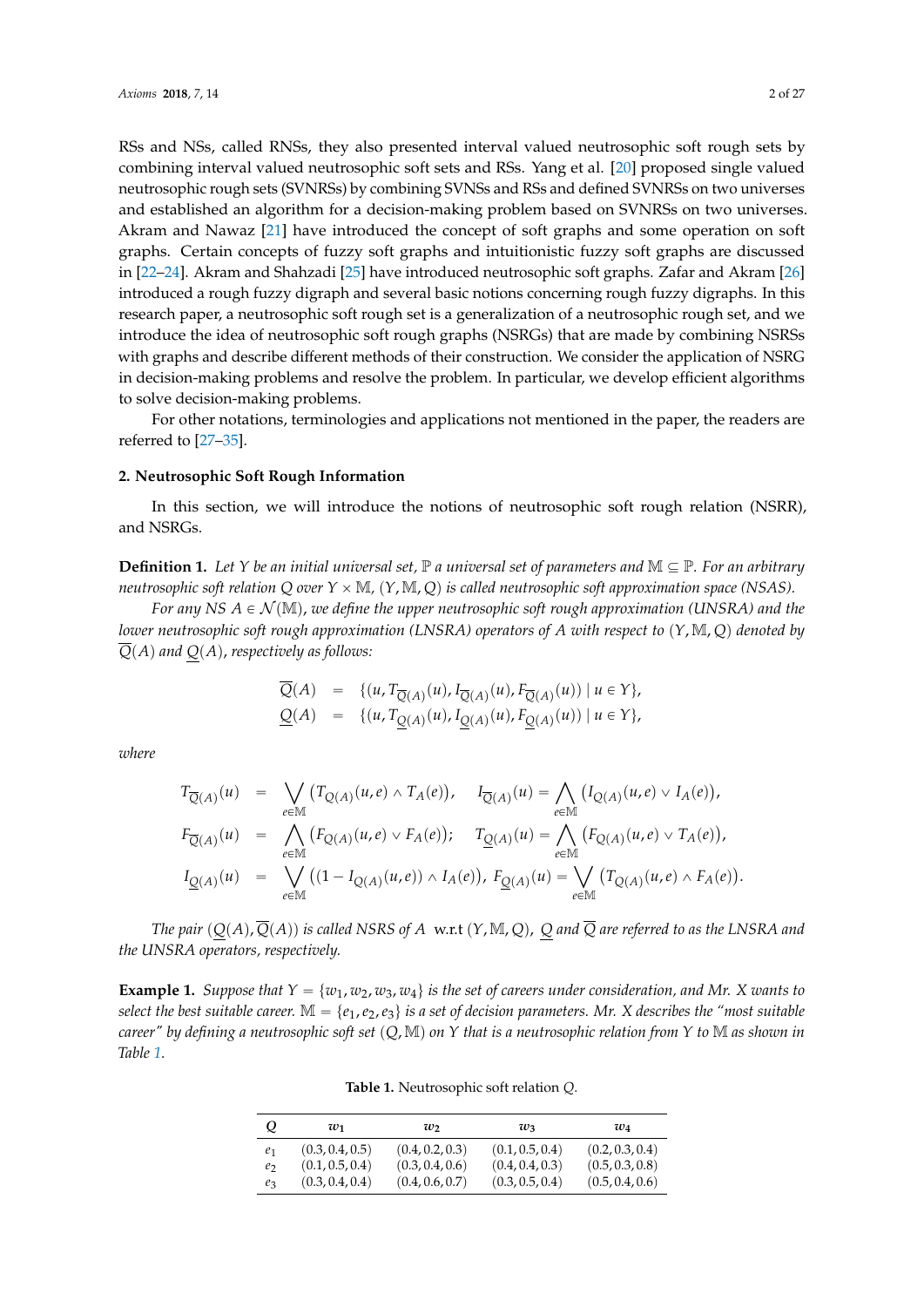RSs and NSs, called RNSs, they also presented interval valued neutrosophic soft rough sets by combining interval valued neutrosophic soft sets and RSs. Yang et al. [20] proposed single valued neutrosophic rough sets (SVNRSs) by combining SVNSs and RSs and defined SVNRSs on two universes and established an algorithm for a decision-making problem based on SVNRSs on two universes. Akram and Nawaz [21] have introduced the concept of soft graphs and some operation on soft graphs. Certain concepts of fuzzy soft graphs and intuitionistic fuzzy soft graphs are discussed in [22–24]. Akram and Shahzadi [25] have introduced neutrosophic soft graphs. Zafar and Akram [26] introduced a rough fuzzy digraph and several basic notions concerning rough fuzzy digraphs. In this research paper, a neutrosophic soft rough set is a generalization of a neutrosophic rough set, and we introduce the idea of neutrosophic soft rough graphs (NSRGs) that are made by combining NSRSs with graphs and describe different methods of their construction. We consider the application of NSRG in decision-making problems and resolve the problem. In particular, we develop efficient algorithms to solve decision-making problems.

For other notations, terminologies and applications not mentioned in the paper, the readers are referred to [27–35].

## 2. Neutrosophic Soft Rough Information

In this section, we will introduce the notions of neutrosophic soft rough relation (NSRR), and NSRGs.

**Definition 1.** *Let $Y$ be an initial universal set, $\mathbb{P}$ a universal set of parameters and $\mathbb{M} \subseteq \mathbb{P}$. For an arbitrary neutrosophic soft relation $Q$ over $Y \times \mathbb{M}$, $(Y, \mathbb{M}, Q)$ is called neutrosophic soft approximation space (NSAS).*

*For any NS $A \in \mathcal{N}(\mathbb{M})$, we define the upper neutrosophic soft rough approximation (UNSRA) and the lower neutrosophic soft rough approximation (LNSRA) operators of $A$ with respect to $(Y, \mathbb{M}, Q)$ denoted by $\overline{Q}(A)$ and $\underline{Q}(A)$, respectively as follows:*

$$\begin{aligned}
\overline{Q}(A) &= \{(u, T_{\overline{Q}(A)}(u), I_{\overline{Q}(A)}(u), F_{\overline{Q}(A)}(u)) \mid u \in Y\}, \\
\underline{Q}(A) &= \{(u, T_{\underline{Q}(A)}(u), I_{\underline{Q}(A)}(u), F_{\underline{Q}(A)}(u)) \mid u \in Y\},
\end{aligned}$$

*where*

$$\begin{aligned}
T_{\overline{Q}(A)}(u) &= \bigvee_{e \in \mathbb{M}} \big(T_{Q(A)}(u,e) \wedge T_A(e)\big), \quad I_{\overline{Q}(A)}(u) = \bigwedge_{e \in \mathbb{M}} \big(I_{Q(A)}(u,e) \vee I_A(e)\big), \\
F_{\overline{Q}(A)}(u) &= \bigwedge_{e \in \mathbb{M}} \big(F_{Q(A)}(u,e) \vee F_A(e)\big); \quad T_{\underline{Q}(A)}(u) = \bigwedge_{e \in \mathbb{M}} \big(F_{Q(A)}(u,e) \vee T_A(e)\big), \\
I_{\underline{Q}(A)}(u) &= \bigvee_{e \in \mathbb{M}} \big((1 - I_{Q(A)}(u,e)) \wedge I_A(e)\big), \; F_{\underline{Q}(A)}(u) = \bigvee_{e \in \mathbb{M}} \big(T_{Q(A)}(u,e) \wedge F_A(e)\big).
\end{aligned}$$

*The pair $(\underline{Q}(A), \overline{Q}(A))$ is called NSRS of $A$ w.r.t $(Y, \mathbb{M}, Q)$, $\underline{Q}$ and $\overline{Q}$ are referred to as the LNSRA and the UNSRA operators, respectively.*

**Example 1.** *Suppose that $Y = \{w_1, w_2, w_3, w_4\}$ is the set of careers under consideration, and Mr. X wants to select the best suitable career. $\mathbb{M} = \{e_1, e_2, e_3\}$ is a set of decision parameters. Mr. X describes the "most suitable career" by defining a neutrosophic soft set $(Q, \mathbb{M})$ on $Y$ that is a neutrosophic relation from $Y$ to $\mathbb{M}$ as shown in Table 1.*

**Table 1.** Neutrosophic soft relation $Q$.

| $Q$ | $w_1$ | $w_2$ | $w_3$ | $w_4$ |
| --- | --- | --- | --- | --- |
| $e_1$ | $(0.3, 0.4, 0.5)$ | $(0.4, 0.2, 0.3)$ | $(0.1, 0.5, 0.4)$ | $(0.2, 0.3, 0.4)$ |
| $e_2$ | $(0.1, 0.5, 0.4)$ | $(0.3, 0.4, 0.6)$ | $(0.4, 0.4, 0.3)$ | $(0.5, 0.3, 0.8)$ |
| $e_3$ | $(0.3, 0.4, 0.4)$ | $(0.4, 0.6, 0.7)$ | $(0.3, 0.5, 0.4)$ | $(0.5, 0.4, 0.6)$ |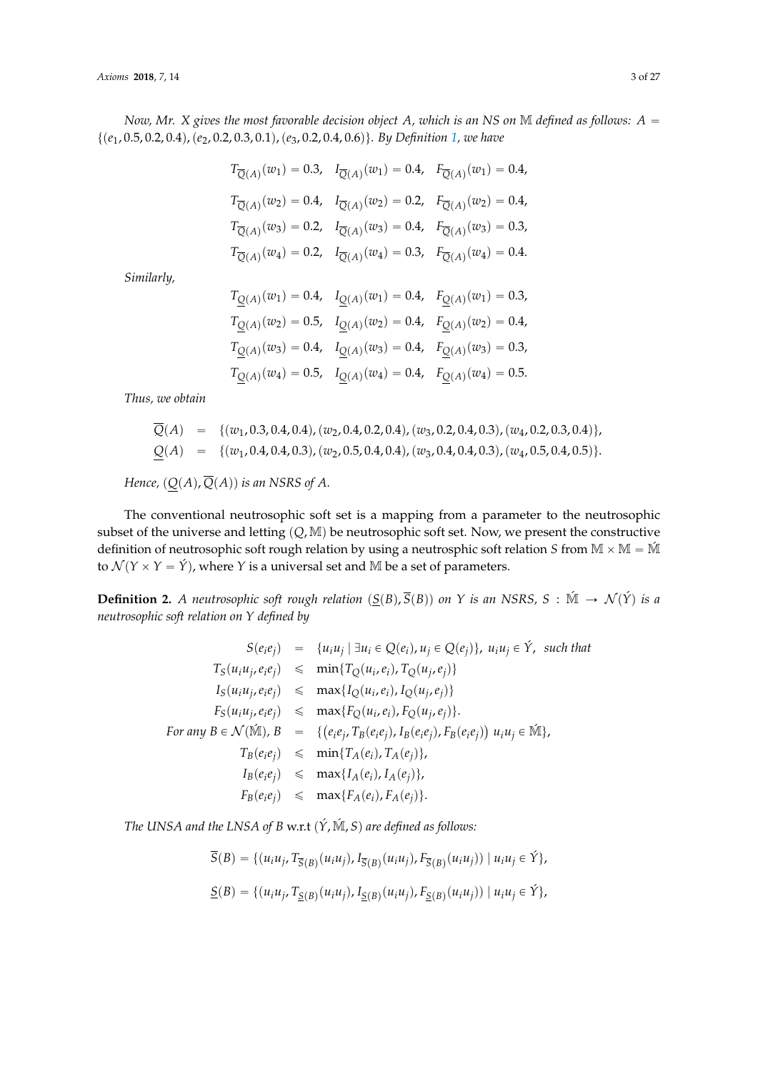*Now, Mr. X gives the most favorable decision object $A$, which is an NS on $\mathbb{M}$ defined as follows: $A = \{(e_1, 0.5, 0.2, 0.4), (e_2, 0.2, 0.3, 0.1), (e_3, 0.2, 0.4, 0.6)\}$. By Definition 1, we have*

$$
\begin{aligned}
T_{\overline{Q}(A)}(w_1) &= 0.3, \quad I_{\overline{Q}(A)}(w_1) = 0.4, \quad F_{\overline{Q}(A)}(w_1) = 0.4,\\
T_{\overline{Q}(A)}(w_2) &= 0.4, \quad I_{\overline{Q}(A)}(w_2) = 0.2, \quad F_{\overline{Q}(A)}(w_2) = 0.4,\\
T_{\overline{Q}(A)}(w_3) &= 0.2, \quad I_{\overline{Q}(A)}(w_3) = 0.4, \quad F_{\overline{Q}(A)}(w_3) = 0.3,\\
T_{\overline{Q}(A)}(w_4) &= 0.2, \quad I_{\overline{Q}(A)}(w_4) = 0.3, \quad F_{\overline{Q}(A)}(w_4) = 0.4.
\end{aligned}
$$

*Similarly,*

$$
\begin{aligned}
T_{\underline{Q}(A)}(w_1) &= 0.4, \quad I_{\underline{Q}(A)}(w_1) = 0.4, \quad F_{\underline{Q}(A)}(w_1) = 0.3,\\
T_{\underline{Q}(A)}(w_2) &= 0.5, \quad I_{\underline{Q}(A)}(w_2) = 0.4, \quad F_{\underline{Q}(A)}(w_2) = 0.4,\\
T_{\underline{Q}(A)}(w_3) &= 0.4, \quad I_{\underline{Q}(A)}(w_3) = 0.4, \quad F_{\underline{Q}(A)}(w_3) = 0.3,\\
T_{\underline{Q}(A)}(w_4) &= 0.5, \quad I_{\underline{Q}(A)}(w_4) = 0.4, \quad F_{\underline{Q}(A)}(w_4) = 0.5.
\end{aligned}
$$

*Thus, we obtain*

$$
\begin{aligned}
\overline{Q}(A) &= \{(w_1, 0.3, 0.4, 0.4), (w_2, 0.4, 0.2, 0.4), (w_3, 0.2, 0.4, 0.3), (w_4, 0.2, 0.3, 0.4)\},\\
\underline{Q}(A) &= \{(w_1, 0.4, 0.4, 0.3), (w_2, 0.5, 0.4, 0.4), (w_3, 0.4, 0.4, 0.3), (w_4, 0.5, 0.4, 0.5)\}.
\end{aligned}
$$

*Hence, $(\underline{Q}(A), \overline{Q}(A))$ is an NSRS of $A$.*

The conventional neutrosophic soft set is a mapping from a parameter to the neutrosophic subset of the universe and letting $(Q, \mathbb{M})$ be neutrosophic soft set. Now, we present the constructive definition of neutrosophic soft rough relation by using a neutrosphic soft relation $S$ from $\mathbb{M} \times \mathbb{M} = \acute{\mathbb{M}}$ to $\mathcal{N}(Y \times Y = \acute{Y})$, where $Y$ is a universal set and $\mathbb{M}$ be a set of parameters.

**Definition 2.** *A neutrosophic soft rough relation $(\underline{S}(B), \overline{S}(B))$ on $Y$ is an NSRS, $S : \acute{\mathbb{M}} \rightarrow \mathcal{N}(\acute{Y})$ is a neutrosophic soft relation on $Y$ defined by*

$$
\begin{aligned}
S(e_ie_j) &= \{u_iu_j \mid \exists u_i \in Q(e_i), u_j \in Q(e_j)\},\ u_iu_j \in \acute{Y},\ \text{ such that}\\
T_S(u_iu_j, e_ie_j) &\leqslant \min\{T_Q(u_i, e_i), T_Q(u_j, e_j)\}\\
I_S(u_iu_j, e_ie_j) &\leqslant \max\{I_Q(u_i, e_i), I_Q(u_j, e_j)\}\\
F_S(u_iu_j, e_ie_j) &\leqslant \max\{F_Q(u_i, e_i), F_Q(u_j, e_j)\}.\\
\text{For any } B \in \mathcal{N}(\acute{\mathbb{M}}),\ B &= \{(e_ie_j, T_B(e_ie_j), I_B(e_ie_j), F_B(e_ie_j))\ u_iu_j \in \acute{\mathbb{M}}\},\\
T_B(e_ie_j) &\leqslant \min\{T_A(e_i), T_A(e_j)\},\\
I_B(e_ie_j) &\leqslant \max\{I_A(e_i), I_A(e_j)\},\\
F_B(e_ie_j) &\leqslant \max\{F_A(e_i), F_A(e_j)\}.
\end{aligned}
$$

*The UNSA and the LNSA of $B$ w.r.t $(\acute{Y}, \acute{\mathbb{M}}, S)$ are defined as follows:*

$$
\overline{S}(B) = \{(u_iu_j, T_{\overline{S}(B)}(u_iu_j), I_{\overline{S}(B)}(u_iu_j), F_{\overline{S}(B)}(u_iu_j)) \mid u_iu_j \in \acute{Y}\},
$$

$$
\underline{S}(B) = \{(u_iu_j, T_{\underline{S}(B)}(u_iu_j), I_{\underline{S}(B)}(u_iu_j), F_{\underline{S}(B)}(u_iu_j)) \mid u_iu_j \in \acute{Y}\},
$$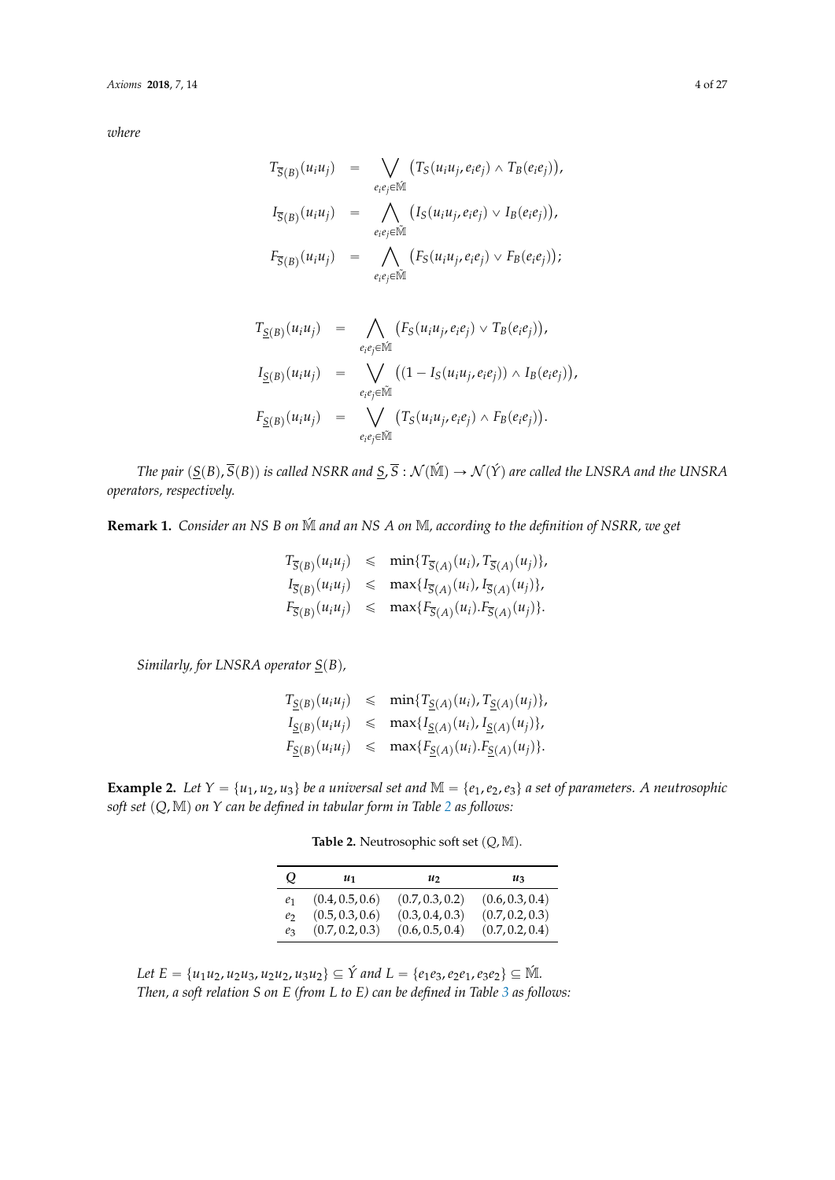*where*

$$
\begin{aligned}
T_{\overline{S}(B)}(u_iu_j) &= \bigvee_{e_ie_j \in \acute{\mathbb{M}}} \left(T_S(u_iu_j, e_ie_j) \wedge T_B(e_ie_j)\right), \\
I_{\overline{S}(B)}(u_iu_j) &= \bigwedge_{e_ie_j \in \acute{\mathbb{M}}} \left(I_S(u_iu_j, e_ie_j) \vee I_B(e_ie_j)\right), \\
F_{\overline{S}(B)}(u_iu_j) &= \bigwedge_{e_ie_j \in \acute{\mathbb{M}}} \left(F_S(u_iu_j, e_ie_j) \vee F_B(e_ie_j)\right);
\end{aligned}
$$

$$
\begin{aligned}
T_{\underline{S}(B)}(u_iu_j) &= \bigwedge_{e_ie_j \in \acute{\mathbb{M}}} \left(F_S(u_iu_j, e_ie_j) \vee T_B(e_ie_j)\right), \\
I_{\underline{S}(B)}(u_iu_j) &= \bigvee_{e_ie_j \in \acute{\mathbb{M}}} \left((1 - I_S(u_iu_j, e_ie_j)) \wedge I_B(e_ie_j)\right), \\
F_{\underline{S}(B)}(u_iu_j) &= \bigvee_{e_ie_j \in \acute{\mathbb{M}}} \left(T_S(u_iu_j, e_ie_j) \wedge F_B(e_ie_j)\right).
\end{aligned}
$$

*The pair $(\underline{S}(B), \overline{S}(B))$ is called NSRR and $\underline{S}, \overline{S} : \mathcal{N}(\acute{\mathbb{M}}) \to \mathcal{N}(\acute{Y})$ are called the LNSRA and the UNSRA operators, respectively.*

**Remark 1.** *Consider an NS $B$ on $\acute{\mathbb{M}}$ and an NS $A$ on $\mathbb{M}$, according to the definition of NSRR, we get*

$$
\begin{aligned}
T_{\overline{S}(B)}(u_iu_j) &\leqslant \min\{T_{\overline{S}(A)}(u_i), T_{\overline{S}(A)}(u_j)\}, \\
I_{\overline{S}(B)}(u_iu_j) &\leqslant \max\{I_{\overline{S}(A)}(u_i), I_{\overline{S}(A)}(u_j)\}, \\
F_{\overline{S}(B)}(u_iu_j) &\leqslant \max\{F_{\overline{S}(A)}(u_i).F_{\overline{S}(A)}(u_j)\}.
\end{aligned}
$$

*Similarly, for LNSRA operator $\underline{S}(B)$,*

$$
\begin{aligned}
T_{\underline{S}(B)}(u_iu_j) &\leqslant \min\{T_{\underline{S}(A)}(u_i), T_{\underline{S}(A)}(u_j)\}, \\
I_{\underline{S}(B)}(u_iu_j) &\leqslant \max\{I_{\underline{S}(A)}(u_i), I_{\underline{S}(A)}(u_j)\}, \\
F_{\underline{S}(B)}(u_iu_j) &\leqslant \max\{F_{\underline{S}(A)}(u_i).F_{\underline{S}(A)}(u_j)\}.
\end{aligned}
$$

**Example 2.** *Let $Y = \{u_1, u_2, u_3\}$ be a universal set and $\mathbb{M} = \{e_1, e_2, e_3\}$ a set of parameters. A neutrosophic soft set $(Q, \mathbb{M})$ on $Y$ can be defined in tabular form in Table 2 as follows:*

**Table 2.** Neutrosophic soft set $(Q, \mathbb{M})$.

| $Q$ | $u_1$ | $u_2$ | $u_3$ |
|---|---|---|---|
| $e_1$ | $(0.4, 0.5, 0.6)$ | $(0.7, 0.3, 0.2)$ | $(0.6, 0.3, 0.4)$ |
| $e_2$ | $(0.5, 0.3, 0.6)$ | $(0.3, 0.4, 0.3)$ | $(0.7, 0.2, 0.3)$ |
| $e_3$ | $(0.7, 0.2, 0.3)$ | $(0.6, 0.5, 0.4)$ | $(0.7, 0.2, 0.4)$ |

*Let $E = \{u_1u_2, u_2u_3, u_2u_2, u_3u_2\} \subseteq \acute{Y}$ and $L = \{e_1e_3, e_2e_1, e_3e_2\} \subseteq \acute{\mathbb{M}}$.*
*Then, a soft relation $S$ on $E$ (from $L$ to $E$) can be defined in Table 3 as follows:*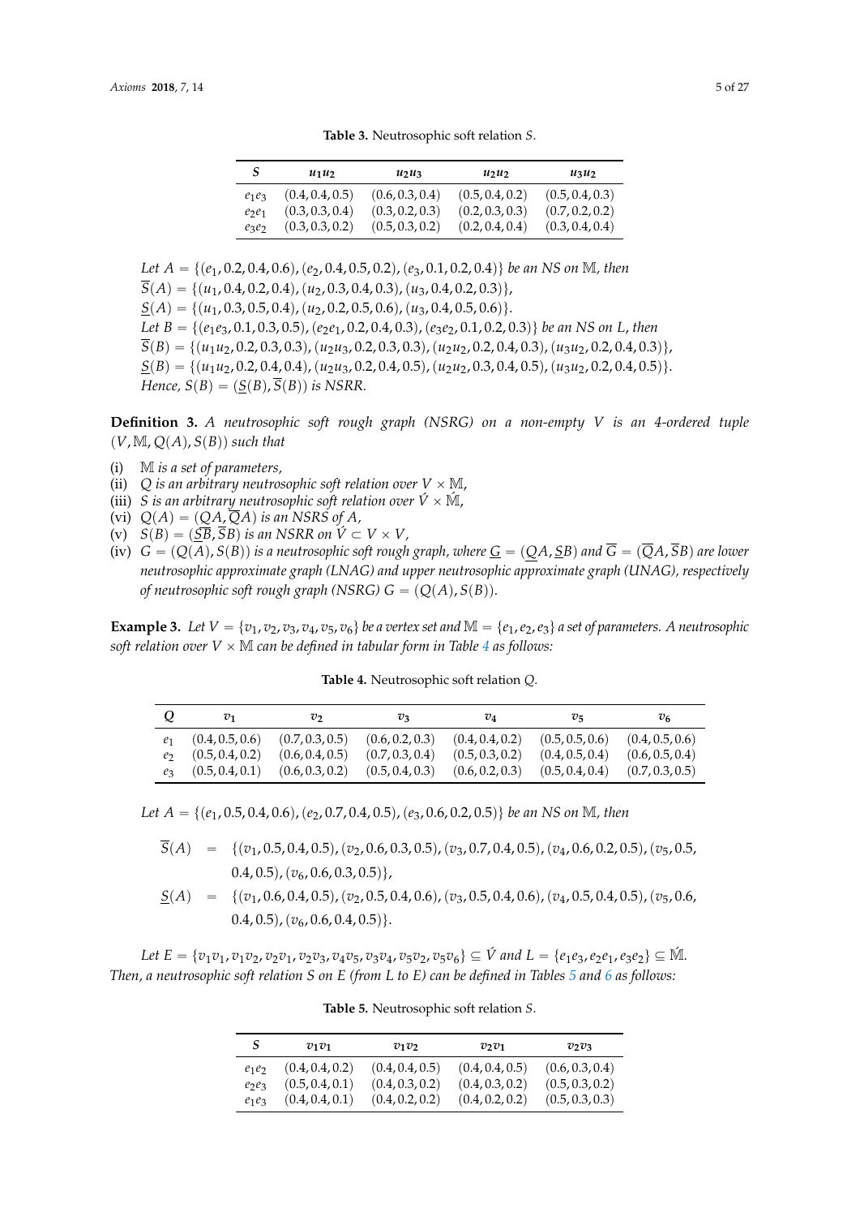**Table 3.** Neutrosophic soft relation $S$.

| $S$ | $u_1u_2$ | $u_2u_3$ | $u_2u_2$ | $u_3u_2$ |
|---|---|---|---|---|
| $e_1e_3$ | $(0.4, 0.4, 0.5)$ | $(0.6, 0.3, 0.4)$ | $(0.5, 0.4, 0.2)$ | $(0.5, 0.4, 0.3)$ |
| $e_2e_1$ | $(0.3, 0.3, 0.4)$ | $(0.3, 0.2, 0.3)$ | $(0.2, 0.3, 0.3)$ | $(0.7, 0.2, 0.2)$ |
| $e_3e_2$ | $(0.3, 0.3, 0.2)$ | $(0.5, 0.3, 0.2)$ | $(0.2, 0.4, 0.4)$ | $(0.3, 0.4, 0.4)$ |

*Let* $A = \{(e_1, 0.2, 0.4, 0.6), (e_2, 0.4, 0.5, 0.2), (e_3, 0.1, 0.2, 0.4)\}$ *be an NS on* $\mathbb{M}$*, then*
$\overline{S}(A) = \{(u_1, 0.4, 0.2, 0.4), (u_2, 0.3, 0.4, 0.3), (u_3, 0.4, 0.2, 0.3)\}$,
$\underline{S}(A) = \{(u_1, 0.3, 0.5, 0.4), (u_2, 0.2, 0.5, 0.6), (u_3, 0.4, 0.5, 0.6)\}$.
*Let* $B = \{(e_1e_3, 0.1, 0.3, 0.5), (e_2e_1, 0.2, 0.4, 0.3), (e_3e_2, 0.1, 0.2, 0.3)\}$ *be an NS on* $L$*, then*
$\overline{S}(B) = \{(u_1u_2, 0.2, 0.3, 0.3), (u_2u_3, 0.2, 0.3, 0.3), (u_2u_2, 0.2, 0.4, 0.3), (u_3u_2, 0.2, 0.4, 0.3)\}$,
$\underline{S}(B) = \{(u_1u_2, 0.2, 0.4, 0.4), (u_2u_3, 0.2, 0.4, 0.5), (u_2u_2, 0.3, 0.4, 0.5), (u_3u_2, 0.2, 0.4, 0.5)\}$.
*Hence,* $S(B) = (\underline{S}(B), \overline{S}(B))$ *is NSRR.*

**Definition 3.** *A neutrosophic soft rough graph (NSRG) on a non-empty* $V$ *is an 4-ordered tuple* $(V, \mathbb{M}, Q(A), S(B))$ *such that*

(i) $\mathbb{M}$ *is a set of parameters,*
(ii) $Q$ *is an arbitrary neutrosophic soft relation over* $V \times \mathbb{M}$,
(iii) $S$ *is an arbitrary neutrosophic soft relation over* $\acute{V} \times \acute{\mathbb{M}}$,
(vi) $Q(A) = (\underline{Q}A, \overline{Q}A)$ *is an NSRS of* $A$,
(v) $S(B) = (\underline{S}B, \overline{S}B)$ *is an NSRR on* $\acute{V} \subset V \times V$,
(iv) $G = (Q(A), S(B))$ *is a neutrosophic soft rough graph, where* $\underline{G} = (\underline{Q}A, \underline{S}B)$ *and* $\overline{G} = (\overline{Q}A, \overline{S}B)$ *are lower neutrosophic approximate graph (LNAG) and upper neutrosophic approximate graph (UNAG), respectively of neutrosophic soft rough graph (NSRG)* $G = (Q(A), S(B))$.

**Example 3.** *Let* $V = \{v_1, v_2, v_3, v_4, v_5, v_6\}$ *be a vertex set and* $\mathbb{M} = \{e_1, e_2, e_3\}$ *a set of parameters. A neutrosophic soft relation over* $V \times \mathbb{M}$ *can be defined in tabular form in Table 4 as follows:*

**Table 4.** Neutrosophic soft relation $Q$.

| $Q$ | $v_1$ | $v_2$ | $v_3$ | $v_4$ | $v_5$ | $v_6$ |
|---|---|---|---|---|---|---|
| $e_1$ | $(0.4, 0.5, 0.6)$ | $(0.7, 0.3, 0.5)$ | $(0.6, 0.2, 0.3)$ | $(0.4, 0.4, 0.2)$ | $(0.5, 0.5, 0.6)$ | $(0.4, 0.5, 0.6)$ |
| $e_2$ | $(0.5, 0.4, 0.2)$ | $(0.6, 0.4, 0.5)$ | $(0.7, 0.3, 0.4)$ | $(0.5, 0.3, 0.2)$ | $(0.4, 0.5, 0.4)$ | $(0.6, 0.5, 0.4)$ |
| $e_3$ | $(0.5, 0.4, 0.1)$ | $(0.6, 0.3, 0.2)$ | $(0.5, 0.4, 0.3)$ | $(0.6, 0.2, 0.3)$ | $(0.5, 0.4, 0.4)$ | $(0.7, 0.3, 0.5)$ |

*Let* $A = \{(e_1, 0.5, 0.4, 0.6), (e_2, 0.7, 0.4, 0.5), (e_3, 0.6, 0.2, 0.5)\}$ *be an NS on* $\mathbb{M}$*, then*

$$\overline{S}(A) = \{(v_1, 0.5, 0.4, 0.5), (v_2, 0.6, 0.3, 0.5), (v_3, 0.7, 0.4, 0.5), (v_4, 0.6, 0.2, 0.5), (v_5, 0.5, 0.4, 0.5), (v_6, 0.6, 0.3, 0.5)\},$$

$$\underline{S}(A) = \{(v_1, 0.6, 0.4, 0.5), (v_2, 0.5, 0.4, 0.6), (v_3, 0.5, 0.4, 0.6), (v_4, 0.5, 0.4, 0.5), (v_5, 0.6, 0.4, 0.5), (v_6, 0.6, 0.4, 0.5)\}.$$

*Let* $E = \{v_1v_1, v_1v_2, v_2v_1, v_2v_3, v_4v_5, v_3v_4, v_5v_2, v_5v_6\} \subseteq \acute{V}$ *and* $L = \{e_1e_3, e_2e_1, e_3e_2\} \subseteq \acute{\mathbb{M}}$*. Then, a neutrosophic soft relation* $S$ *on* $E$ *(from* $L$ *to* $E$*) can be defined in Tables 5 and 6 as follows:*

**Table 5.** Neutrosophic soft relation $S$.

| $S$ | $v_1v_1$ | $v_1v_2$ | $v_2v_1$ | $v_2v_3$ |
|---|---|---|---|---|
| $e_1e_2$ | $(0.4, 0.4, 0.2)$ | $(0.4, 0.4, 0.5)$ | $(0.4, 0.4, 0.5)$ | $(0.6, 0.3, 0.4)$ |
| $e_2e_3$ | $(0.5, 0.4, 0.1)$ | $(0.4, 0.3, 0.2)$ | $(0.4, 0.3, 0.2)$ | $(0.5, 0.3, 0.2)$ |
| $e_1e_3$ | $(0.4, 0.4, 0.1)$ | $(0.4, 0.2, 0.2)$ | $(0.4, 0.2, 0.2)$ | $(0.5, 0.3, 0.3)$ |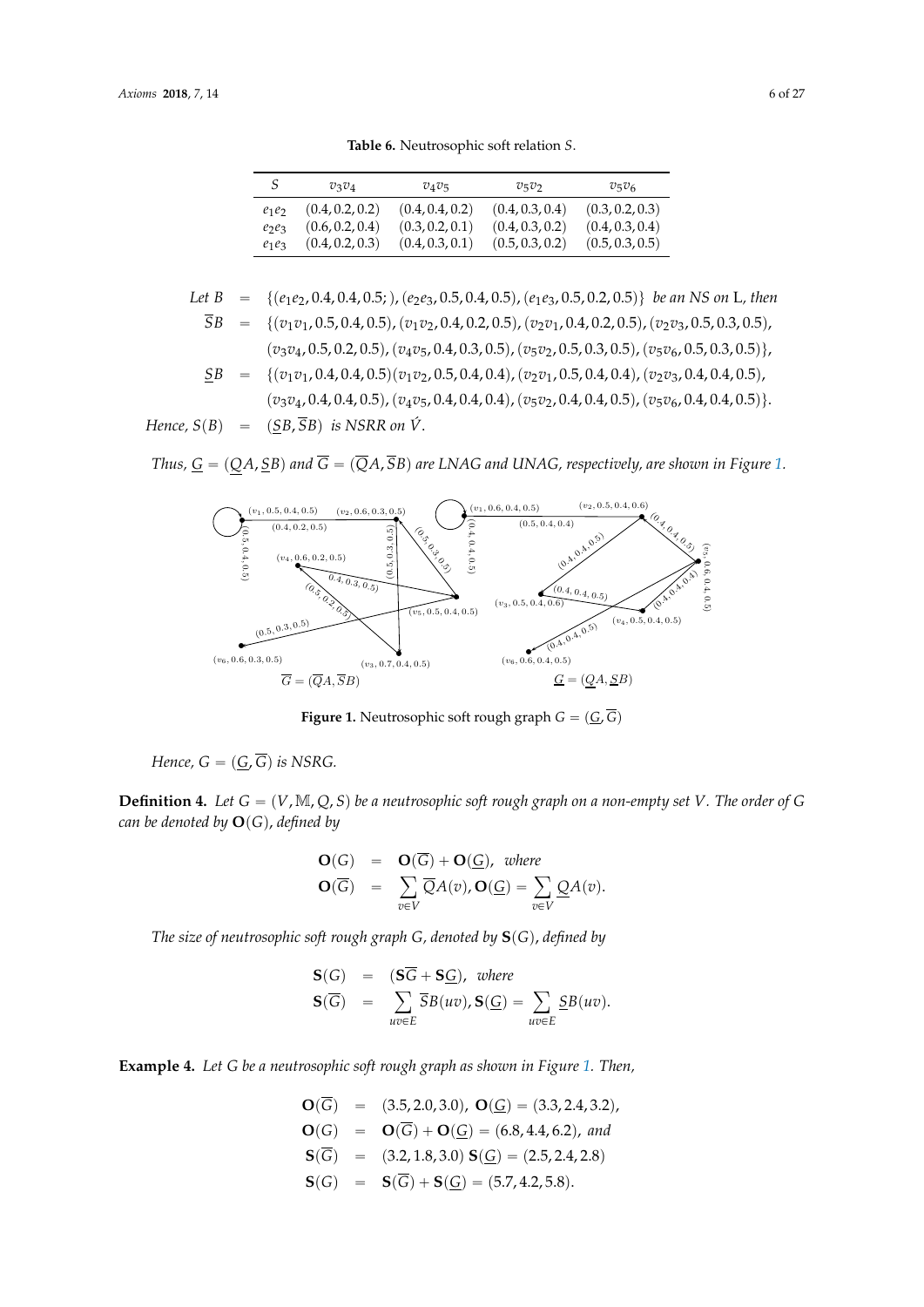**Table 6.** Neutrosophic soft relation $S$.

| $S$ | $v_3v_4$ | $v_4v_5$ | $v_5v_2$ | $v_5v_6$ |
|---|---|---|---|---|
| $e_1e_2$ | $(0.4, 0.2, 0.2)$ | $(0.4, 0.4, 0.2)$ | $(0.4, 0.3, 0.4)$ | $(0.3, 0.2, 0.3)$ |
| $e_2e_3$ | $(0.6, 0.2, 0.4)$ | $(0.3, 0.2, 0.1)$ | $(0.4, 0.3, 0.2)$ | $(0.4, 0.3, 0.4)$ |
| $e_1e_3$ | $(0.4, 0.2, 0.3)$ | $(0.4, 0.3, 0.1)$ | $(0.5, 0.3, 0.2)$ | $(0.5, 0.3, 0.5)$ |

$$
\begin{aligned}
\textit{Let } B &= \{(e_1e_2, 0.4, 0.4, 0.5;), (e_2e_3, 0.5, 0.4, 0.5), (e_1e_3, 0.5, 0.2, 0.5)\} \textit{ be an NS on } \mathrm{L}, \textit{ then}\\
\overline{S}B &= \{(v_1v_1, 0.5, 0.4, 0.5), (v_1v_2, 0.4, 0.2, 0.5), (v_2v_1, 0.4, 0.2, 0.5), (v_2v_3, 0.5, 0.3, 0.5),\\
&\quad (v_3v_4, 0.5, 0.2, 0.5), (v_4v_5, 0.4, 0.3, 0.5), (v_5v_2, 0.5, 0.3, 0.5), (v_5v_6, 0.5, 0.3, 0.5)\},\\
\underline{S}B &= \{(v_1v_1, 0.4, 0.4, 0.5)(v_1v_2, 0.5, 0.4, 0.4), (v_2v_1, 0.5, 0.4, 0.4), (v_2v_3, 0.4, 0.4, 0.5),\\
&\quad (v_3v_4, 0.4, 0.4, 0.5), (v_4v_5, 0.4, 0.4, 0.4), (v_5v_2, 0.4, 0.4, 0.5), (v_5v_6, 0.4, 0.4, 0.5)\}.\\
\textit{Hence, } S(B) &= (\underline{S}B, \overline{S}B) \textit{ is NSRR on } \acute{V}.
\end{aligned}
$$

*Thus,* $\underline{G} = (\underline{Q}A, \underline{S}B)$ *and* $\overline{G} = (\overline{Q}A, \overline{S}B)$ *are LNAG and UNAG, respectively, are shown in Figure 1.*

**Figure 1.** Neutrosophic soft rough graph $G = (\underline{G}, \overline{G})$

*Hence,* $G = (\underline{G}, \overline{G})$ *is NSRG.*

**Definition 4.** *Let* $G = (V, \mathbb{M}, Q, S)$ *be a neutrosophic soft rough graph on a non-empty set* $V$*. The order of* $G$ *can be denoted by* $\mathbf{O}(G)$*, defined by*

$$
\begin{aligned}
\mathbf{O}(G) &= \mathbf{O}(\overline{G}) + \mathbf{O}(\underline{G}), \quad \textit{where}\\
\mathbf{O}(\overline{G}) &= \sum_{v \in V} \overline{Q}A(v), \mathbf{O}(\underline{G}) = \sum_{v \in V} \underline{Q}A(v).
\end{aligned}
$$

*The size of neutrosophic soft rough graph* $G$*, denoted by* $\mathbf{S}(G)$*, defined by*

$$
\begin{aligned}
\mathbf{S}(G) &= (\mathbf{S}\overline{G} + \mathbf{S}\underline{G}), \quad \textit{where}\\
\mathbf{S}(\overline{G}) &= \sum_{uv \in E} \overline{S}B(uv), \mathbf{S}(\underline{G}) = \sum_{uv \in E} \underline{S}B(uv).
\end{aligned}
$$

**Example 4.** *Let* $G$ *be a neutrosophic soft rough graph as shown in Figure 1. Then,*

$$
\begin{aligned}
\mathbf{O}(\overline{G}) &= (3.5, 2.0, 3.0), \ \mathbf{O}(\underline{G}) = (3.3, 2.4, 3.2),\\
\mathbf{O}(G) &= \mathbf{O}(\overline{G}) + \mathbf{O}(\underline{G}) = (6.8, 4.4, 6.2), \ \textit{and}\\
\mathbf{S}(\overline{G}) &= (3.2, 1.8, 3.0) \ \mathbf{S}(\underline{G}) = (2.5, 2.4, 2.8)\\
\mathbf{S}(G) &= \mathbf{S}(\overline{G}) + \mathbf{S}(\underline{G}) = (5.7, 4.2, 5.8).
\end{aligned}
$$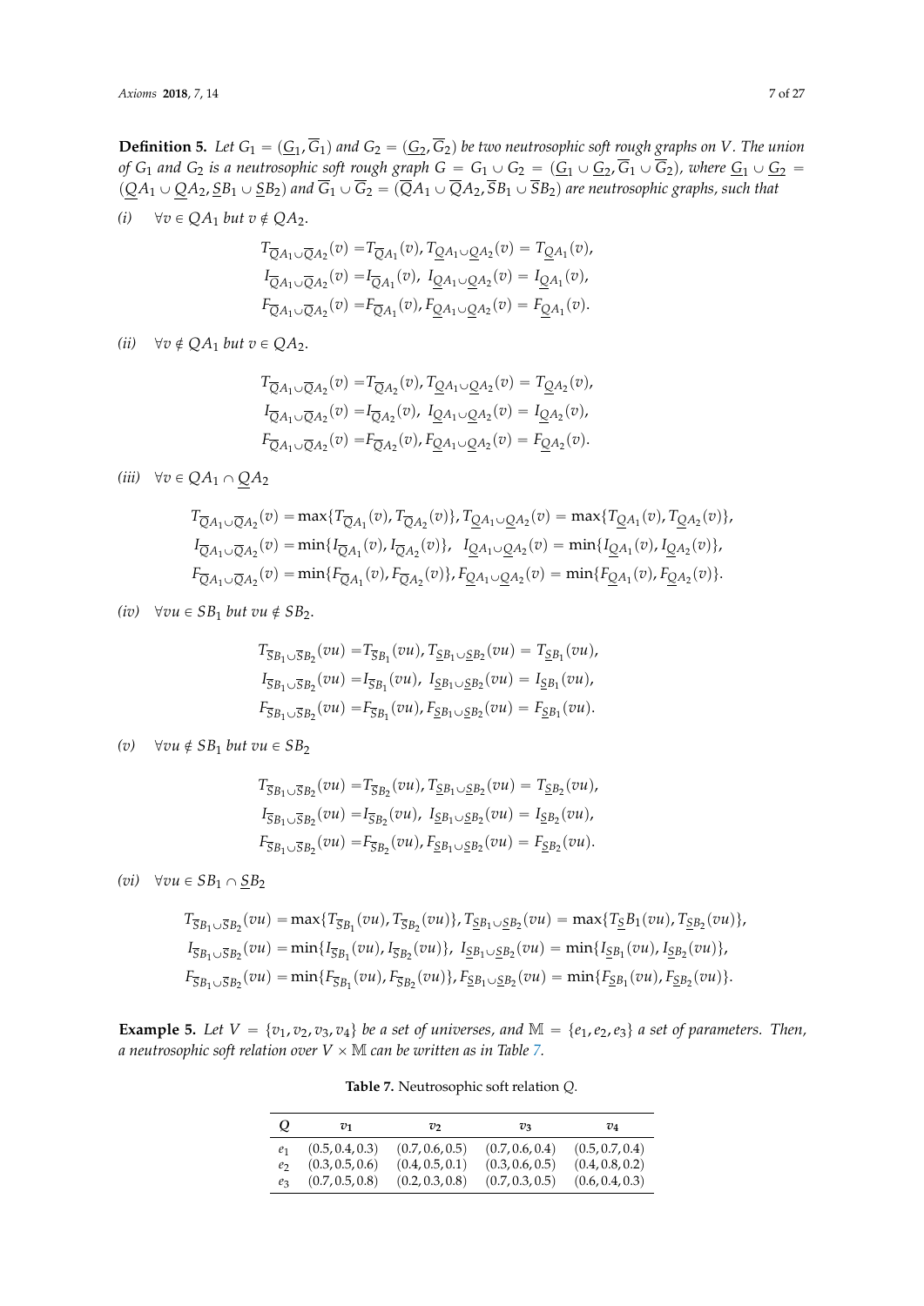**Definition 5.** *Let $G_1 = (\underline{G_1}, \overline{G_1})$ and $G_2 = (\underline{G_2}, \overline{G_2})$ be two neutrosophic soft rough graphs on $V$. The union of $G_1$ and $G_2$ is a neutrosophic soft rough graph $G = G_1 \cup G_2 = (\underline{G_1} \cup \underline{G_2}, \overline{G_1} \cup \overline{G_2})$, where $\underline{G_1} \cup \underline{G_2} = (\underline{Q}A_1 \cup \underline{Q}A_2, \underline{S}B_1 \cup \underline{S}B_2)$ and $\overline{G_1} \cup \overline{G_2} = (\overline{Q}A_1 \cup \overline{Q}A_2, \overline{S}B_1 \cup \overline{S}B_2)$ are neutrosophic graphs, such that*

*(i)* $\forall v \in QA_1$ *but* $v \notin QA_2$.

$$T_{\overline{Q}A_1 \cup \overline{Q}A_2}(v) = T_{\overline{Q}A_1}(v), T_{\underline{Q}A_1 \cup \underline{Q}A_2}(v) = T_{\underline{Q}A_1}(v),$$
$$I_{\overline{Q}A_1 \cup \overline{Q}A_2}(v) = I_{\overline{Q}A_1}(v),\ I_{\underline{Q}A_1 \cup \underline{Q}A_2}(v) = I_{\underline{Q}A_1}(v),$$
$$F_{\overline{Q}A_1 \cup \overline{Q}A_2}(v) = F_{\overline{Q}A_1}(v), F_{\underline{Q}A_1 \cup \underline{Q}A_2}(v) = F_{\underline{Q}A_1}(v).$$

*(ii)* $\forall v \notin QA_1$ *but* $v \in QA_2$.

$$T_{\overline{Q}A_1 \cup \overline{Q}A_2}(v) = T_{\overline{Q}A_2}(v), T_{\underline{Q}A_1 \cup \underline{Q}A_2}(v) = T_{\underline{Q}A_2}(v),$$
$$I_{\overline{Q}A_1 \cup \overline{Q}A_2}(v) = I_{\overline{Q}A_2}(v),\ I_{\underline{Q}A_1 \cup \underline{Q}A_2}(v) = I_{\underline{Q}A_2}(v),$$
$$F_{\overline{Q}A_1 \cup \overline{Q}A_2}(v) = F_{\overline{Q}A_2}(v), F_{\underline{Q}A_1 \cup \underline{Q}A_2}(v) = F_{\underline{Q}A_2}(v).$$

*(iii)* $\forall v \in QA_1 \cap \underline{Q}A_2$

$$T_{\overline{Q}A_1 \cup \overline{Q}A_2}(v) = \max\{T_{\overline{Q}A_1}(v), T_{\overline{Q}A_2}(v)\}, T_{\underline{Q}A_1 \cup \underline{Q}A_2}(v) = \max\{T_{\underline{Q}A_1}(v), T_{\underline{Q}A_2}(v)\},$$
$$I_{\overline{Q}A_1 \cup \overline{Q}A_2}(v) = \min\{I_{\overline{Q}A_1}(v), I_{\overline{Q}A_2}(v)\},\ \ I_{\underline{Q}A_1 \cup \underline{Q}A_2}(v) = \min\{I_{\underline{Q}A_1}(v), I_{\underline{Q}A_2}(v)\},$$
$$F_{\overline{Q}A_1 \cup \overline{Q}A_2}(v) = \min\{F_{\overline{Q}A_1}(v), F_{\overline{Q}A_2}(v)\}, F_{\underline{Q}A_1 \cup \underline{Q}A_2}(v) = \min\{F_{\underline{Q}A_1}(v), F_{\underline{Q}A_2}(v)\}.$$

*(iv)* $\forall vu \in SB_1$ *but* $vu \notin SB_2$.

$$T_{\overline{S}B_1 \cup \overline{S}B_2}(vu) = T_{\overline{S}B_1}(vu), T_{\underline{S}B_1 \cup \underline{S}B_2}(vu) = T_{\underline{S}B_1}(vu),$$
$$I_{\overline{S}B_1 \cup \overline{S}B_2}(vu) = I_{\overline{S}B_1}(vu),\ I_{\underline{S}B_1 \cup \underline{S}B_2}(vu) = I_{\underline{S}B_1}(vu),$$
$$F_{\overline{S}B_1 \cup \overline{S}B_2}(vu) = F_{\overline{S}B_1}(vu), F_{\underline{S}B_1 \cup \underline{S}B_2}(vu) = F_{\underline{S}B_1}(vu).$$

*(v)* $\forall vu \notin SB_1$ *but* $vu \in SB_2$

$$T_{\overline{S}B_1 \cup \overline{S}B_2}(vu) = T_{\overline{S}B_2}(vu), T_{\underline{S}B_1 \cup \underline{S}B_2}(vu) = T_{\underline{S}B_2}(vu),$$
$$I_{\overline{S}B_1 \cup \overline{S}B_2}(vu) = I_{\overline{S}B_2}(vu),\ I_{\underline{S}B_1 \cup \underline{S}B_2}(vu) = I_{\underline{S}B_2}(vu),$$
$$F_{\overline{S}B_1 \cup \overline{S}B_2}(vu) = F_{\overline{S}B_2}(vu), F_{\underline{S}B_1 \cup \underline{S}B_2}(vu) = F_{\underline{S}B_2}(vu).$$

*(vi)* $\forall vu \in SB_1 \cap \underline{S}B_2$

$$T_{\overline{S}B_1 \cup \overline{S}B_2}(vu) = \max\{T_{\overline{S}B_1}(vu), T_{\overline{S}B_2}(vu)\}, T_{\underline{S}B_1 \cup \underline{S}B_2}(vu) = \max\{T_{\underline{S}}B_1(vu), T_{\underline{S}B_2}(vu)\},$$
$$I_{\overline{S}B_1 \cup \overline{S}B_2}(vu) = \min\{I_{\overline{S}B_1}(vu), I_{\overline{S}B_2}(vu)\},\ I_{\underline{S}B_1 \cup \underline{S}B_2}(vu) = \min\{I_{\underline{S}B_1}(vu), I_{\underline{S}B_2}(vu)\},$$
$$F_{\overline{S}B_1 \cup \overline{S}B_2}(vu) = \min\{F_{\overline{S}B_1}(vu), F_{\overline{S}B_2}(vu)\}, F_{\underline{S}B_1 \cup \underline{S}B_2}(vu) = \min\{F_{\underline{S}B_1}(vu), F_{\underline{S}B_2}(vu)\}.$$

**Example 5.** *Let $V = \{v_1, v_2, v_3, v_4\}$ be a set of universes, and $\mathbb{M} = \{e_1, e_2, e_3\}$ a set of parameters. Then, a neutrosophic soft relation over $V \times \mathbb{M}$ can be written as in Table 7.*

**Table 7.** Neutrosophic soft relation $Q$.

| $Q$ | $v_1$ | $v_2$ | $v_3$ | $v_4$ |
|---|---|---|---|---|
| $e_1$ | $(0.5, 0.4, 0.3)$ | $(0.7, 0.6, 0.5)$ | $(0.7, 0.6, 0.4)$ | $(0.5, 0.7, 0.4)$ |
| $e_2$ | $(0.3, 0.5, 0.6)$ | $(0.4, 0.5, 0.1)$ | $(0.3, 0.6, 0.5)$ | $(0.4, 0.8, 0.2)$ |
| $e_3$ | $(0.7, 0.5, 0.8)$ | $(0.2, 0.3, 0.8)$ | $(0.7, 0.3, 0.5)$ | $(0.6, 0.4, 0.3)$ |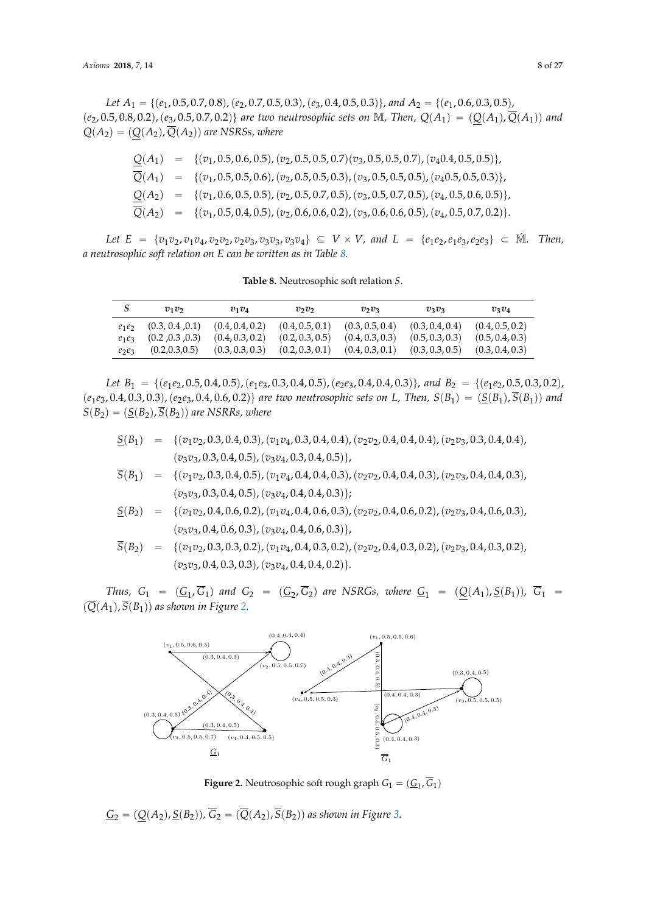*Let* $A_1 = \{(e_1, 0.5, 0.7, 0.8), (e_2, 0.7, 0.5, 0.3), (e_3, 0.4, 0.5, 0.3)\}$, *and* $A_2 = \{(e_1, 0.6, 0.3, 0.5), (e_2, 0.5, 0.8, 0.2), (e_3, 0.5, 0.7, 0.2)\}$ *are two neutrosophic sets on* $\mathbb{M}$, *Then,* $Q(A_1) = (\underline{Q}(A_1), \overline{Q}(A_1))$ *and* $Q(A_2) = (\underline{Q}(A_2), \overline{Q}(A_2))$ *are NSRSs, where*

$$
\begin{aligned}
\underline{Q}(A_1) &= \{(v_1, 0.5, 0.6, 0.5), (v_2, 0.5, 0.5, 0.7)(v_3, 0.5, 0.5, 0.7), (v_4 0.4, 0.5, 0.5)\}, \\
\overline{Q}(A_1) &= \{(v_1, 0.5, 0.5, 0.6), (v_2, 0.5, 0.5, 0.3), (v_3, 0.5, 0.5, 0.5), (v_4 0.5, 0.5, 0.3)\}, \\
\underline{Q}(A_2) &= \{(v_1, 0.6, 0.5, 0.5), (v_2, 0.5, 0.7, 0.5), (v_3, 0.5, 0.7, 0.5), (v_4, 0.5, 0.6, 0.5)\}, \\
\overline{Q}(A_2) &= \{(v_1, 0.5, 0.4, 0.5), (v_2, 0.6, 0.6, 0.2), (v_3, 0.6, 0.6, 0.5), (v_4, 0.5, 0.7, 0.2)\}.
\end{aligned}
$$

*Let* $E = \{v_1v_2, v_1v_4, v_2v_2, v_2v_3, v_3v_3, v_3v_4\} \subseteq V \times V$, *and* $L = \{e_1e_2, e_1e_3, e_2e_3\} \subset \acute{\mathbb{M}}$. *Then, a neutrosophic soft relation on E can be written as in Table 8.*

**Table 8.** Neutrosophic soft relation $S$.

| $S$ | $v_1v_2$ | $v_1v_4$ | $v_2v_2$ | $v_2v_3$ | $v_3v_3$ | $v_3v_4$ |
|---|---|---|---|---|---|---|
| $e_1e_2$ | (0.3, 0.4 ,0.1) | (0.4, 0.4, 0.2) | (0.4, 0.5, 0.1) | (0.3, 0.5, 0.4) | (0.3, 0.4, 0.4) | (0.4, 0.5, 0.2) |
| $e_1e_3$ | (0.2 ,0.3 ,0.3) | (0.4, 0.3, 0.2) | (0.2, 0.3, 0.5) | (0.4, 0.3, 0.3) | (0.5, 0.3, 0.3) | (0.5, 0.4, 0.3) |
| $e_2e_3$ | (0.2,0.3,0.5) | (0.3, 0.3, 0.3) | (0.2, 0.3, 0.1) | (0.4, 0.3, 0.1) | (0.3, 0.3, 0.5) | (0.3, 0.4, 0.3) |

*Let* $B_1 = \{(e_1e_2, 0.5, 0.4, 0.5), (e_1e_3, 0.3, 0.4, 0.5), (e_2e_3, 0.4, 0.4, 0.3)\}$, *and* $B_2 = \{(e_1e_2, 0.5, 0.3, 0.2), (e_1e_3, 0.4, 0.3, 0.3), (e_2e_3, 0.4, 0.6, 0.2)\}$ *are two neutrosophic sets on L, Then,* $S(B_1) = (\underline{S}(B_1), \overline{S}(B_1))$ *and* $S(B_2) = (\underline{S}(B_2), \overline{S}(B_2))$ *are NSRRs, where*

$$
\begin{aligned}
\underline{S}(B_1) &= \{(v_1v_2, 0.3, 0.4, 0.3), (v_1v_4, 0.3, 0.4, 0.4), (v_2v_2, 0.4, 0.4, 0.4), (v_2v_3, 0.3, 0.4, 0.4), \\
&\quad (v_3v_3, 0.3, 0.4, 0.5), (v_3v_4, 0.3, 0.4, 0.5)\}, \\
\overline{S}(B_1) &= \{(v_1v_2, 0.3, 0.4, 0.5), (v_1v_4, 0.4, 0.4, 0.3), (v_2v_2, 0.4, 0.4, 0.3), (v_2v_3, 0.4, 0.4, 0.3), \\
&\quad (v_3v_3, 0.3, 0.4, 0.5), (v_3v_4, 0.4, 0.4, 0.3)\}; \\
\underline{S}(B_2) &= \{(v_1v_2, 0.4, 0.6, 0.2), (v_1v_4, 0.4, 0.6, 0.3), (v_2v_2, 0.4, 0.6, 0.2), (v_2v_3, 0.4, 0.6, 0.3), \\
&\quad (v_3v_3, 0.4, 0.6, 0.3), (v_3v_4, 0.4, 0.6, 0.3)\}, \\
\overline{S}(B_2) &= \{(v_1v_2, 0.3, 0.3, 0.2), (v_1v_4, 0.4, 0.3, 0.2), (v_2v_2, 0.4, 0.3, 0.2), (v_2v_3, 0.4, 0.3, 0.2), \\
&\quad (v_3v_3, 0.4, 0.3, 0.3), (v_3v_4, 0.4, 0.4, 0.2)\}.
\end{aligned}
$$

*Thus,* $G_1 = (\underline{G}_1, \overline{G}_1)$ *and* $G_2 = (\underline{G}_2, \overline{G}_2)$ *are NSRGs, where* $\underline{G}_1 = (\underline{Q}(A_1), \underline{S}(B_1))$, $\overline{G}_1 = (\overline{Q}(A_1), \overline{S}(B_1))$ *as shown in Figure 2.*

**Figure 2.** Neutrosophic soft rough graph $G_1 = (\underline{G}_1, \overline{G}_1)$

$\underline{G_2} = (\underline{Q}(A_2), \underline{S}(B_2))$, $\overline{G}_2 = (\overline{Q}(A_2), \overline{S}(B_2))$ *as shown in Figure 3.*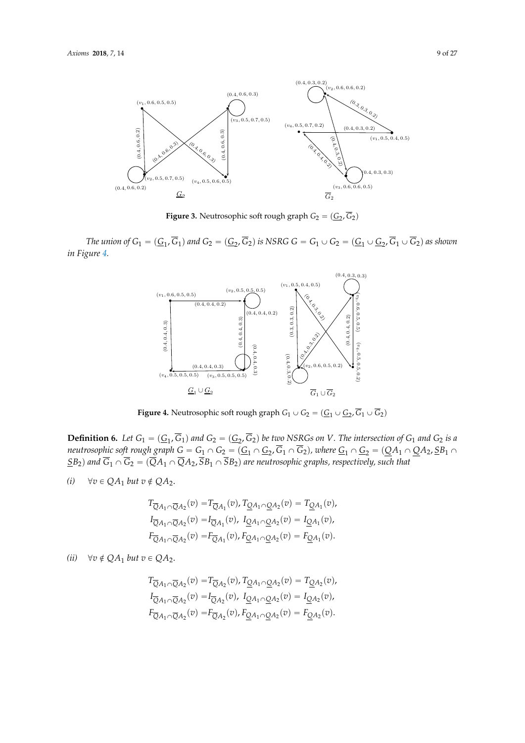**Figure 3.** Neutrosophic soft rough graph $G_2 = (\underline{G_2}, \overline{G}_2)$

*The union of $G_1 = (\underline{G}_1, \overline{G}_1)$ and $G_2 = (\underline{G_2}, \overline{G}_2)$ is NSRG $G = G_1 \cup G_2 = (\underline{G}_1 \cup \underline{G_2}, \overline{G}_1 \cup \overline{G}_2)$ as shown in Figure 4.*

**Figure 4.** Neutrosophic soft rough graph $G_1 \cup G_2 = (\underline{G}_1 \cup \underline{G_2}, \overline{G}_1 \cup \overline{G}_2)$

**Definition 6.** *Let $G_1 = (\underline{G}_1, \overline{G}_1)$ and $G_2 = (\underline{G_2}, \overline{G}_2)$ be two NSRGs on $V$. The intersection of $G_1$ and $G_2$ is a neutrosophic soft rough graph $G = G_1 \cap G_2 = (\underline{G}_1 \cap \underline{G_2}, \overline{G}_1 \cap \overline{G}_2)$, where $\underline{G}_1 \cap \underline{G_2} = (\underline{Q}A_1 \cap \underline{Q}A_2, \underline{S}B_1 \cap \underline{S}B_2)$ and $\overline{G}_1 \cap \overline{G}_2 = (\overline{Q}A_1 \cap \overline{Q}A_2, \overline{S}B_1 \cap \overline{S}B_2)$ are neutrosophic graphs, respectively, such that*

*(i)* $\forall v \in QA_1$ *but* $v \notin QA_2$.

$$T_{\overline{Q}A_1 \cap \overline{Q}A_2}(v) = T_{\overline{Q}A_1}(v), T_{\underline{Q}A_1 \cap \underline{Q}A_2}(v) = T_{\underline{Q}A_1}(v),$$
$$I_{\overline{Q}A_1 \cap \overline{Q}A_2}(v) = I_{\overline{Q}A_1}(v), \ I_{\underline{Q}A_1 \cap \underline{Q}A_2}(v) = I_{\underline{Q}A_1}(v),$$
$$F_{\overline{Q}A_1 \cap \overline{Q}A_2}(v) = F_{\overline{Q}A_1}(v), F_{\underline{Q}A_1 \cap \underline{Q}A_2}(v) = F_{\underline{Q}A_1}(v).$$

*(ii)* $\forall v \notin QA_1$ *but* $v \in QA_2$.

$$T_{\overline{Q}A_1 \cap \overline{Q}A_2}(v) = T_{\overline{Q}A_2}(v), T_{\underline{Q}A_1 \cap \underline{Q}A_2}(v) = T_{\underline{Q}A_2}(v),$$
$$I_{\overline{Q}A_1 \cap \overline{Q}A_2}(v) = I_{\overline{Q}A_2}(v), \ I_{\underline{Q}A_1 \cap \underline{Q}A_2}(v) = I_{\underline{Q}A_2}(v),$$
$$F_{\overline{Q}A_1 \cap \overline{Q}A_2}(v) = F_{\overline{Q}A_2}(v), F_{\underline{Q}A_1 \cap \underline{Q}A_2}(v) = F_{\underline{Q}A_2}(v).$$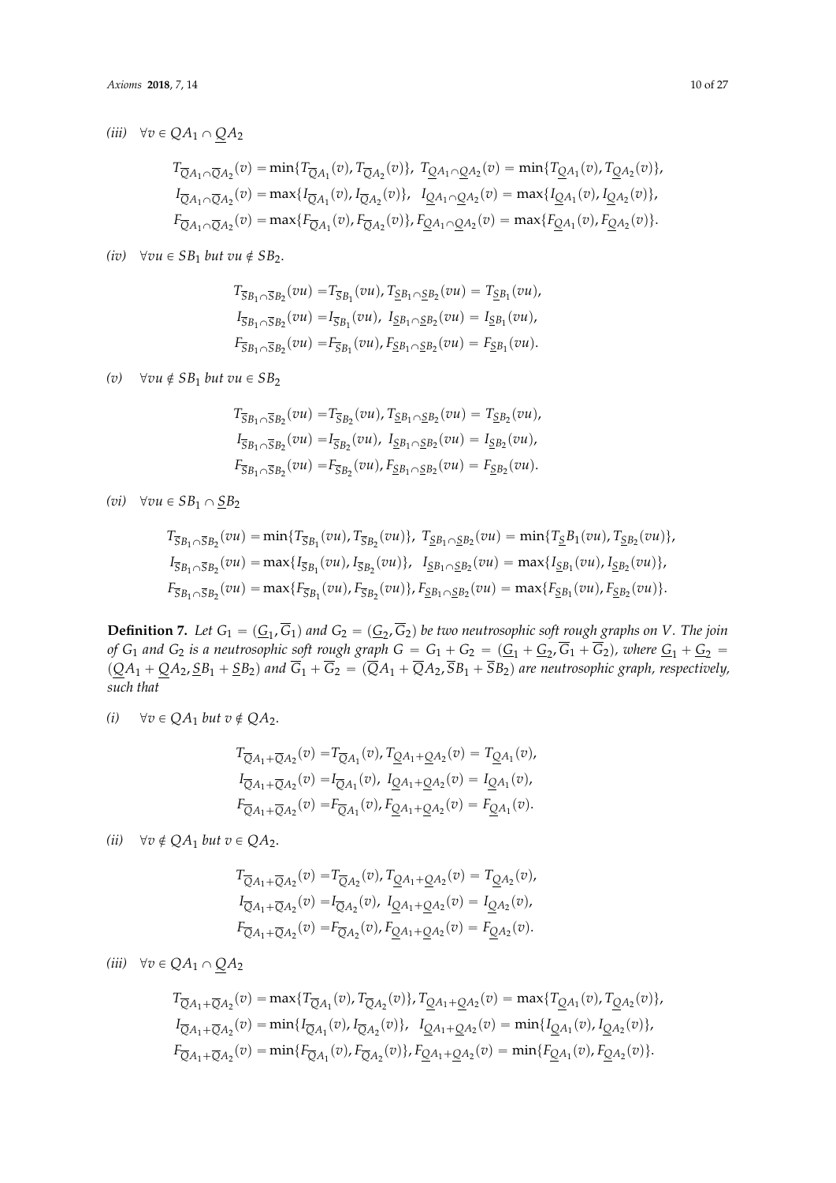*(iii)* $\forall v \in QA_1 \cap \underline{Q}A_2$

$$T_{\overline{Q}A_1 \cap \overline{Q}A_2}(v) = \min\{T_{\overline{Q}A_1}(v), T_{\overline{Q}A_2}(v)\},\ T_{\underline{Q}A_1 \cap \underline{Q}A_2}(v) = \min\{T_{\underline{Q}A_1}(v), T_{\underline{Q}A_2}(v)\},$$
$$I_{\overline{Q}A_1 \cap \overline{Q}A_2}(v) = \max\{I_{\overline{Q}A_1}(v), I_{\overline{Q}A_2}(v)\},\ \ I_{\underline{Q}A_1 \cap \underline{Q}A_2}(v) = \max\{I_{\underline{Q}A_1}(v), I_{\underline{Q}A_2}(v)\},$$
$$F_{\overline{Q}A_1 \cap \overline{Q}A_2}(v) = \max\{F_{\overline{Q}A_1}(v), F_{\overline{Q}A_2}(v)\}, F_{\underline{Q}A_1 \cap \underline{Q}A_2}(v) = \max\{F_{\underline{Q}A_1}(v), F_{\underline{Q}A_2}(v)\}.$$

*(iv)* $\forall vu \in SB_1$ *but* $vu \notin SB_2$.

$$T_{\overline{S}B_1 \cap \overline{S}B_2}(vu) = T_{\overline{S}B_1}(vu), T_{\underline{S}B_1 \cap \underline{S}B_2}(vu) = T_{\underline{S}B_1}(vu),$$
$$I_{\overline{S}B_1 \cap \overline{S}B_2}(vu) = I_{\overline{S}B_1}(vu),\ I_{\underline{S}B_1 \cap \underline{S}B_2}(vu) = I_{\underline{S}B_1}(vu),$$
$$F_{\overline{S}B_1 \cap \overline{S}B_2}(vu) = F_{\overline{S}B_1}(vu), F_{\underline{S}B_1 \cap \underline{S}B_2}(vu) = F_{\underline{S}B_1}(vu).$$

*(v)* $\forall vu \notin SB_1$ *but* $vu \in SB_2$

$$T_{\overline{S}B_1 \cap \overline{S}B_2}(vu) = T_{\overline{S}B_2}(vu), T_{\underline{S}B_1 \cap \underline{S}B_2}(vu) = T_{\underline{S}B_2}(vu),$$
$$I_{\overline{S}B_1 \cap \overline{S}B_2}(vu) = I_{\overline{S}B_2}(vu),\ I_{\underline{S}B_1 \cap \underline{S}B_2}(vu) = I_{\underline{S}B_2}(vu),$$
$$F_{\overline{S}B_1 \cap \overline{S}B_2}(vu) = F_{\overline{S}B_2}(vu), F_{\underline{S}B_1 \cap \underline{S}B_2}(vu) = F_{\underline{S}B_2}(vu).$$

*(vi)* $\forall vu \in SB_1 \cap \underline{S}B_2$

$$T_{\overline{S}B_1 \cap \overline{S}B_2}(vu) = \min\{T_{\overline{S}B_1}(vu), T_{\overline{S}B_2}(vu)\},\ T_{\underline{S}B_1 \cap \underline{S}B_2}(vu) = \min\{T_{\underline{S}}B_1(vu), T_{\underline{S}B_2}(vu)\},$$
$$I_{\overline{S}B_1 \cap \overline{S}B_2}(vu) = \max\{I_{\overline{S}B_1}(vu), I_{\overline{S}B_2}(vu)\},\ \ I_{\underline{S}B_1 \cap \underline{S}B_2}(vu) = \max\{I_{\underline{S}B_1}(vu), I_{\underline{S}B_2}(vu)\},$$
$$F_{\overline{S}B_1 \cap \overline{S}B_2}(vu) = \max\{F_{\overline{S}B_1}(vu), F_{\overline{S}B_2}(vu)\}, F_{\underline{S}B_1 \cap \underline{S}B_2}(vu) = \max\{F_{\underline{S}B_1}(vu), F_{\underline{S}B_2}(vu)\}.$$

**Definition 7.** *Let $G_1 = (\underline{G}_1, \overline{G}_1)$ and $G_2 = (\underline{G}_2, \overline{G}_2)$ be two neutrosophic soft rough graphs on $V$. The join of $G_1$ and $G_2$ is a neutrosophic soft rough graph $G = G_1 + G_2 = (\underline{G}_1 + \underline{G}_2, \overline{G}_1 + \overline{G}_2)$, where $\underline{G}_1 + \underline{G}_2 = (\underline{Q}A_1 + \underline{Q}A_2, \underline{S}B_1 + \underline{S}B_2)$ and $\overline{G}_1 + \overline{G}_2 = (\overline{Q}A_1 + \overline{Q}A_2, \overline{S}B_1 + \overline{S}B_2)$ are neutrosophic graph, respectively, such that*

*(i)* $\forall v \in QA_1$ *but* $v \notin QA_2$.

$$T_{\overline{Q}A_1 + \overline{Q}A_2}(v) = T_{\overline{Q}A_1}(v), T_{\underline{Q}A_1 + \underline{Q}A_2}(v) = T_{\underline{Q}A_1}(v),$$
$$I_{\overline{Q}A_1 + \overline{Q}A_2}(v) = I_{\overline{Q}A_1}(v),\ I_{\underline{Q}A_1 + \underline{Q}A_2}(v) = I_{\underline{Q}A_1}(v),$$
$$F_{\overline{Q}A_1 + \overline{Q}A_2}(v) = F_{\overline{Q}A_1}(v), F_{\underline{Q}A_1 + \underline{Q}A_2}(v) = F_{\underline{Q}A_1}(v).$$

*(ii)* $\forall v \notin QA_1$ *but* $v \in QA_2$.

$$T_{\overline{Q}A_1 + \overline{Q}A_2}(v) = T_{\overline{Q}A_2}(v), T_{\underline{Q}A_1 + \underline{Q}A_2}(v) = T_{\underline{Q}A_2}(v),$$
$$I_{\overline{Q}A_1 + \overline{Q}A_2}(v) = I_{\overline{Q}A_2}(v),\ I_{\underline{Q}A_1 + \underline{Q}A_2}(v) = I_{\underline{Q}A_2}(v),$$
$$F_{\overline{Q}A_1 + \overline{Q}A_2}(v) = F_{\overline{Q}A_2}(v), F_{\underline{Q}A_1 + \underline{Q}A_2}(v) = F_{\underline{Q}A_2}(v).$$

*(iii)* $\forall v \in QA_1 \cap \underline{Q}A_2$

$$T_{\overline{Q}A_1 + \overline{Q}A_2}(v) = \max\{T_{\overline{Q}A_1}(v), T_{\overline{Q}A_2}(v)\}, T_{\underline{Q}A_1 + \underline{Q}A_2}(v) = \max\{T_{\underline{Q}A_1}(v), T_{\underline{Q}A_2}(v)\},$$
$$I_{\overline{Q}A_1 + \overline{Q}A_2}(v) = \min\{I_{\overline{Q}A_1}(v), I_{\overline{Q}A_2}(v)\},\ \ I_{\underline{Q}A_1 + \underline{Q}A_2}(v) = \min\{I_{\underline{Q}A_1}(v), I_{\underline{Q}A_2}(v)\},$$
$$F_{\overline{Q}A_1 + \overline{Q}A_2}(v) = \min\{F_{\overline{Q}A_1}(v), F_{\overline{Q}A_2}(v)\}, F_{\underline{Q}A_1 + \underline{Q}A_2}(v) = \min\{F_{\underline{Q}A_1}(v), F_{\underline{Q}A_2}(v)\}.$$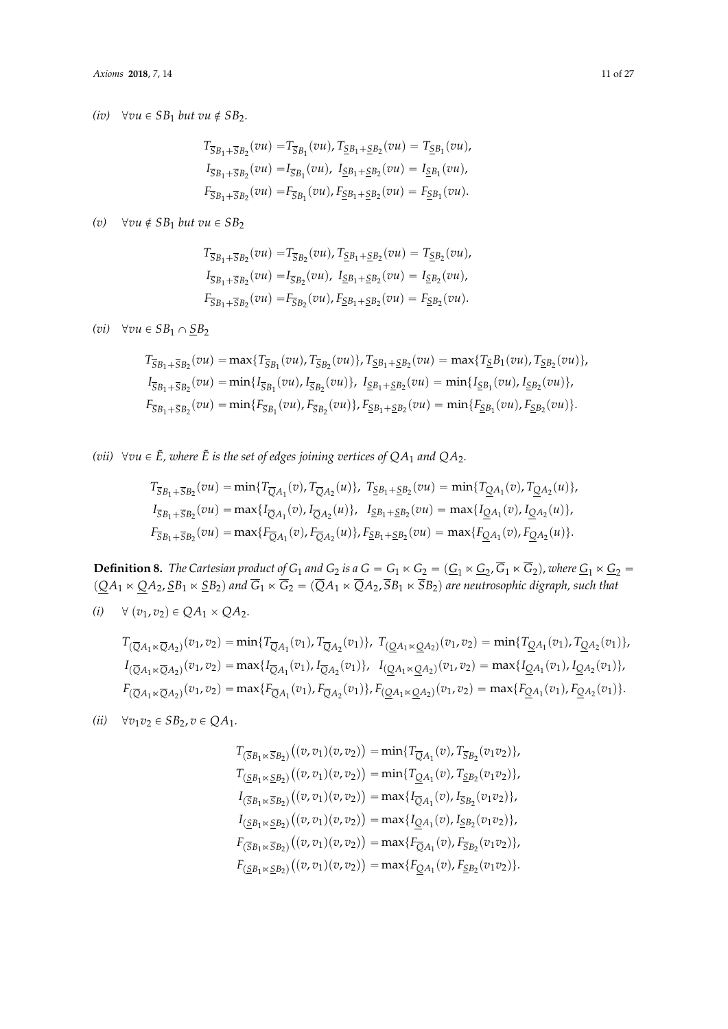*(iv)* $\forall vu \in SB_1$ *but* $vu \notin SB_2$.

$$T_{\overline{S}B_1+\overline{S}B_2}(vu) = T_{\overline{S}B_1}(vu), T_{\underline{S}B_1+\underline{S}B_2}(vu) = T_{\underline{S}B_1}(vu),$$
$$I_{\overline{S}B_1+\overline{S}B_2}(vu) = I_{\overline{S}B_1}(vu),\ I_{\underline{S}B_1+\underline{S}B_2}(vu) = I_{\underline{S}B_1}(vu),$$
$$F_{\overline{S}B_1+\overline{S}B_2}(vu) = F_{\overline{S}B_1}(vu), F_{\underline{S}B_1+\underline{S}B_2}(vu) = F_{\underline{S}B_1}(vu).$$

*(v)* $\forall vu \notin SB_1$ *but* $vu \in SB_2$

$$T_{\overline{S}B_1+\overline{S}B_2}(vu) = T_{\overline{S}B_2}(vu), T_{\underline{S}B_1+\underline{S}B_2}(vu) = T_{\underline{S}B_2}(vu),$$
$$I_{\overline{S}B_1+\overline{S}B_2}(vu) = I_{\overline{S}B_2}(vu),\ I_{\underline{S}B_1+\underline{S}B_2}(vu) = I_{\underline{S}B_2}(vu),$$
$$F_{\overline{S}B_1+\overline{S}B_2}(vu) = F_{\overline{S}B_2}(vu), F_{\underline{S}B_1+\underline{S}B_2}(vu) = F_{\underline{S}B_2}(vu).$$

*(vi)* $\forall vu \in SB_1 \cap \underline{S}B_2$

$$T_{\overline{S}B_1+\overline{S}B_2}(vu) = \max\{T_{\overline{S}B_1}(vu), T_{\overline{S}B_2}(vu)\}, T_{\underline{S}B_1+\underline{S}B_2}(vu) = \max\{T_{\underline{S}}B_1(vu), T_{\underline{S}B_2}(vu)\},$$
$$I_{\overline{S}B_1+\overline{S}B_2}(vu) = \min\{I_{\overline{S}B_1}(vu), I_{\overline{S}B_2}(vu)\},\ I_{\underline{S}B_1+\underline{S}B_2}(vu) = \min\{I_{\underline{S}B_1}(vu), I_{\underline{S}B_2}(vu)\},$$
$$F_{\overline{S}B_1+\overline{S}B_2}(vu) = \min\{F_{\overline{S}B_1}(vu), F_{\overline{S}B_2}(vu)\}, F_{\underline{S}B_1+\underline{S}B_2}(vu) = \min\{F_{\underline{S}B_1}(vu), F_{\underline{S}B_2}(vu)\}.$$

*(vii)* $\forall vu \in \tilde{E}$, *where* $\tilde{E}$ *is the set of edges joining vertices of* $QA_1$ *and* $QA_2$.

$$T_{\overline{S}B_1+\overline{S}B_2}(vu) = \min\{T_{\overline{Q}A_1}(v), T_{\overline{Q}A_2}(u)\},\ T_{\underline{S}B_1+\underline{S}B_2}(vu) = \min\{T_{\underline{Q}A_1}(v), T_{\underline{Q}A_2}(u)\},$$
$$I_{\overline{S}B_1+\overline{S}B_2}(vu) = \max\{I_{\overline{Q}A_1}(v), I_{\overline{Q}A_2}(u)\},\ I_{\underline{S}B_1+\underline{S}B_2}(vu) = \max\{I_{\underline{Q}A_1}(v), I_{\underline{Q}A_2}(u)\},$$
$$F_{\overline{S}B_1+\overline{S}B_2}(vu) = \max\{F_{\overline{Q}A_1}(v), F_{\overline{Q}A_2}(u)\}, F_{\underline{S}B_1+\underline{S}B_2}(vu) = \max\{F_{\underline{Q}A_1}(v), F_{\underline{Q}A_2}(u)\}.$$

**Definition 8.** *The Cartesian product of* $G_1$ *and* $G_2$ *is a* $G = G_1 \ltimes G_2 = (\underline{G}_1 \ltimes \underline{G}_2, \overline{G}_1 \ltimes \overline{G}_2)$, *where* $\underline{G}_1 \ltimes \underline{G}_2 = (\underline{Q}A_1 \ltimes \underline{Q}A_2, \underline{S}B_1 \ltimes \underline{S}B_2)$ *and* $\overline{G}_1 \ltimes \overline{G}_2 = (\overline{Q}A_1 \ltimes \overline{Q}A_2, \overline{S}B_1 \ltimes \overline{S}B_2)$ *are neutrosophic digraph, such that*

*(i)* $\forall\ (v_1, v_2) \in QA_1 \times QA_2$.

$$T_{(\overline{Q}A_1 \ltimes \overline{Q}A_2)}(v_1, v_2) = \min\{T_{\overline{Q}A_1}(v_1), T_{\overline{Q}A_2}(v_1)\},\ T_{(\underline{Q}A_1 \ltimes \underline{Q}A_2)}(v_1, v_2) = \min\{T_{\underline{Q}A_1}(v_1), T_{\underline{Q}A_2}(v_1)\},$$
$$I_{(\overline{Q}A_1 \ltimes \overline{Q}A_2)}(v_1, v_2) = \max\{I_{\overline{Q}A_1}(v_1), I_{\overline{Q}A_2}(v_1)\},\ \ I_{(\underline{Q}A_1 \ltimes \underline{Q}A_2)}(v_1, v_2) = \max\{I_{\underline{Q}A_1}(v_1), I_{\underline{Q}A_2}(v_1)\},$$
$$F_{(\overline{Q}A_1 \ltimes \overline{Q}A_2)}(v_1, v_2) = \max\{F_{\overline{Q}A_1}(v_1), F_{\overline{Q}A_2}(v_1)\}, F_{(\underline{Q}A_1 \ltimes \underline{Q}A_2)}(v_1, v_2) = \max\{F_{\underline{Q}A_1}(v_1), F_{\underline{Q}A_2}(v_1)\}.$$

*(ii)* $\forall v_1v_2 \in SB_2, v \in QA_1$.

$$T_{(\overline{S}B_1 \ltimes \overline{S}B_2)}\big((v, v_1)(v, v_2)\big) = \min\{T_{\overline{Q}A_1}(v), T_{\overline{S}B_2}(v_1v_2)\},$$
$$T_{(\underline{S}B_1 \ltimes \underline{S}B_2)}\big((v, v_1)(v, v_2)\big) = \min\{T_{\underline{Q}A_1}(v), T_{\underline{S}B_2}(v_1v_2)\},$$
$$I_{(\overline{S}B_1 \ltimes \overline{S}B_2)}\big((v, v_1)(v, v_2)\big) = \max\{I_{\overline{Q}A_1}(v), I_{\overline{S}B_2}(v_1v_2)\},$$
$$I_{(\underline{S}B_1 \ltimes \underline{S}B_2)}\big((v, v_1)(v, v_2)\big) = \max\{I_{\underline{Q}A_1}(v), I_{\underline{S}B_2}(v_1v_2)\},$$
$$F_{(\overline{S}B_1 \ltimes \overline{S}B_2)}\big((v, v_1)(v, v_2)\big) = \max\{F_{\overline{Q}A_1}(v), F_{\overline{S}B_2}(v_1v_2)\},$$
$$F_{(\underline{S}B_1 \ltimes \underline{S}B_2)}\big((v, v_1)(v, v_2)\big) = \max\{F_{\underline{Q}A_1}(v), F_{\underline{S}B_2}(v_1v_2)\}.$$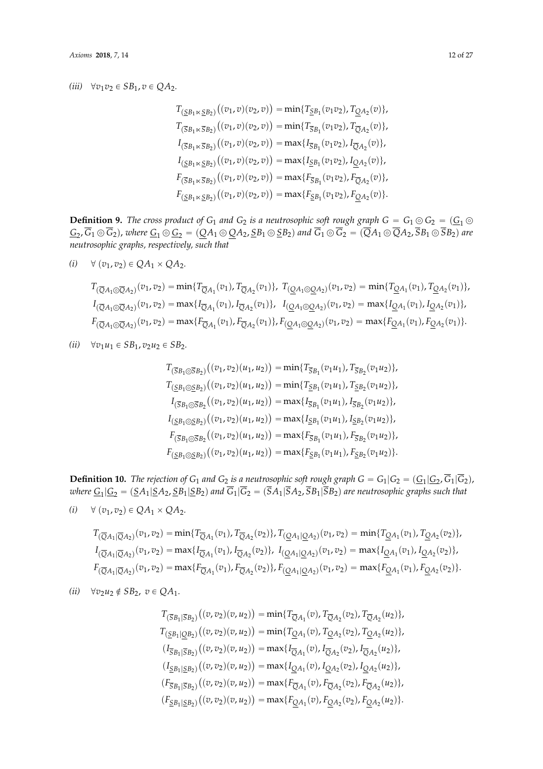*(iii)* $\forall v_1 v_2 \in SB_1, v \in QA_2$.

$$
\begin{aligned}
T_{(\underline{S}B_1 \ltimes \underline{S}B_2)}\big((v_1,v)(v_2,v)\big) &= \min\{T_{\underline{S}B_1}(v_1v_2), T_{\underline{Q}A_2}(v)\},\\
T_{(\overline{S}B_1 \ltimes \overline{S}B_2)}\big((v_1,v)(v_2,v)\big) &= \min\{T_{\overline{S}B_1}(v_1v_2), T_{\overline{Q}A_2}(v)\},\\
I_{(\overline{S}B_1 \ltimes \overline{S}B_2)}\big((v_1,v)(v_2,v)\big) &= \max\{I_{\overline{S}B_1}(v_1v_2), I_{\overline{Q}A_2}(v)\},\\
I_{(\underline{S}B_1 \ltimes \underline{S}B_2)}\big((v_1,v)(v_2,v)\big) &= \max\{I_{\underline{S}B_1}(v_1v_2), I_{\underline{Q}A_2}(v)\},\\
F_{(\overline{S}B_1 \ltimes \overline{S}B_2)}\big((v_1,v)(v_2,v)\big) &= \max\{F_{\overline{S}B_1}(v_1v_2), F_{\overline{Q}A_2}(v)\},\\
F_{(\underline{S}B_1 \ltimes \underline{S}B_2)}\big((v_1,v)(v_2,v)\big) &= \max\{F_{\underline{S}B_1}(v_1v_2), F_{\underline{Q}A_2}(v)\}.
\end{aligned}
$$

**Definition 9.** *The cross product of $G_1$ and $G_2$ is a neutrosophic soft rough graph $G = G_1 \circledcirc G_2 = (\underline{G}_1 \circledcirc \underline{G}_2, \overline{G}_1 \circledcirc \overline{G}_2)$, where $\underline{G}_1 \circledcirc \underline{G}_2 = (\underline{Q}A_1 \circledcirc \underline{Q}A_2, \underline{S}B_1 \circledcirc \underline{S}B_2)$ and $\overline{G}_1 \circledcirc \overline{G}_2 = (\overline{Q}A_1 \circledcirc \overline{Q}A_2, \overline{S}B_1 \circledcirc \overline{S}B_2)$ are neutrosophic graphs, respectively, such that*

*(i)* $\forall\ (v_1, v_2) \in QA_1 \times QA_2$.

$$
\begin{aligned}
&T_{(\overline{Q}A_1 \circledcirc \overline{Q}A_2)}(v_1,v_2) = \min\{T_{\overline{Q}A_1}(v_1), T_{\overline{Q}A_2}(v_1)\},\ T_{(\underline{Q}A_1 \circledcirc \underline{Q}A_2)}(v_1,v_2) = \min\{T_{\underline{Q}A_1}(v_1), T_{\underline{Q}A_2}(v_1)\},\\
&I_{(\overline{Q}A_1 \circledcirc \overline{Q}A_2)}(v_1,v_2) = \max\{I_{\overline{Q}A_1}(v_1), I_{\overline{Q}A_2}(v_1)\},\ \ I_{(\underline{Q}A_1 \circledcirc \underline{Q}A_2)}(v_1,v_2) = \max\{I_{\underline{Q}A_1}(v_1), I_{\underline{Q}A_2}(v_1)\},\\
&F_{(\overline{Q}A_1 \circledcirc \overline{Q}A_2)}(v_1,v_2) = \max\{F_{\overline{Q}A_1}(v_1), F_{\overline{Q}A_2}(v_1)\}, F_{(\underline{Q}A_1 \circledcirc \underline{Q}A_2)}(v_1,v_2) = \max\{F_{\underline{Q}A_1}(v_1), F_{\underline{Q}A_2}(v_1)\}.
\end{aligned}
$$

*(ii)* $\forall v_1 u_1 \in SB_1, v_2 u_2 \in SB_2$.

$$
\begin{aligned}
T_{(\overline{S}B_1 \circledcirc \overline{S}B_2)}\big((v_1,v_2)(u_1,u_2)\big) &= \min\{T_{\overline{S}B_1}(v_1u_1), T_{\overline{S}B_2}(v_1u_2)\},\\
T_{(\underline{S}B_1 \circledcirc \underline{S}B_2)}\big((v_1,v_2)(u_1,u_2)\big) &= \min\{T_{\underline{S}B_1}(v_1u_1), T_{\underline{S}B_2}(v_1u_2)\},\\
I_{(\overline{S}B_1 \circledcirc \overline{S}B_2}\big((v_1,v_2)(u_1,u_2)\big) &= \max\{I_{\overline{S}B_1}(v_1u_1), I_{\overline{S}B_2}(v_1u_2)\},\\
I_{(\underline{S}B_1 \circledcirc \underline{S}B_2)}\big((v_1,v_2)(u_1,u_2)\big) &= \max\{I_{\underline{S}B_1}(v_1u_1), I_{\underline{S}B_2}(v_1u_2)\},\\
F_{(\overline{S}B_1 \circledcirc \overline{S}B_2}\big((v_1,v_2)(u_1,u_2)\big) &= \max\{F_{\overline{S}B_1}(v_1u_1), F_{\overline{S}B_2}(v_1u_2)\},\\
F_{(\underline{S}B_1 \circledcirc \underline{S}B_2)}\big((v_1,v_2)(u_1,u_2)\big) &= \max\{F_{\underline{S}B_1}(v_1u_1), F_{\underline{S}B_2}(v_1u_2)\}.
\end{aligned}
$$

**Definition 10.** *The rejection of $G_1$ and $G_2$ is a neutrosophic soft rough graph $G = G_1|G_2 = (\underline{G}_1|\underline{G}_2, \overline{G}_1|\overline{G}_2)$, where $\underline{G}_1|\underline{G}_2 = (\underline{S}A_1|\underline{S}A_2, \underline{S}B_1|\underline{S}B_2)$ and $\overline{G}_1|\overline{G}_2 = (\overline{S}A_1|\overline{S}A_2, \overline{S}B_1|\overline{S}B_2)$ are neutrosophic graphs such that*

*(i)* $\forall\ (v_1, v_2) \in QA_1 \times QA_2$.

$$
\begin{aligned}
&T_{(\overline{Q}A_1 | \overline{Q}A_2)}(v_1,v_2) = \min\{T_{\overline{Q}A_1}(v_1), T_{\overline{Q}A_2}(v_2)\}, T_{(\underline{Q}A_1 | \underline{Q}A_2)}(v_1,v_2) = \min\{T_{\underline{Q}A_1}(v_1), T_{\underline{Q}A_2}(v_2)\},\\
&I_{(\overline{Q}A_1 | \overline{Q}A_2)}(v_1,v_2) = \max\{I_{\overline{Q}A_1}(v_1), I_{\overline{Q}A_2}(v_2)\},\ I_{(\underline{Q}A_1 | \underline{Q}A_2)}(v_1,v_2) = \max\{I_{\underline{Q}A_1}(v_1), I_{\underline{Q}A_2}(v_2)\},\\
&F_{(\overline{Q}A_1 | \overline{Q}A_2)}(v_1,v_2) = \max\{F_{\overline{Q}A_1}(v_1), F_{\overline{Q}A_2}(v_2)\}, F_{(\underline{Q}A_1 | \underline{Q}A_2)}(v_1,v_2) = \max\{F_{\underline{Q}A_1}(v_1), F_{\underline{Q}A_2}(v_2)\}.
\end{aligned}
$$

*(ii)* $\forall v_2 u_2 \notin SB_2,\ v \in QA_1$.

$$
\begin{aligned}
T_{(\overline{S}B_1 | \overline{S}B_2)}\big((v,v_2)(v,u_2)\big) &= \min\{T_{\overline{Q}A_1}(v), T_{\overline{Q}A_2}(v_2), T_{\overline{Q}A_2}(u_2)\},\\
T_{(\underline{S}B_1 | \underline{Q}B_2)}\big((v,v_2)(v,u_2)\big) &= \min\{T_{\underline{Q}A_1}(v), T_{\underline{Q}A_2}(v_2), T_{\underline{Q}A_2}(u_2)\},\\
(I_{\overline{S}B_1 | \overline{S}B_2)}\big((v,v_2)(v,u_2)\big) &= \max\{I_{\overline{Q}A_1}(v), I_{\overline{Q}A_2}(v_2), I_{\overline{Q}A_2}(u_2)\},\\
(I_{\underline{S}B_1 | \underline{S}B_2)}\big((v,v_2)(v,u_2)\big) &= \max\{I_{\underline{Q}A_1}(v), I_{\underline{Q}A_2}(v_2), I_{\underline{Q}A_2}(u_2)\},\\
(F_{\overline{S}B_1 | \overline{S}B_2)}\big((v,v_2)(v,u_2)\big) &= \max\{F_{\overline{Q}A_1}(v), F_{\overline{Q}A_2}(v_2), F_{\overline{Q}A_2}(u_2)\},\\
(F_{\underline{S}B_1 | \underline{S}B_2)}\big((v,v_2)(v,u_2)\big) &= \max\{F_{\underline{Q}A_1}(v), F_{\underline{Q}A_2}(v_2), F_{\underline{Q}A_2}(u_2)\}.
\end{aligned}
$$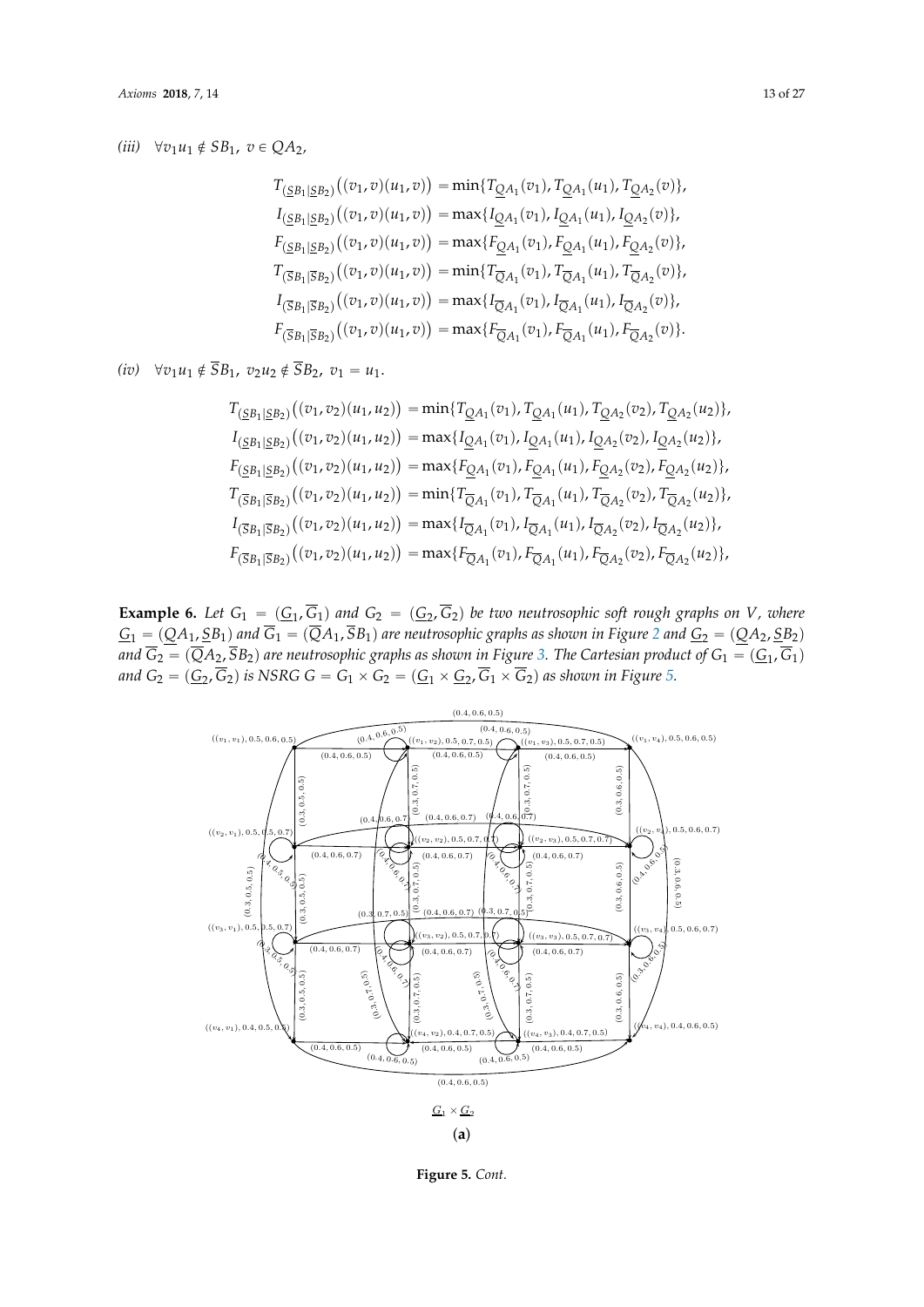*(iii)* $\forall v_1u_1 \notin SB_1,\ v \in QA_2,$

$$
\begin{aligned}
T_{(\underline{S}B_1|\underline{S}B_2)}\big((v_1,v)(u_1,v)\big) &= \min\{T_{\underline{Q}A_1}(v_1), T_{\underline{Q}A_1}(u_1), T_{\underline{Q}A_2}(v)\},\\
I_{(\underline{S}B_1|\underline{S}B_2)}\big((v_1,v)(u_1,v)\big) &= \max\{I_{\underline{Q}A_1}(v_1), I_{\underline{Q}A_1}(u_1), I_{\underline{Q}A_2}(v)\},\\
F_{(\underline{S}B_1|\underline{S}B_2)}\big((v_1,v)(u_1,v)\big) &= \max\{F_{\underline{Q}A_1}(v_1), F_{\underline{Q}A_1}(u_1), F_{\underline{Q}A_2}(v)\},\\
T_{(\overline{S}B_1|\overline{S}B_2)}\big((v_1,v)(u_1,v)\big) &= \min\{T_{\overline{Q}A_1}(v_1), T_{\overline{Q}A_1}(u_1), T_{\overline{Q}A_2}(v)\},\\
I_{(\overline{S}B_1|\overline{S}B_2)}\big((v_1,v)(u_1,v)\big) &= \max\{I_{\overline{Q}A_1}(v_1), I_{\overline{Q}A_1}(u_1), I_{\overline{Q}A_2}(v)\},\\
F_{(\overline{S}B_1|\overline{S}B_2)}\big((v_1,v)(u_1,v)\big) &= \max\{F_{\overline{Q}A_1}(v_1), F_{\overline{Q}A_1}(u_1), F_{\overline{Q}A_2}(v)\}.
\end{aligned}
$$

*(iv)* $\forall v_1u_1 \notin \overline{S}B_1,\ v_2u_2 \notin \overline{S}B_2,\ v_1 = u_1.$

$$
\begin{aligned}
T_{(\underline{S}B_1|\underline{S}B_2)}\big((v_1,v_2)(u_1,u_2)\big) &= \min\{T_{\underline{Q}A_1}(v_1), T_{\underline{Q}A_1}(u_1), T_{\underline{Q}A_2}(v_2), T_{\underline{Q}A_2}(u_2)\},\\
I_{(\underline{S}B_1|\underline{S}B_2)}\big((v_1,v_2)(u_1,u_2)\big) &= \max\{I_{\underline{Q}A_1}(v_1), I_{\underline{Q}A_1}(u_1), I_{\underline{Q}A_2}(v_2), I_{\underline{Q}A_2}(u_2)\},\\
F_{(\underline{S}B_1|\underline{S}B_2)}\big((v_1,v_2)(u_1,u_2)\big) &= \max\{F_{\underline{Q}A_1}(v_1), F_{\underline{Q}A_1}(u_1), F_{\underline{Q}A_2}(v_2), F_{\underline{Q}A_2}(u_2)\},\\
T_{(\overline{S}B_1|\overline{S}B_2)}\big((v_1,v_2)(u_1,u_2)\big) &= \min\{T_{\overline{Q}A_1}(v_1), T_{\overline{Q}A_1}(u_1), T_{\overline{Q}A_2}(v_2), T_{\overline{Q}A_2}(u_2)\},\\
I_{(\overline{S}B_1|\overline{S}B_2)}\big((v_1,v_2)(u_1,u_2)\big) &= \max\{I_{\overline{Q}A_1}(v_1), I_{\overline{Q}A_1}(u_1), I_{\overline{Q}A_2}(v_2), I_{\overline{Q}A_2}(u_2)\},\\
F_{(\overline{S}B_1|\overline{S}B_2)}\big((v_1,v_2)(u_1,u_2)\big) &= \max\{F_{\overline{Q}A_1}(v_1), F_{\overline{Q}A_1}(u_1), F_{\overline{Q}A_2}(v_2), F_{\overline{Q}A_2}(u_2)\},
\end{aligned}
$$

**Example 6.** *Let $G_1 = (\underline{G_1}, \overline{G_1})$ and $G_2 = (\underline{G_2}, \overline{G_2})$ be two neutrosophic soft rough graphs on $V$, where $\underline{G_1} = (\underline{Q}A_1, \underline{S}B_1)$ and $\overline{G_1} = (\overline{Q}A_1, \overline{S}B_1)$ are neutrosophic graphs as shown in Figure 2 and $\underline{G_2} = (\underline{Q}A_2, \underline{S}B_2)$ and $\overline{G_2} = (\overline{Q}A_2, \overline{S}B_2)$ are neutrosophic graphs as shown in Figure 3. The Cartesian product of $G_1 = (\underline{G_1}, \overline{G_1})$ and $G_2 = (\underline{G_2}, \overline{G_2})$ is NSRG $G = G_1 \times G_2 = (\underline{G_1} \times \underline{G_2}, \overline{G_1} \times \overline{G_2})$ as shown in Figure 5.*

$\underline{G_1} \times \underline{G_2}$

**(a)**

**Figure 5.** *Cont.*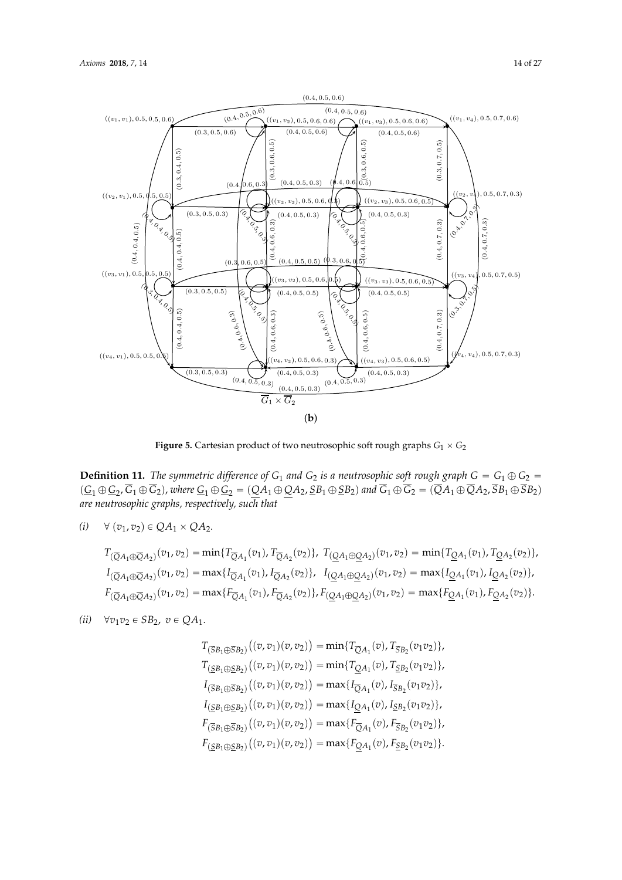(**b**)

**Figure 5.** Cartesian product of two neutrosophic soft rough graphs $G_1 \times G_2$

**Definition 11.** *The symmetric difference of $G_1$ and $G_2$ is a neutrosophic soft rough graph $G = G_1 \oplus G_2 = (\underline{G}_1 \oplus \underline{G}_2, \overline{G}_1 \oplus \overline{G}_2)$, where $\underline{G}_1 \oplus \underline{G}_2 = (\underline{Q}A_1 \oplus \underline{Q}A_2, \underline{S}B_1 \oplus \underline{S}B_2)$ and $\overline{G}_1 \oplus \overline{G}_2 = (\overline{Q}A_1 \oplus \overline{Q}A_2, \overline{S}B_1 \oplus \overline{S}B_2)$ are neutrosophic graphs, respectively, such that*

*(i)* $\forall\ (v_1, v_2) \in QA_1 \times QA_2$.

$$
\begin{aligned}
T_{(\overline{Q}A_1 \oplus \overline{Q}A_2)}(v_1, v_2) &= \min\{T_{\overline{Q}A_1}(v_1), T_{\overline{Q}A_2}(v_2)\},\ \ T_{(\underline{Q}A_1 \oplus \underline{Q}A_2)}(v_1, v_2) = \min\{T_{\underline{Q}A_1}(v_1), T_{\underline{Q}A_2}(v_2)\},\\
I_{(\overline{Q}A_1 \oplus \overline{Q}A_2)}(v_1, v_2) &= \max\{I_{\overline{Q}A_1}(v_1), I_{\overline{Q}A_2}(v_2)\},\ \ I_{(\underline{Q}A_1 \oplus \underline{Q}A_2)}(v_1, v_2) = \max\{I_{\underline{Q}A_1}(v_1), I_{\underline{Q}A_2}(v_2)\},\\
F_{(\overline{Q}A_1 \oplus \overline{Q}A_2)}(v_1, v_2) &= \max\{F_{\overline{Q}A_1}(v_1), F_{\overline{Q}A_2}(v_2)\}, F_{(\underline{Q}A_1 \oplus \underline{Q}A_2)}(v_1, v_2) = \max\{F_{\underline{Q}A_1}(v_1), F_{\underline{Q}A_2}(v_2)\}.
\end{aligned}
$$

*(ii)* $\forall v_1 v_2 \in SB_2,\ v \in QA_1$.

$$
\begin{aligned}
T_{(\overline{S}B_1 \oplus \overline{S}B_2)}\big((v, v_1)(v, v_2)\big) &= \min\{T_{\overline{Q}A_1}(v), T_{\overline{S}B_2}(v_1 v_2)\},\\
T_{(\underline{S}B_1 \oplus \underline{S}B_2)}\big((v, v_1)(v, v_2)\big) &= \min\{T_{\underline{Q}A_1}(v), T_{\underline{S}B_2}(v_1 v_2)\},\\
I_{(\overline{S}B_1 \oplus \overline{S}B_2)}\big((v, v_1)(v, v_2)\big) &= \max\{I_{\overline{Q}A_1}(v), I_{\overline{S}B_2}(v_1 v_2)\},\\
I_{(\underline{S}B_1 \oplus \underline{S}B_2)}\big((v, v_1)(v, v_2)\big) &= \max\{I_{\underline{Q}A_1}(v), I_{\underline{S}B_2}(v_1 v_2)\},\\
F_{(\overline{S}B_1 \oplus \overline{S}B_2)}\big((v, v_1)(v, v_2)\big) &= \max\{F_{\overline{Q}A_1}(v), F_{\overline{S}B_2}(v_1 v_2)\},\\
F_{(\underline{S}B_1 \oplus \underline{S}B_2)}\big((v, v_1)(v, v_2)\big) &= \max\{F_{\underline{Q}A_1}(v), F_{\underline{S}B_2}(v_1 v_2)\}.
\end{aligned}
$$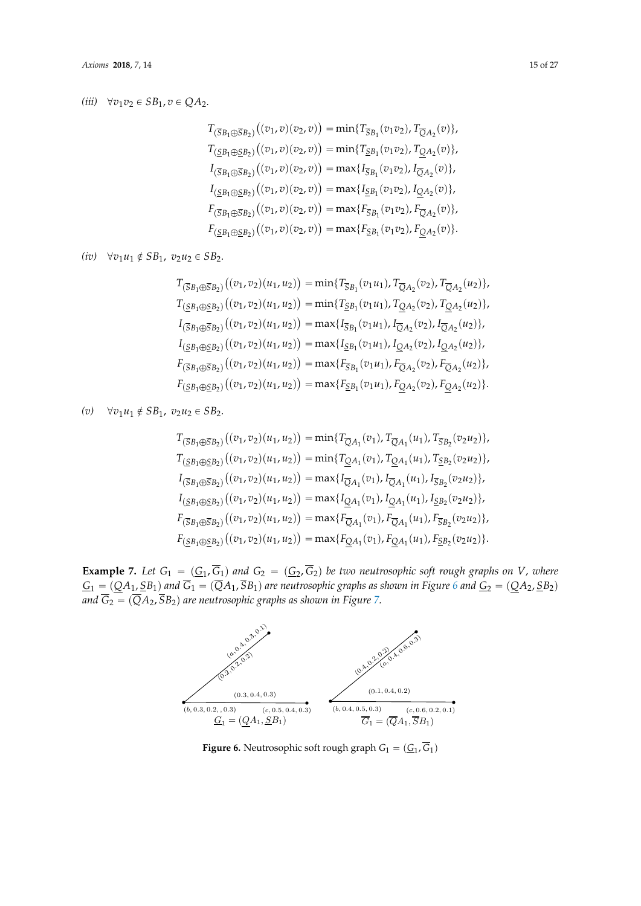*(iii)* $\forall v_1v_2 \in SB_1, v \in QA_2$.

$$
\begin{aligned}
T_{(\overline{S}B_1 \oplus \overline{S}B_2)}\big((v_1,v)(v_2,v)\big) &= \min\{T_{\overline{S}B_1}(v_1v_2), T_{\overline{Q}A_2}(v)\},\\
T_{(\underline{S}B_1 \oplus \underline{S}B_2)}\big((v_1,v)(v_2,v)\big) &= \min\{T_{\underline{S}B_1}(v_1v_2), T_{\underline{Q}A_2}(v)\},\\
I_{(\overline{S}B_1 \oplus \overline{S}B_2)}\big((v_1,v)(v_2,v)\big) &= \max\{I_{\overline{S}B_1}(v_1v_2), I_{\overline{Q}A_2}(v)\},\\
I_{(\underline{S}B_1 \oplus \underline{S}B_2)}\big((v_1,v)(v_2,v)\big) &= \max\{I_{\underline{S}B_1}(v_1v_2), I_{\underline{Q}A_2}(v)\},\\
F_{(\overline{S}B_1 \oplus \overline{S}B_2)}\big((v_1,v)(v_2,v)\big) &= \max\{F_{\overline{S}B_1}(v_1v_2), F_{\overline{Q}A_2}(v)\},\\
F_{(\underline{S}B_1 \oplus \underline{S}B_2)}\big((v_1,v)(v_2,v)\big) &= \max\{F_{\underline{S}B_1}(v_1v_2), F_{\underline{Q}A_2}(v)\}.
\end{aligned}
$$

*(iv)* $\forall v_1u_1 \notin SB_1,\ v_2u_2 \in SB_2$.

$$
\begin{aligned}
T_{(\overline{S}B_1 \oplus \overline{S}B_2)}\big((v_1,v_2)(u_1,u_2)\big) &= \min\{T_{\overline{S}B_1}(v_1u_1), T_{\overline{Q}A_2}(v_2), T_{\overline{Q}A_2}(u_2)\},\\
T_{(\underline{S}B_1 \oplus \underline{S}B_2)}\big((v_1,v_2)(u_1,u_2)\big) &= \min\{T_{\underline{S}B_1}(v_1u_1), T_{\underline{Q}A_2}(v_2), T_{\underline{Q}A_2}(u_2)\},\\
I_{(\overline{S}B_1 \oplus \overline{S}B_2)}\big((v_1,v_2)(u_1,u_2)\big) &= \max\{I_{\overline{S}B_1}(v_1u_1), I_{\overline{Q}A_2}(v_2), I_{\overline{Q}A_2}(u_2)\},\\
I_{(\underline{S}B_1 \oplus \underline{S}B_2)}\big((v_1,v_2)(u_1,u_2)\big) &= \max\{I_{\underline{S}B_1}(v_1u_1), I_{\underline{Q}A_2}(v_2), I_{\underline{Q}A_2}(u_2)\},\\
F_{(\overline{S}B_1 \oplus \overline{S}B_2)}\big((v_1,v_2)(u_1,u_2)\big) &= \max\{F_{\overline{S}B_1}(v_1u_1), F_{\overline{Q}A_2}(v_2), F_{\overline{Q}A_2}(u_2)\},\\
F_{(\underline{S}B_1 \oplus \underline{S}B_2)}\big((v_1,v_2)(u_1,u_2)\big) &= \max\{F_{\underline{S}B_1}(v_1u_1), F_{\underline{Q}A_2}(v_2), F_{\underline{Q}A_2}(u_2)\}.
\end{aligned}
$$

*(v)* $\forall v_1u_1 \notin SB_1,\ v_2u_2 \in SB_2$.

$$
\begin{aligned}
T_{(\overline{S}B_1 \oplus \overline{S}B_2)}\big((v_1,v_2)(u_1,u_2)\big) &= \min\{T_{\overline{Q}A_1}(v_1), T_{\overline{Q}A_1}(u_1), T_{\overline{S}B_2}(v_2u_2)\},\\
T_{(\underline{S}B_1 \oplus \underline{S}B_2)}\big((v_1,v_2)(u_1,u_2)\big) &= \min\{T_{\underline{Q}A_1}(v_1), T_{\underline{Q}A_1}(u_1), T_{\underline{S}B_2}(v_2u_2)\},\\
I_{(\overline{S}B_1 \oplus \overline{S}B_2)}\big((v_1,v_2)(u_1,u_2)\big) &= \max\{I_{\overline{Q}A_1}(v_1), I_{\overline{Q}A_1}(u_1), I_{\overline{S}B_2}(v_2u_2)\},\\
I_{(\underline{S}B_1 \oplus \underline{S}B_2)}\big((v_1,v_2)(u_1,u_2)\big) &= \max\{I_{\underline{Q}A_1}(v_1), I_{\underline{Q}A_1}(u_1), I_{\underline{S}B_2}(v_2u_2)\},\\
F_{(\overline{S}B_1 \oplus \overline{S}B_2)}\big((v_1,v_2)(u_1,u_2)\big) &= \max\{F_{\overline{Q}A_1}(v_1), F_{\overline{Q}A_1}(u_1), F_{\overline{S}B_2}(v_2u_2)\},\\
F_{(\underline{S}B_1 \oplus \underline{S}B_2)}\big((v_1,v_2)(u_1,u_2)\big) &= \max\{F_{\underline{Q}A_1}(v_1), F_{\underline{Q}A_1}(u_1), F_{\underline{S}B_2}(v_2u_2)\}.
\end{aligned}
$$

**Example 7.** *Let $G_1 = (\underline{G}_1, \overline{G}_1)$ and $G_2 = (\underline{G}_2, \overline{G}_2)$ be two neutrosophic soft rough graphs on $V$, where $\underline{G}_1 = (\underline{Q}A_1, \underline{S}B_1)$ and $\overline{G}_1 = (\overline{Q}A_1, \overline{S}B_1)$ are neutrosophic graphs as shown in Figure 6 and $\underline{G}_2 = (\underline{Q}A_2, \underline{S}B_2)$ and $\overline{G}_2 = (\overline{Q}A_2, \overline{S}B_2)$ are neutrosophic graphs as shown in Figure 7.*

$(a, 0.4, 0.3, 0.1)$, $(0.2, 0.2, 0.2)$, $(0.3, 0.4, 0.3)$, $(b, 0.3, 0.2, , 0.3)$, $(c, 0.5, 0.4, 0.3)$ — $\underline{G}_1 = (\underline{Q}A_1, \underline{S}B_1)$

$(a, 0.4, 0.6, 0.3)$, $(0.4, 0.2, 0.2)$, $(0.1, 0.4, 0.2)$, $(b, 0.4, 0.5, 0.3)$, $(c, 0.6, 0.2, 0.1)$ — $\overline{G}_1 = (\overline{Q}A_1, \overline{S}B_1)$

**Figure 6.** Neutrosophic soft rough graph $G_1 = (\underline{G}_1, \overline{G}_1)$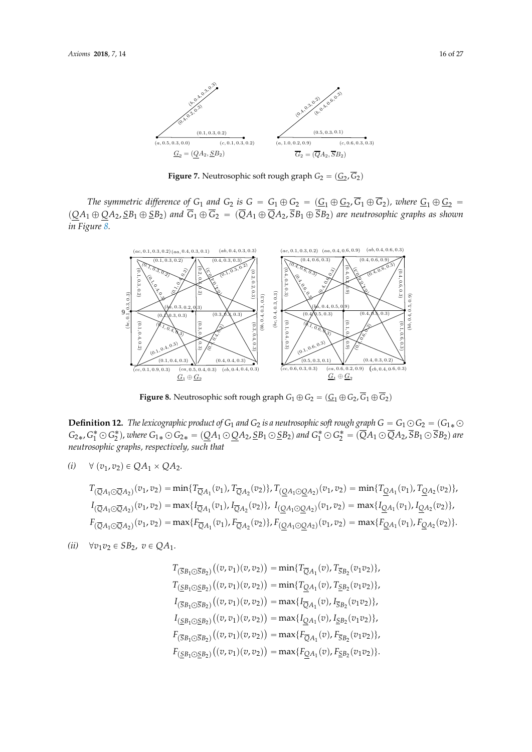**Figure 7.** Neutrosophic soft rough graph $G_2 = (\underline{G}_2, \overline{G}_2)$

*The symmetric difference of $G_1$ and $G_2$ is $G = G_1 \oplus G_2 = (\underline{G}_1 \oplus \underline{G}_2, \overline{G}_1 \oplus \overline{G}_2)$, where $\underline{G}_1 \oplus \underline{G}_2 = (\underline{Q}A_1 \oplus \underline{Q}A_2, \underline{S}B_1 \oplus \underline{S}B_2)$ and $\overline{G}_1 \oplus \overline{G}_2 = (\overline{Q}A_1 \oplus \overline{Q}A_2, \overline{S}B_1 \oplus \overline{S}B_2)$ are neutrosophic graphs as shown in Figure 8.*

**Figure 8.** Neutrosophic soft rough graph $G_1 \oplus G_2 = (\underline{G}_1 \oplus \underline{G}_2, \overline{G}_1 \oplus \overline{G}_2)$

**Definition 12.** *The lexicographic product of $G_1$ and $G_2$ is a neutrosophic soft rough graph $G = G_1 \odot G_2 = (G_{1*} \odot G_{2*}, G_1^* \odot G_2^*)$, where $G_{1*} \odot G_{2*} = (\underline{Q}A_1 \odot \underline{Q}A_2, \underline{S}B_1 \odot \underline{S}B_2)$ and $G_1^* \odot G_2^* = (\overline{Q}A_1 \odot \overline{Q}A_2, \overline{S}B_1 \odot \overline{S}B_2)$ are neutrosophic graphs, respectively, such that*

*(i)* $\forall\ (v_1, v_2) \in QA_1 \times QA_2$.

$$T_{(\overline{Q}A_1 \odot \overline{Q}A_2)}(v_1, v_2) = \min\{T_{\overline{Q}A_1}(v_1), T_{\overline{Q}A_2}(v_2)\}, T_{(\underline{Q}A_1 \odot \underline{Q}A_2)}(v_1, v_2) = \min\{T_{\underline{Q}A_1}(v_1), T_{\underline{Q}A_2}(v_2)\},$$
$$I_{(\overline{Q}A_1 \odot \overline{Q}A_2)}(v_1, v_2) = \max\{I_{\overline{Q}A_1}(v_1), I_{\overline{Q}A_2}(v_2)\},\ I_{(\underline{Q}A_1 \odot \underline{Q}A_2)}(v_1, v_2) = \max\{I_{\underline{Q}A_1}(v_1), I_{\underline{Q}A_2}(v_2)\},$$
$$F_{(\overline{Q}A_1 \odot \overline{Q}A_2)}(v_1, v_2) = \max\{F_{\overline{Q}A_1}(v_1), F_{\overline{Q}A_2}(v_2)\}, F_{(\underline{Q}A_1 \odot \underline{Q}A_2)}(v_1, v_2) = \max\{F_{\underline{Q}A_1}(v_1), F_{\underline{Q}A_2}(v_2)\}.$$

*(ii)* $\forall v_1v_2 \in SB_2,\ v \in QA_1$.

$$T_{(\overline{S}B_1 \odot \overline{S}B_2)}\big((v, v_1)(v, v_2)\big) = \min\{T_{\overline{Q}A_1}(v), T_{\overline{S}B_2}(v_1v_2)\},$$
$$T_{(\underline{S}B_1 \odot \underline{S}B_2)}\big((v, v_1)(v, v_2)\big) = \min\{T_{\underline{Q}A_1}(v), T_{\underline{S}B_2}(v_1v_2)\},$$
$$I_{(\overline{S}B_1 \odot \overline{S}B_2)}\big((v, v_1)(v, v_2)\big) = \max\{I_{\overline{Q}A_1}(v), I_{\overline{S}B_2}(v_1v_2)\},$$
$$I_{(\underline{S}B_1 \odot \underline{S}B_2)}\big((v, v_1)(v, v_2)\big) = \max\{I_{\underline{Q}A_1}(v), I_{\underline{S}B_2}(v_1v_2)\},$$
$$F_{(\overline{S}B_1 \odot \overline{S}B_2)}\big((v, v_1)(v, v_2)\big) = \max\{F_{\overline{Q}A_1}(v), F_{\overline{S}B_2}(v_1v_2)\},$$
$$F_{(\underline{S}B_1 \odot \underline{S}B_2)}\big((v, v_1)(v, v_2)\big) = \max\{F_{\underline{Q}A_1}(v), F_{\underline{S}B_2}(v_1v_2)\}.$$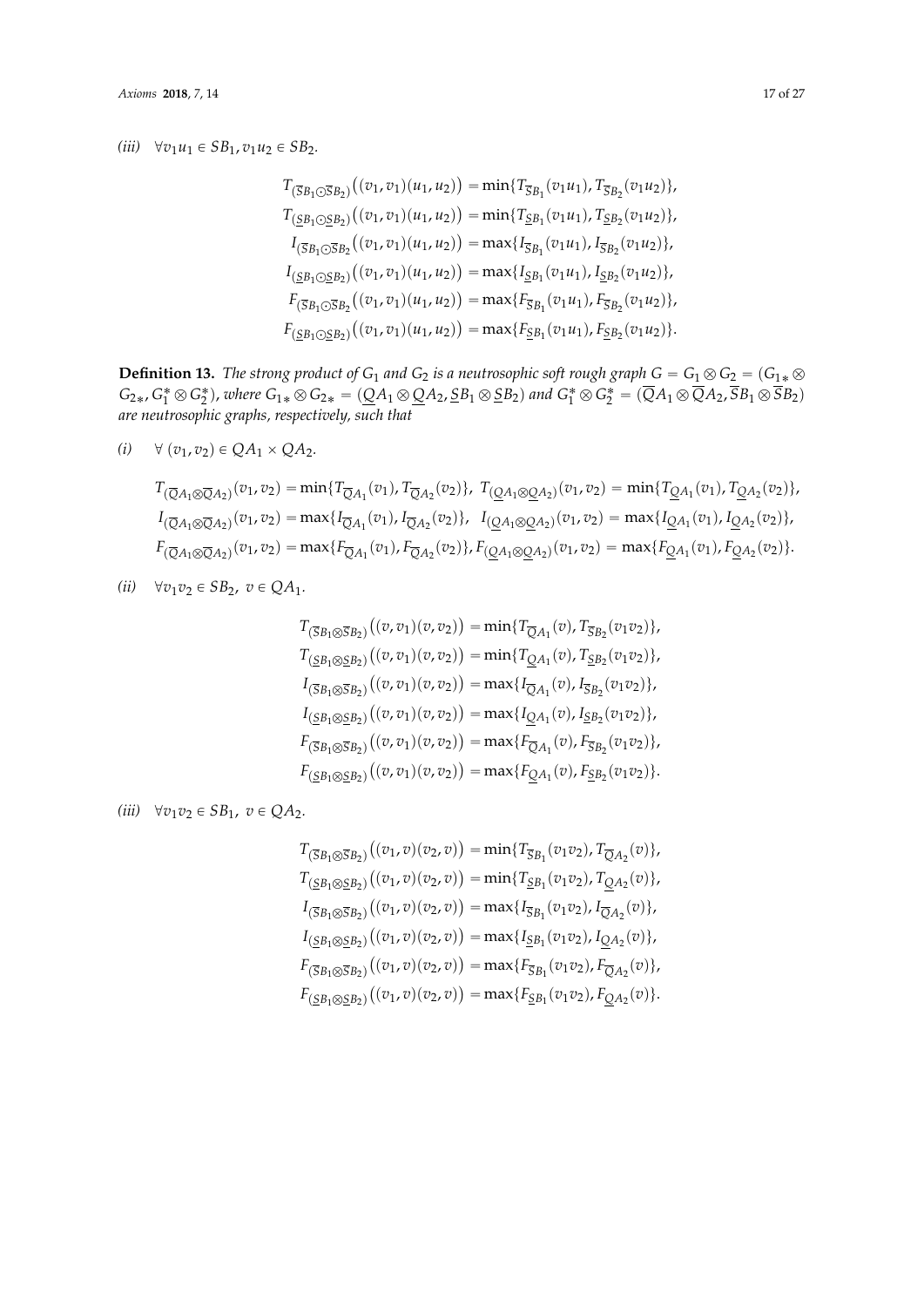*(iii)* $\forall v_1u_1 \in SB_1, v_1u_2 \in SB_2.$

$$
\begin{aligned}
T_{(\overline{S}B_1 \odot \overline{S}B_2)}\big((v_1,v_1)(u_1,u_2)\big) &= \min\{T_{\overline{S}B_1}(v_1u_1), T_{\overline{S}B_2}(v_1u_2)\},\\
T_{(\underline{S}B_1 \odot \underline{S}B_2)}\big((v_1,v_1)(u_1,u_2)\big) &= \min\{T_{\underline{S}B_1}(v_1u_1), T_{\underline{S}B_2}(v_1u_2)\},\\
I_{(\overline{S}B_1 \odot \overline{S}B_2}\big((v_1,v_1)(u_1,u_2)\big) &= \max\{I_{\overline{S}B_1}(v_1u_1), I_{\overline{S}B_2}(v_1u_2)\},\\
I_{(\underline{S}B_1 \odot \underline{S}B_2)}\big((v_1,v_1)(u_1,u_2)\big) &= \max\{I_{\underline{S}B_1}(v_1u_1), I_{\underline{S}B_2}(v_1u_2)\},\\
F_{(\overline{S}B_1 \odot \overline{S}B_2}\big((v_1,v_1)(u_1,u_2)\big) &= \max\{F_{\overline{S}B_1}(v_1u_1), F_{\overline{S}B_2}(v_1u_2)\},\\
F_{(\underline{S}B_1 \odot \underline{S}B_2)}\big((v_1,v_1)(u_1,u_2)\big) &= \max\{F_{\underline{S}B_1}(v_1u_1), F_{\underline{S}B_2}(v_1u_2)\}.
\end{aligned}
$$

**Definition 13.** *The strong product of $G_1$ and $G_2$ is a neutrosophic soft rough graph $G = G_1 \otimes G_2 = (G_{1*} \otimes G_{2*}, G_1^* \otimes G_2^*)$, where $G_{1*} \otimes G_{2*} = (\underline{Q}A_1 \otimes \underline{Q}A_2, \underline{S}B_1 \otimes \underline{S}B_2)$ and $G_1^* \otimes G_2^* = (\overline{Q}A_1 \otimes \overline{Q}A_2, \overline{S}B_1 \otimes \overline{S}B_2)$ are neutrosophic graphs, respectively, such that*

*(i)* $\forall\ (v_1,v_2) \in QA_1 \times QA_2.$

$$
\begin{aligned}
&T_{(\overline{Q}A_1 \otimes \overline{Q}A_2)}(v_1,v_2) = \min\{T_{\overline{Q}A_1}(v_1), T_{\overline{Q}A_2}(v_2)\},\ T_{(\underline{Q}A_1 \otimes \underline{Q}A_2)}(v_1,v_2) = \min\{T_{\underline{Q}A_1}(v_1), T_{\underline{Q}A_2}(v_2)\},\\
&I_{(\overline{Q}A_1 \otimes \overline{Q}A_2)}(v_1,v_2) = \max\{I_{\overline{Q}A_1}(v_1), I_{\overline{Q}A_2}(v_2)\},\ \ I_{(\underline{Q}A_1 \otimes \underline{Q}A_2)}(v_1,v_2) = \max\{I_{\underline{Q}A_1}(v_1), I_{\underline{Q}A_2}(v_2)\},\\
&F_{(\overline{Q}A_1 \otimes \overline{Q}A_2)}(v_1,v_2) = \max\{F_{\overline{Q}A_1}(v_1), F_{\overline{Q}A_2}(v_2)\}, F_{(\underline{Q}A_1 \otimes \underline{Q}A_2)}(v_1,v_2) = \max\{F_{\underline{Q}A_1}(v_1), F_{\underline{Q}A_2}(v_2)\}.
\end{aligned}
$$

*(ii)* $\forall v_1v_2 \in SB_2,\ v \in QA_1.$

$$
\begin{aligned}
T_{(\overline{S}B_1 \otimes \overline{S}B_2)}\big((v,v_1)(v,v_2)\big) &= \min\{T_{\overline{Q}A_1}(v), T_{\overline{S}B_2}(v_1v_2)\},\\
T_{(\underline{S}B_1 \otimes \underline{S}B_2)}\big((v,v_1)(v,v_2)\big) &= \min\{T_{\underline{Q}A_1}(v), T_{\underline{S}B_2}(v_1v_2)\},\\
I_{(\overline{S}B_1 \otimes \overline{S}B_2)}\big((v,v_1)(v,v_2)\big) &= \max\{I_{\overline{Q}A_1}(v), I_{\overline{S}B_2}(v_1v_2)\},\\
I_{(\underline{S}B_1 \otimes \underline{S}B_2)}\big((v,v_1)(v,v_2)\big) &= \max\{I_{\underline{Q}A_1}(v), I_{\underline{S}B_2}(v_1v_2)\},\\
F_{(\overline{S}B_1 \otimes \overline{S}B_2)}\big((v,v_1)(v,v_2)\big) &= \max\{F_{\overline{Q}A_1}(v), F_{\overline{S}B_2}(v_1v_2)\},\\
F_{(\underline{S}B_1 \otimes \underline{S}B_2)}\big((v,v_1)(v,v_2)\big) &= \max\{F_{\underline{Q}A_1}(v), F_{\underline{S}B_2}(v_1v_2)\}.
\end{aligned}
$$

*(iii)* $\forall v_1v_2 \in SB_1,\ v \in QA_2.$

$$
\begin{aligned}
T_{(\overline{S}B_1 \otimes \overline{S}B_2)}\big((v_1,v)(v_2,v)\big) &= \min\{T_{\overline{S}B_1}(v_1v_2), T_{\overline{Q}A_2}(v)\},\\
T_{(\underline{S}B_1 \otimes \underline{S}B_2)}\big((v_1,v)(v_2,v)\big) &= \min\{T_{\underline{S}B_1}(v_1v_2), T_{\underline{Q}A_2}(v)\},\\
I_{(\overline{S}B_1 \otimes \overline{S}B_2)}\big((v_1,v)(v_2,v)\big) &= \max\{I_{\overline{S}B_1}(v_1v_2), I_{\overline{Q}A_2}(v)\},\\
I_{(\underline{S}B_1 \otimes \underline{S}B_2)}\big((v_1,v)(v_2,v)\big) &= \max\{I_{\underline{S}B_1}(v_1v_2), I_{\underline{Q}A_2}(v)\},\\
F_{(\overline{S}B_1 \otimes \overline{S}B_2)}\big((v_1,v)(v_2,v)\big) &= \max\{F_{\overline{S}B_1}(v_1v_2), F_{\overline{Q}A_2}(v)\},\\
F_{(\underline{S}B_1 \otimes \underline{S}B_2)}\big((v_1,v)(v_2,v)\big) &= \max\{F_{\underline{S}B_1}(v_1v_2), F_{\underline{Q}A_2}(v)\}.
\end{aligned}
$$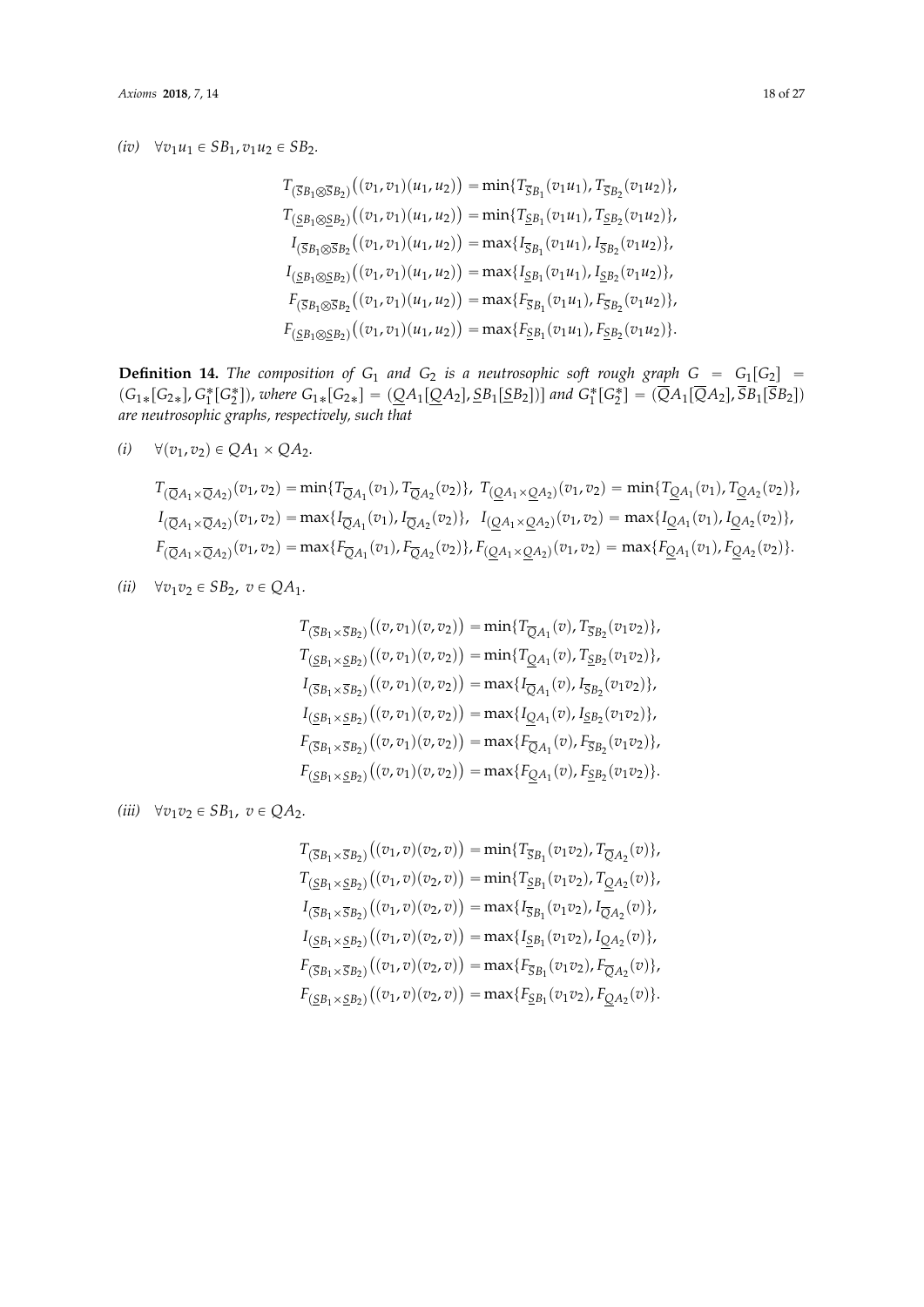*(iv)* $\forall v_1u_1 \in SB_1, v_1u_2 \in SB_2.$

$$
\begin{aligned}
T_{(\overline{S}B_1 \otimes \overline{S}B_2)}\big((v_1,v_1)(u_1,u_2)\big) &= \min\{T_{\overline{S}B_1}(v_1u_1), T_{\overline{S}B_2}(v_1u_2)\},\\
T_{(\underline{S}B_1 \otimes \underline{S}B_2)}\big((v_1,v_1)(u_1,u_2)\big) &= \min\{T_{\underline{S}B_1}(v_1u_1), T_{\underline{S}B_2}(v_1u_2)\},\\
I_{(\overline{S}B_1 \otimes \overline{S}B_2}\big((v_1,v_1)(u_1,u_2)\big) &= \max\{I_{\overline{S}B_1}(v_1u_1), I_{\overline{S}B_2}(v_1u_2)\},\\
I_{(\underline{S}B_1 \otimes \underline{S}B_2)}\big((v_1,v_1)(u_1,u_2)\big) &= \max\{I_{\underline{S}B_1}(v_1u_1), I_{\underline{S}B_2}(v_1u_2)\},\\
F_{(\overline{S}B_1 \otimes \overline{S}B_2}\big((v_1,v_1)(u_1,u_2)\big) &= \max\{F_{\overline{S}B_1}(v_1u_1), F_{\overline{S}B_2}(v_1u_2)\},\\
F_{(\underline{S}B_1 \otimes \underline{S}B_2)}\big((v_1,v_1)(u_1,u_2)\big) &= \max\{F_{\underline{S}B_1}(v_1u_1), F_{\underline{S}B_2}(v_1u_2)\}.
\end{aligned}
$$

**Definition 14.** *The composition of $G_1$ and $G_2$ is a neutrosophic soft rough graph $G = G_1[G_2] = (G_{1*}[G_{2*}], G_1^*[G_2^*])$, where $G_{1*}[G_{2*}] = (\underline{Q}A_1[\underline{Q}A_2], \underline{S}B_1[\underline{S}B_2])]$ and $G_1^*[G_2^*] = (\overline{Q}A_1[\overline{Q}A_2], \overline{S}B_1[\overline{S}B_2])$ are neutrosophic graphs, respectively, such that*

*(i)* $\forall (v_1,v_2) \in QA_1 \times QA_2.$

$$
\begin{aligned}
&T_{(\overline{Q}A_1 \times \overline{Q}A_2)}(v_1,v_2) = \min\{T_{\overline{Q}A_1}(v_1), T_{\overline{Q}A_2}(v_2)\},\ T_{(\underline{Q}A_1 \times \underline{Q}A_2)}(v_1,v_2) = \min\{T_{\underline{Q}A_1}(v_1), T_{\underline{Q}A_2}(v_2)\},\\
&I_{(\overline{Q}A_1 \times \overline{Q}A_2)}(v_1,v_2) = \max\{I_{\overline{Q}A_1}(v_1), I_{\overline{Q}A_2}(v_2)\},\ \ I_{(\underline{Q}A_1 \times \underline{Q}A_2)}(v_1,v_2) = \max\{I_{\underline{Q}A_1}(v_1), I_{\underline{Q}A_2}(v_2)\},\\
&F_{(\overline{Q}A_1 \times \overline{Q}A_2)}(v_1,v_2) = \max\{F_{\overline{Q}A_1}(v_1), F_{\overline{Q}A_2}(v_2)\}, F_{(\underline{Q}A_1 \times \underline{Q}A_2)}(v_1,v_2) = \max\{F_{\underline{Q}A_1}(v_1), F_{\underline{Q}A_2}(v_2)\}.
\end{aligned}
$$

*(ii)* $\forall v_1v_2 \in SB_2,\ v \in QA_1.$

$$
\begin{aligned}
T_{(\overline{S}B_1 \times \overline{S}B_2)}\big((v,v_1)(v,v_2)\big) &= \min\{T_{\overline{Q}A_1}(v), T_{\overline{S}B_2}(v_1v_2)\},\\
T_{(\underline{S}B_1 \times \underline{S}B_2)}\big((v,v_1)(v,v_2)\big) &= \min\{T_{\underline{Q}A_1}(v), T_{\underline{S}B_2}(v_1v_2)\},\\
I_{(\overline{S}B_1 \times \overline{S}B_2)}\big((v,v_1)(v,v_2)\big) &= \max\{I_{\overline{Q}A_1}(v), I_{\overline{S}B_2}(v_1v_2)\},\\
I_{(\underline{S}B_1 \times \underline{S}B_2)}\big((v,v_1)(v,v_2)\big) &= \max\{I_{\underline{Q}A_1}(v), I_{\underline{S}B_2}(v_1v_2)\},\\
F_{(\overline{S}B_1 \times \overline{S}B_2)}\big((v,v_1)(v,v_2)\big) &= \max\{F_{\overline{Q}A_1}(v), F_{\overline{S}B_2}(v_1v_2)\},\\
F_{(\underline{S}B_1 \times \underline{S}B_2)}\big((v,v_1)(v,v_2)\big) &= \max\{F_{\underline{Q}A_1}(v), F_{\underline{S}B_2}(v_1v_2)\}.
\end{aligned}
$$

*(iii)* $\forall v_1v_2 \in SB_1,\ v \in QA_2.$

$$
\begin{aligned}
T_{(\overline{S}B_1 \times \overline{S}B_2)}\big((v_1,v)(v_2,v)\big) &= \min\{T_{\overline{S}B_1}(v_1v_2), T_{\overline{Q}A_2}(v)\},\\
T_{(\underline{S}B_1 \times \underline{S}B_2)}\big((v_1,v)(v_2,v)\big) &= \min\{T_{\underline{S}B_1}(v_1v_2), T_{\underline{Q}A_2}(v)\},\\
I_{(\overline{S}B_1 \times \overline{S}B_2)}\big((v_1,v)(v_2,v)\big) &= \max\{I_{\overline{S}B_1}(v_1v_2), I_{\overline{Q}A_2}(v)\},\\
I_{(\underline{S}B_1 \times \underline{S}B_2)}\big((v_1,v)(v_2,v)\big) &= \max\{I_{\underline{S}B_1}(v_1v_2), I_{\underline{Q}A_2}(v)\},\\
F_{(\overline{S}B_1 \times \overline{S}B_2)}\big((v_1,v)(v_2,v)\big) &= \max\{F_{\overline{S}B_1}(v_1v_2), F_{\overline{Q}A_2}(v)\},\\
F_{(\underline{S}B_1 \times \underline{S}B_2)}\big((v_1,v)(v_2,v)\big) &= \max\{F_{\underline{S}B_1}(v_1v_2), F_{\underline{Q}A_2}(v)\}.
\end{aligned}
$$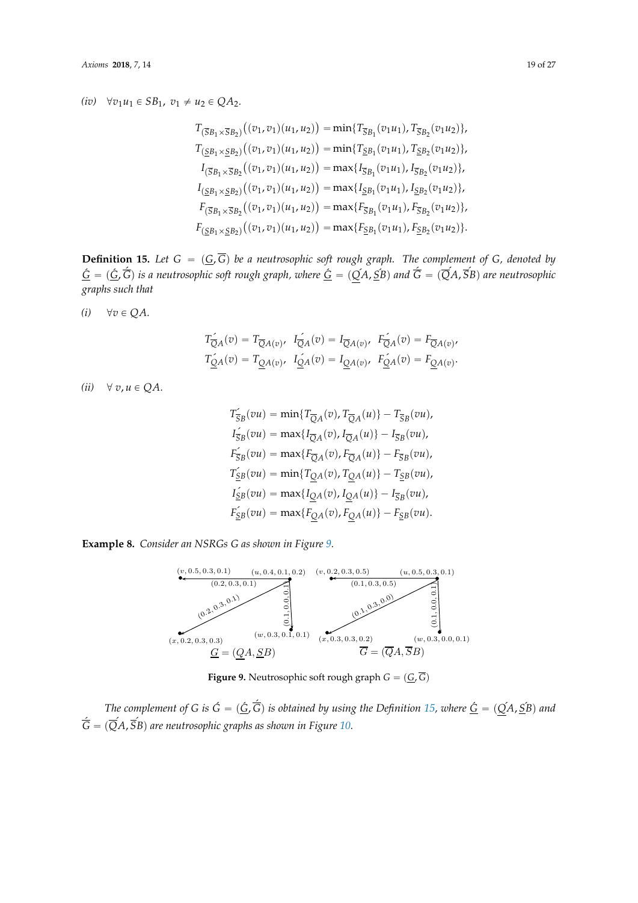(iv) $\forall v_1u_1 \in SB_1,\ v_1 \neq u_2 \in QA_2.$

$$
\begin{aligned}
T_{(\overline{S}B_1 \times \overline{S}B_2)}\big((v_1,v_1)(u_1,u_2)\big) &= \min\{T_{\overline{S}B_1}(v_1u_1), T_{\overline{S}B_2}(v_1u_2)\},\\
T_{(\underline{S}B_1 \times \underline{S}B_2)}\big((v_1,v_1)(u_1,u_2)\big) &= \min\{T_{\underline{S}B_1}(v_1u_1), T_{\underline{S}B_2}(v_1u_2)\},\\
I_{(\overline{S}B_1 \times \overline{S}B_2)}\big((v_1,v_1)(u_1,u_2)\big) &= \max\{I_{\overline{S}B_1}(v_1u_1), I_{\overline{S}B_2}(v_1u_2)\},\\
I_{(\underline{S}B_1 \times \underline{S}B_2)}\big((v_1,v_1)(u_1,u_2)\big) &= \max\{I_{\underline{S}B_1}(v_1u_1), I_{\underline{S}B_2}(v_1u_2)\},\\
F_{(\overline{S}B_1 \times \overline{S}B_2)}\big((v_1,v_1)(u_1,u_2)\big) &= \max\{F_{\overline{S}B_1}(v_1u_1), F_{\overline{S}B_2}(v_1u_2)\},\\
F_{(\underline{S}B_1 \times \underline{S}B_2)}\big((v_1,v_1)(u_1,u_2)\big) &= \max\{F_{\underline{S}B_1}(v_1u_1), F_{\underline{S}B_2}(v_1u_2)\}.
\end{aligned}
$$

**Definition 15.** *Let $G = (\underline{G}, \overline{G})$ be a neutrosophic soft rough graph. The complement of $G$, denoted by $\acute{G} = (\acute{\underline{G}}, \acute{\overline{G}})$ is a neutrosophic soft rough graph, where $\acute{\underline{G}} = (\acute{\underline{Q}A}, \acute{\underline{S}B})$ and $\acute{\overline{G}} = (\acute{\overline{Q}A}, \acute{\overline{S}B})$ are neutrosophic graphs such that*

*(i)* $\forall v \in QA.$

$$
\begin{aligned}
T^{\acute{}}_{\overline{Q}A}(v) = T_{\overline{Q}A(v)},\ \ I^{\acute{}}_{\overline{Q}A}(v) = I_{\overline{Q}A(v)},\ \ F^{\acute{}}_{\overline{Q}A}(v) = F_{\overline{Q}A(v)},\\
T^{\acute{}}_{\underline{Q}A}(v) = T_{\underline{Q}A(v)},\ \ I^{\acute{}}_{\underline{Q}A}(v) = I_{\underline{Q}A(v)},\ \ F^{\acute{}}_{\underline{Q}A}(v) = F_{\underline{Q}A(v)}.
\end{aligned}
$$

*(ii)* $\forall\ v, u \in QA.$

$$
\begin{aligned}
T^{\acute{}}_{\overline{S}B}(vu) &= \min\{T_{\overline{Q}A}(v), T_{\overline{Q}A}(u)\} - T_{\overline{S}B}(vu),\\
I^{\acute{}}_{\overline{S}B}(vu) &= \max\{I_{\overline{Q}A}(v), I_{\overline{Q}A}(u)\} - I_{\overline{S}B}(vu),\\
F^{\acute{}}_{\overline{S}B}(vu) &= \max\{F_{\overline{Q}A}(v), F_{\overline{Q}A}(u)\} - F_{\overline{S}B}(vu),\\
T^{\acute{}}_{\underline{S}B}(vu) &= \min\{T_{\underline{Q}A}(v), T_{\underline{Q}A}(u)\} - T_{\underline{S}B}(vu),\\
I^{\acute{}}_{\underline{S}B}(vu) &= \max\{I_{\underline{Q}A}(v), I_{\underline{Q}A}(u)\} - I_{\overline{S}B}(vu),\\
F^{\acute{}}_{\underline{S}B}(vu) &= \max\{F_{\underline{Q}A}(v), F_{\underline{Q}A}(u)\} - F_{\underline{S}B}(vu).
\end{aligned}
$$

**Example 8.** *Consider an NSRGs $G$ as shown in Figure 9.*

**Figure 9.** Neutrosophic soft rough graph $G = (\underline{G}, \overline{G})$

*The complement of $G$ is $\acute{G} = (\acute{\underline{G}}, \acute{\overline{G}})$ is obtained by using the Definition 15, where $\acute{\underline{G}} = (\acute{\underline{Q}A}, \acute{\underline{S}B})$ and $\acute{\overline{G}} = (\acute{\overline{Q}A}, \acute{\overline{S}B})$ are neutrosophic graphs as shown in Figure 10.*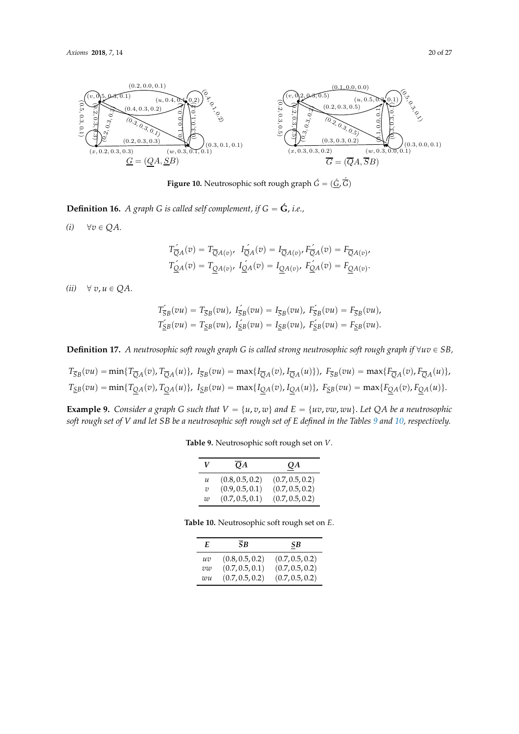**Figure 10.** Neutrosophic soft rough graph $\acute{G} = (\underline{\acute{G}}, \overline{\acute{G}})$

**Definition 16.** *A graph $G$ is called self complement, if $G = \acute{\mathbf{G}}$, i.e.,*

*(i)* $\forall v \in QA$.

$$T^{\acute{}}_{\overline{Q}A}(v) = T_{\overline{Q}A(v)},\ \ I^{\acute{}}_{\overline{Q}A}(v) = I_{\overline{Q}A(v)}, F^{\acute{}}_{\overline{Q}A}(v) = F_{\overline{Q}A(v)},$$
$$T^{\acute{}}_{\underline{Q}A}(v) = T_{\underline{Q}A(v)},\ I^{\acute{}}_{\underline{Q}A}(v) = I_{\underline{Q}A(v)},\ F^{\acute{}}_{\underline{Q}A}(v) = F_{\underline{Q}A(v)}.$$

*(ii)* $\forall\ v, u \in QA$.

$$T^{\acute{}}_{\overline{S}B}(vu) = T_{\overline{S}B}(vu),\ I^{\acute{}}_{\overline{S}B}(vu) = I_{\overline{S}B}(vu),\ F^{\acute{}}_{\overline{S}B}(vu) = F_{\overline{S}B}(vu),$$
$$T^{\acute{}}_{\underline{S}B}(vu) = T_{\underline{S}B}(vu),\ I^{\acute{}}_{\underline{S}B}(vu) = I_{\underline{S}B}(vu),\ F^{\acute{}}_{\underline{S}B}(vu) = F_{\underline{S}B}(vu).$$

**Definition 17.** *A neutrosophic soft rough graph $G$ is called strong neutrosophic soft rough graph if $\forall uv \in SB$,*

$$T_{\overline{S}B}(vu) = \min\{T_{\overline{Q}A}(v), T_{\overline{Q}A}(u)\},\ I_{\overline{S}B}(vu) = \max\{I_{\overline{Q}A}(v), I_{\overline{Q}A}(u)\}),\ F_{\overline{S}B}(vu) = \max\{F_{\overline{Q}A}(v), F_{\overline{Q}A}(u)\},$$
$$T_{\underline{S}B}(vu) = \min\{T_{\underline{Q}A}(v), T_{\underline{Q}A}(u)\},\ I_{\underline{S}B}(vu) = \max\{I_{\underline{Q}A}(v), I_{\underline{Q}A}(u)\},\ F_{\underline{S}B}(vu) = \max\{F_{\underline{Q}A}(v), F_{\underline{Q}A}(u)\}.$$

**Example 9.** *Consider a graph $G$ such that $V = \{u, v, w\}$ and $E = \{uv, vw, wu\}$. Let $QA$ be a neutrosophic soft rough set of $V$ and let $SB$ be a neutrosophic soft rough set of $E$ defined in the Tables 9 and 10, respectively.*

**Table 9.** Neutrosophic soft rough set on $V$.

| $V$ | $\overline{Q}A$ | $\underline{Q}A$ |
|---|---|---|
| $u$ | $(0.8, 0.5, 0.2)$ | $(0.7, 0.5, 0.2)$ |
| $v$ | $(0.9, 0.5, 0.1)$ | $(0.7, 0.5, 0.2)$ |
| $w$ | $(0.7, 0.5, 0.1)$ | $(0.7, 0.5, 0.2)$ |

**Table 10.** Neutrosophic soft rough set on $E$.

| $E$ | $\overline{S}B$ | $\underline{S}B$ |
|---|---|---|
| $uv$ | $(0.8, 0.5, 0.2)$ | $(0.7, 0.5, 0.2)$ |
| $vw$ | $(0.7, 0.5, 0.1)$ | $(0.7, 0.5, 0.2)$ |
| $wu$ | $(0.7, 0.5, 0.2)$ | $(0.7, 0.5, 0.2)$ |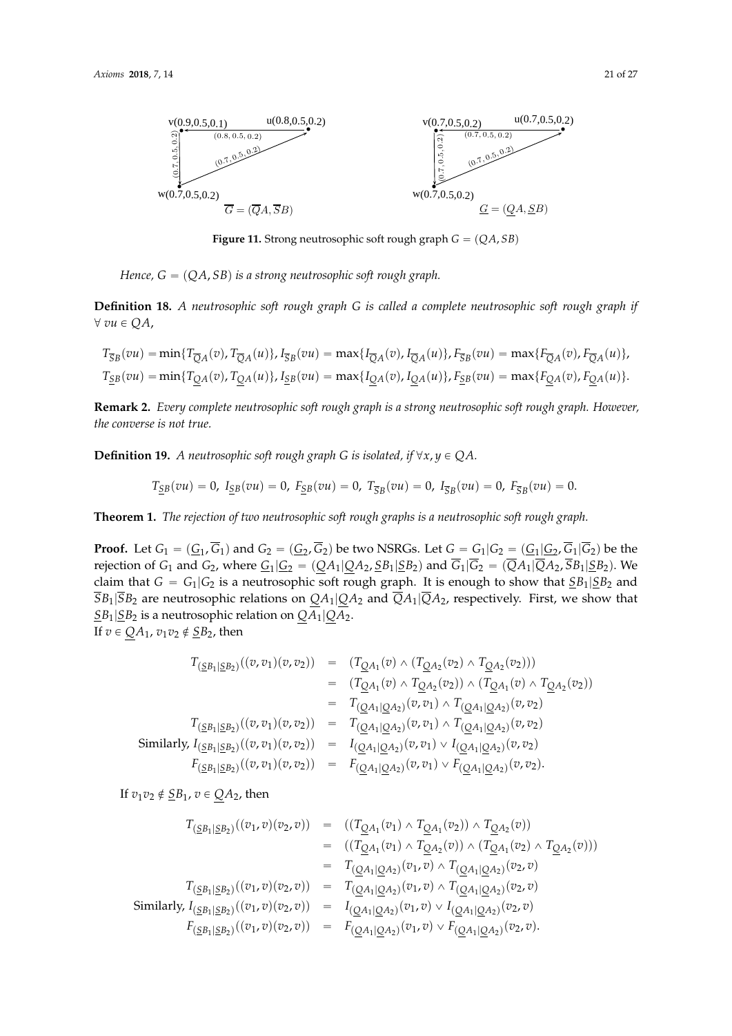**Figure 11.** Strong neutrosophic soft rough graph $G = (QA, SB)$

*Hence, $G = (QA, SB)$ is a strong neutrosophic soft rough graph.*

**Definition 18.** *A neutrosophic soft rough graph $G$ is called a complete neutrosophic soft rough graph if $\forall\ vu \in QA$,*

$$T_{\overline{S}B}(vu) = \min\{T_{\overline{Q}A}(v), T_{\overline{Q}A}(u)\}, I_{\overline{S}B}(vu) = \max\{I_{\overline{Q}A}(v), I_{\overline{Q}A}(u)\}, F_{\overline{S}B}(vu) = \max\{F_{\overline{Q}A}(v), F_{\overline{Q}A}(u)\},$$
$$T_{\underline{S}B}(vu) = \min\{T_{\underline{Q}A}(v), T_{\underline{Q}A}(u)\}, I_{\underline{S}B}(vu) = \max\{I_{\underline{Q}A}(v), I_{\underline{Q}A}(u)\}, F_{\underline{S}B}(vu) = \max\{F_{\underline{Q}A}(v), F_{\underline{Q}A}(u)\}.$$

**Remark 2.** *Every complete neutrosophic soft rough graph is a strong neutrosophic soft rough graph. However, the converse is not true.*

**Definition 19.** *A neutrosophic soft rough graph $G$ is isolated, if $\forall x, y \in QA$.*

$$T_{\underline{S}B}(vu) = 0,\ I_{\underline{S}B}(vu) = 0,\ F_{\underline{S}B}(vu) = 0,\ T_{\overline{S}B}(vu) = 0,\ I_{\overline{S}B}(vu) = 0,\ F_{\overline{S}B}(vu) = 0.$$

**Theorem 1.** *The rejection of two neutrosophic soft rough graphs is a neutrosophic soft rough graph.*

**Proof.** Let $G_1 = (\underline{G_1}, \overline{G}_1)$ and $G_2 = (\underline{G_2}, \overline{G}_2)$ be two NSRGs. Let $G = G_1|G_2 = (\underline{G_1}|\underline{G_2}, \overline{G}_1|\overline{G}_2)$ be the rejection of $G_1$ and $G_2$, where $\underline{G_1}|\underline{G_2} = (\underline{Q}A_1|\underline{Q}A_2, \underline{S}B_1|\underline{S}B_2)$ and $\overline{G}_1|\overline{G}_2 = (\overline{Q}A_1|\overline{Q}A_2, \overline{S}B_1|\underline{S}B_2)$. We claim that $G = G_1|G_2$ is a neutrosophic soft rough graph. It is enough to show that $\underline{S}B_1|\underline{S}B_2$ and $\overline{S}B_1|\overline{S}B_2$ are neutrosophic relations on $\underline{Q}A_1|\underline{Q}A_2$ and $\overline{Q}A_1|\overline{Q}A_2$, respectively. First, we show that $\underline{S}B_1|\underline{S}B_2$ is a neutrosophic relation on $\underline{Q}A_1|\underline{Q}A_2$.
If $v \in \underline{Q}A_1$, $v_1v_2 \notin \underline{S}B_2$, then

$$\begin{aligned}
T_{(\underline{S}B_1|\underline{S}B_2)}((v,v_1)(v,v_2)) &= (T_{\underline{Q}A_1}(v) \wedge (T_{\underline{Q}A_2}(v_2) \wedge T_{\underline{Q}A_2}(v_2)))\\
&= (T_{\underline{Q}A_1}(v) \wedge T_{\underline{Q}A_2}(v_2)) \wedge (T_{\underline{Q}A_1}(v) \wedge T_{\underline{Q}A_2}(v_2))\\
&= T_{(\underline{Q}A_1|\underline{Q}A_2)}(v,v_1) \wedge T_{(\underline{Q}A_1|\underline{Q}A_2)}(v,v_2)\\
T_{(\underline{S}B_1|\underline{S}B_2)}((v,v_1)(v,v_2)) &= T_{(\underline{Q}A_1|\underline{Q}A_2)}(v,v_1) \wedge T_{(\underline{Q}A_1|\underline{Q}A_2)}(v,v_2)\\
\text{Similarly, } I_{(\underline{S}B_1|\underline{S}B_2)}((v,v_1)(v,v_2)) &= I_{(\underline{Q}A_1|\underline{Q}A_2)}(v,v_1) \vee I_{(\underline{Q}A_1|\underline{Q}A_2)}(v,v_2)\\
F_{(\underline{S}B_1|\underline{S}B_2)}((v,v_1)(v,v_2)) &= F_{(\underline{Q}A_1|\underline{Q}A_2)}(v,v_1) \vee F_{(\underline{Q}A_1|\underline{Q}A_2)}(v,v_2).
\end{aligned}$$

If $v_1v_2 \notin \underline{S}B_1$, $v \in \underline{Q}A_2$, then

$$\begin{aligned}
T_{(\underline{S}B_1|\underline{S}B_2)}((v_1,v)(v_2,v)) &= ((T_{\underline{Q}A_1}(v_1) \wedge T_{\underline{Q}A_1}(v_2)) \wedge T_{\underline{Q}A_2}(v))\\
&= ((T_{\underline{Q}A_1}(v_1) \wedge T_{\underline{Q}A_2}(v)) \wedge (T_{\underline{Q}A_1}(v_2) \wedge T_{\underline{Q}A_2}(v)))\\
&= T_{(\underline{Q}A_1|\underline{Q}A_2)}(v_1,v) \wedge T_{(\underline{Q}A_1|\underline{Q}A_2)}(v_2,v)\\
T_{(\underline{S}B_1|\underline{S}B_2)}((v_1,v)(v_2,v)) &= T_{(\underline{Q}A_1|\underline{Q}A_2)}(v_1,v) \wedge T_{(\underline{Q}A_1|\underline{Q}A_2)}(v_2,v)\\
\text{Similarly, } I_{(\underline{S}B_1|\underline{S}B_2)}((v_1,v)(v_2,v)) &= I_{(\underline{Q}A_1|\underline{Q}A_2)}(v_1,v) \vee I_{(\underline{Q}A_1|\underline{Q}A_2)}(v_2,v)\\
F_{(\underline{S}B_1|\underline{S}B_2)}((v_1,v)(v_2,v)) &= F_{(\underline{Q}A_1|\underline{Q}A_2)}(v_1,v) \vee F_{(\underline{Q}A_1|\underline{Q}A_2)}(v_2,v).
\end{aligned}$$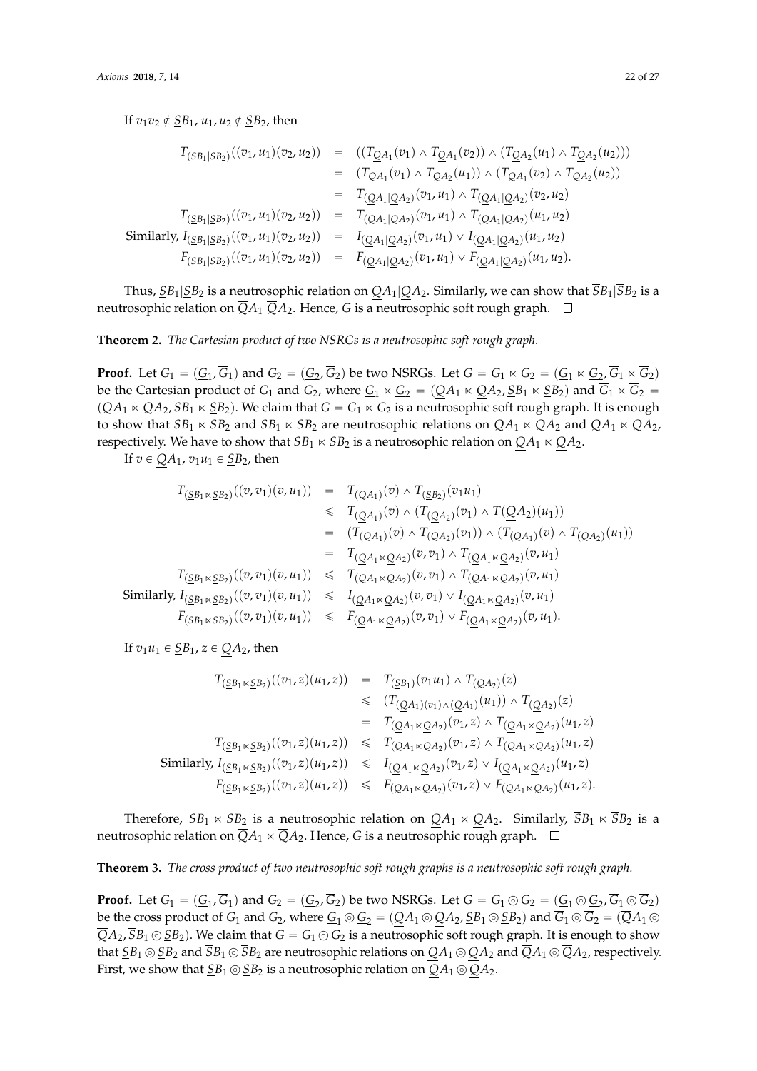If $v_1v_2 \notin \underline{S}B_1$, $u_1, u_2 \notin \underline{S}B_2$, then

$$
\begin{aligned}
T_{(\underline{S}B_1|\underline{S}B_2)}((v_1,u_1)(v_2,u_2)) &= ((T_{\underline{Q}A_1}(v_1) \wedge T_{\underline{Q}A_1}(v_2)) \wedge (T_{\underline{Q}A_2}(u_1) \wedge T_{\underline{Q}A_2}(u_2))) \\
&= (T_{\underline{Q}A_1}(v_1) \wedge T_{\underline{Q}A_2}(u_1)) \wedge (T_{\underline{Q}A_1}(v_2) \wedge T_{\underline{Q}A_2}(u_2)) \\
&= T_{(\underline{Q}A_1|\underline{Q}A_2)}(v_1,u_1) \wedge T_{(\underline{Q}A_1|\underline{Q}A_2)}(v_2,u_2) \\
T_{(\underline{S}B_1|\underline{S}B_2)}((v_1,u_1)(v_2,u_2)) &= T_{(\underline{Q}A_1|\underline{Q}A_2)}(v_1,u_1) \wedge T_{(\underline{Q}A_1|\underline{Q}A_2)}(u_1,u_2) \\
\text{Similarly, } I_{(\underline{S}B_1|\underline{S}B_2)}((v_1,u_1)(v_2,u_2)) &= I_{(\underline{Q}A_1|\underline{Q}A_2)}(v_1,u_1) \vee I_{(\underline{Q}A_1|\underline{Q}A_2)}(u_1,u_2) \\
F_{(\underline{S}B_1|\underline{S}B_2)}((v_1,u_1)(v_2,u_2)) &= F_{(\underline{Q}A_1|\underline{Q}A_2)}(v_1,u_1) \vee F_{(\underline{Q}A_1|\underline{Q}A_2)}(u_1,u_2).
\end{aligned}
$$

Thus, $\underline{S}B_1|\underline{S}B_2$ is a neutrosophic relation on $\underline{Q}A_1|\underline{Q}A_2$. Similarly, we can show that $\overline{S}B_1|\overline{S}B_2$ is a neutrosophic relation on $\overline{Q}A_1|\overline{Q}A_2$. Hence, $G$ is a neutrosophic soft rough graph. □

**Theorem 2.** *The Cartesian product of two NSRGs is a neutrosophic soft rough graph.*

**Proof.** Let $G_1 = (\underline{G_1}, \overline{G}_1)$ and $G_2 = (\underline{G_2}, \overline{G}_2)$ be two NSRGs. Let $G = G_1 \ltimes G_2 = (\underline{G_1} \ltimes \underline{G_2}, \overline{G}_1 \ltimes \overline{G}_2)$ be the Cartesian product of $G_1$ and $G_2$, where $\underline{G_1} \ltimes \underline{G_2} = (\underline{Q}A_1 \ltimes \underline{Q}A_2, \underline{S}B_1 \ltimes \underline{S}B_2)$ and $\overline{G}_1 \ltimes \overline{G}_2 = (\overline{Q}A_1 \ltimes \overline{Q}A_2, \overline{S}B_1 \ltimes \overline{S}B_2)$. We claim that $G = G_1 \ltimes G_2$ is a neutrosophic soft rough graph. It is enough to show that $\underline{S}B_1 \ltimes \underline{S}B_2$ and $\overline{S}B_1 \ltimes \overline{S}B_2$ are neutrosophic relations on $\underline{Q}A_1 \ltimes \underline{Q}A_2$ and $\overline{Q}A_1 \ltimes \overline{Q}A_2$, respectively. We have to show that $\underline{S}B_1 \ltimes \underline{S}B_2$ is a neutrosophic relation on $\underline{Q}A_1 \ltimes \underline{Q}A_2$.

If $v \in \underline{Q}A_1$, $v_1u_1 \in \underline{S}B_2$, then

$$
\begin{aligned}
T_{(\underline{S}B_1 \ltimes \underline{S}B_2)}((v,v_1)(v,u_1)) &= T_{(\underline{Q}A_1)}(v) \wedge T_{(\underline{S}B_2)}(v_1u_1) \\
&\leqslant T_{(\underline{Q}A_1)}(v) \wedge (T_{(\underline{Q}A_2)}(v_1) \wedge T(\underline{Q}A_2)(u_1)) \\
&= (T_{(\underline{Q}A_1)}(v) \wedge T_{(\underline{Q}A_2)}(v_1)) \wedge (T_{(\underline{Q}A_1)}(v) \wedge T_{(\underline{Q}A_2)}(u_1)) \\
&= T_{(\underline{Q}A_1 \ltimes \underline{Q}A_2)}(v,v_1) \wedge T_{(\underline{Q}A_1 \ltimes \underline{Q}A_2)}(v,u_1) \\
T_{(\underline{S}B_1 \ltimes \underline{S}B_2)}((v,v_1)(v,u_1)) &\leqslant T_{(\underline{Q}A_1 \ltimes \underline{Q}A_2)}(v,v_1) \wedge T_{(\underline{Q}A_1 \ltimes \underline{Q}A_2)}(v,u_1) \\
\text{Similarly, } I_{(\underline{S}B_1 \ltimes \underline{S}B_2)}((v,v_1)(v,u_1)) &\leqslant I_{(\underline{Q}A_1 \ltimes \underline{Q}A_2)}(v,v_1) \vee I_{(\underline{Q}A_1 \ltimes \underline{Q}A_2)}(v,u_1) \\
F_{(\underline{S}B_1 \ltimes \underline{S}B_2)}((v,v_1)(v,u_1)) &\leqslant F_{(\underline{Q}A_1 \ltimes \underline{Q}A_2)}(v,v_1) \vee F_{(\underline{Q}A_1 \ltimes \underline{Q}A_2)}(v,u_1).
\end{aligned}
$$

If $v_1u_1 \in \underline{S}B_1$, $z \in \underline{Q}A_2$, then

$$
\begin{aligned}
T_{(\underline{S}B_1 \ltimes \underline{S}B_2)}((v_1,z)(u_1,z)) &= T_{(\underline{S}B_1)}(v_1u_1) \wedge T_{(\underline{Q}A_2)}(z) \\
&\leqslant (T_{(\underline{Q}A_1)(v_1) \wedge (\underline{Q}A_1)}(u_1)) \wedge T_{(\underline{Q}A_2)}(z) \\
&= T_{(\underline{Q}A_1 \ltimes \underline{Q}A_2)}(v_1,z) \wedge T_{(\underline{Q}A_1 \ltimes \underline{Q}A_2)}(u_1,z) \\
T_{(\underline{S}B_1 \ltimes \underline{S}B_2)}((v_1,z)(u_1,z)) &\leqslant T_{(\underline{Q}A_1 \ltimes \underline{Q}A_2)}(v_1,z) \wedge T_{(\underline{Q}A_1 \ltimes \underline{Q}A_2)}(u_1,z) \\
\text{Similarly, } I_{(\underline{S}B_1 \ltimes \underline{S}B_2)}((v_1,z)(u_1,z)) &\leqslant I_{(\underline{Q}A_1 \ltimes \underline{Q}A_2)}(v_1,z) \vee I_{(\underline{Q}A_1 \ltimes \underline{Q}A_2)}(u_1,z) \\
F_{(\underline{S}B_1 \ltimes \underline{S}B_2)}((v_1,z)(u_1,z)) &\leqslant F_{(\underline{Q}A_1 \ltimes \underline{Q}A_2)}(v_1,z) \vee F_{(\underline{Q}A_1 \ltimes \underline{Q}A_2)}(u_1,z).
\end{aligned}
$$

Therefore, $\underline{S}B_1 \ltimes \underline{S}B_2$ is a neutrosophic relation on $\underline{Q}A_1 \ltimes \underline{Q}A_2$. Similarly, $\overline{S}B_1 \ltimes \overline{S}B_2$ is a neutrosophic relation on $\overline{Q}A_1 \ltimes \overline{Q}A_2$. Hence, $G$ is a neutrosophic rough graph. □

**Theorem 3.** *The cross product of two neutrosophic soft rough graphs is a neutrosophic soft rough graph.*

**Proof.** Let $G_1 = (\underline{G_1}, \overline{G}_1)$ and $G_2 = (\underline{G_2}, \overline{G}_2)$ be two NSRGs. Let $G = G_1 \circledcirc G_2 = (\underline{G_1} \circledcirc \underline{G_2}, \overline{G}_1 \circledcirc \overline{G}_2)$ be the cross product of $G_1$ and $G_2$, where $\underline{G_1} \circledcirc \underline{G_2} = (\underline{Q}A_1 \circledcirc \underline{Q}A_2, \underline{S}B_1 \circledcirc \underline{S}B_2)$ and $\overline{G}_1 \circledcirc \overline{G}_2 = (\overline{Q}A_1 \circledcirc \overline{Q}A_2, \overline{S}B_1 \circledcirc \underline{S}B_2)$. We claim that $G = G_1 \circledcirc G_2$ is a neutrosophic soft rough graph. It is enough to show that $\underline{S}B_1 \circledcirc \underline{S}B_2$ and $\overline{S}B_1 \circledcirc \overline{S}B_2$ are neutrosophic relations on $\underline{Q}A_1 \circledcirc \underline{Q}A_2$ and $\overline{Q}A_1 \circledcirc \overline{Q}A_2$, respectively. First, we show that $\underline{S}B_1 \circledcirc \underline{S}B_2$ is a neutrosophic relation on $\underline{Q}A_1 \circledcirc \underline{Q}A_2$.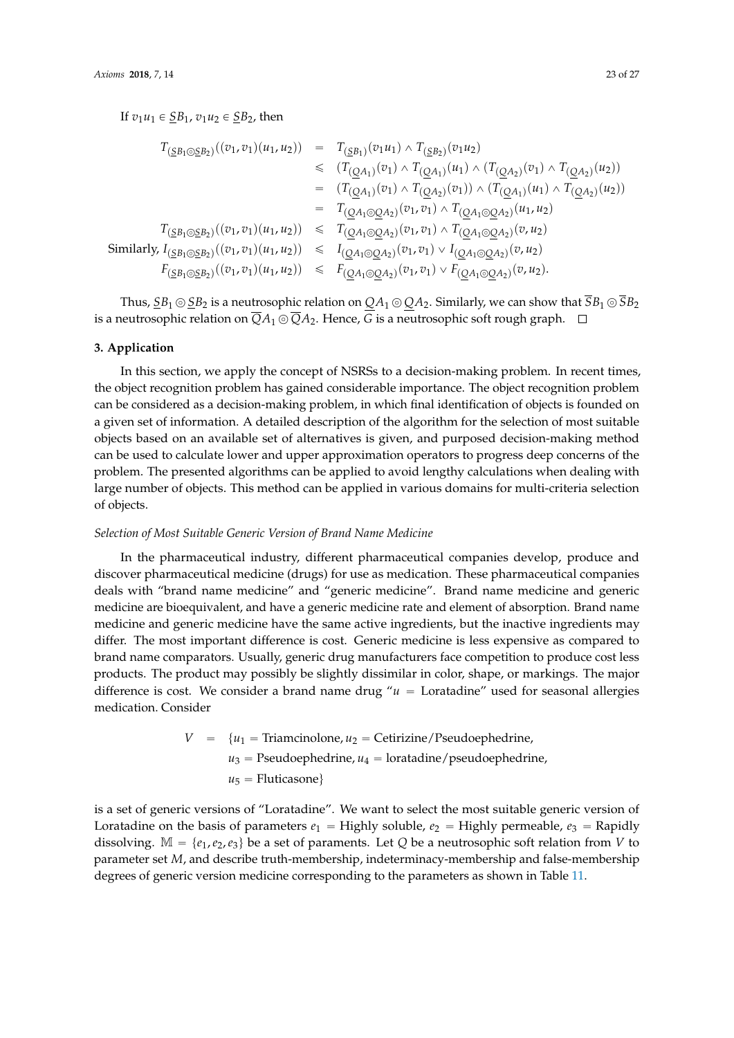If $v_1u_1 \in \underline{S}B_1$, $v_1u_2 \in \underline{S}B_2$, then

$$
\begin{aligned}
T_{(\underline{S}B_1 \circledcirc \underline{S}B_2)}((v_1, v_1)(u_1, u_2)) &= T_{(\underline{S}B_1)}(v_1u_1) \wedge T_{(\underline{S}B_2)}(v_1u_2) \\
&\leqslant (T_{(\underline{Q}A_1)}(v_1) \wedge T_{(\underline{Q}A_1)}(u_1) \wedge (T_{(\underline{Q}A_2)}(v_1) \wedge T_{(\underline{Q}A_2)}(u_2)) \\
&= (T_{(\underline{Q}A_1)}(v_1) \wedge T_{(\underline{Q}A_2)}(v_1)) \wedge (T_{(\underline{Q}A_1)}(u_1) \wedge T_{(\underline{Q}A_2)}(u_2)) \\
&= T_{(\underline{Q}A_1 \circledcirc \underline{Q}A_2)}(v_1, v_1) \wedge T_{(\underline{Q}A_1 \circledcirc \underline{Q}A_2)}(u_1, u_2) \\
T_{(\underline{S}B_1 \circledcirc \underline{S}B_2)}((v_1, v_1)(u_1, u_2)) &\leqslant T_{(\underline{Q}A_1 \circledcirc \underline{Q}A_2)}(v_1, v_1) \wedge T_{(\underline{Q}A_1 \circledcirc \underline{Q}A_2)}(v, u_2) \\
\text{Similarly, } I_{(\underline{S}B_1 \circledcirc \underline{S}B_2)}((v_1, v_1)(u_1, u_2)) &\leqslant I_{(\underline{Q}A_1 \circledcirc \underline{Q}A_2)}(v_1, v_1) \vee I_{(\underline{Q}A_1 \circledcirc \underline{Q}A_2)}(v, u_2) \\
F_{(\underline{S}B_1 \circledcirc \underline{S}B_2)}((v_1, v_1)(u_1, u_2)) &\leqslant F_{(\underline{Q}A_1 \circledcirc \underline{Q}A_2)}(v_1, v_1) \vee F_{(\underline{Q}A_1 \circledcirc \underline{Q}A_2)}(v, u_2).
\end{aligned}
$$

Thus, $\underline{S}B_1 \circledcirc \underline{S}B_2$ is a neutrosophic relation on $\underline{Q}A_1 \circledcirc \underline{Q}A_2$. Similarly, we can show that $\overline{S}B_1 \circledcirc \overline{S}B_2$ is a neutrosophic relation on $\overline{Q}A_1 \circledcirc \overline{Q}A_2$. Hence, $G$ is a neutrosophic soft rough graph. □

## 3. Application

In this section, we apply the concept of NSRSs to a decision-making problem. In recent times, the object recognition problem has gained considerable importance. The object recognition problem can be considered as a decision-making problem, in which final identification of objects is founded on a given set of information. A detailed description of the algorithm for the selection of most suitable objects based on an available set of alternatives is given, and purposed decision-making method can be used to calculate lower and upper approximation operators to progress deep concerns of the problem. The presented algorithms can be applied to avoid lengthy calculations when dealing with large number of objects. This method can be applied in various domains for multi-criteria selection of objects.

*Selection of Most Suitable Generic Version of Brand Name Medicine*

In the pharmaceutical industry, different pharmaceutical companies develop, produce and discover pharmaceutical medicine (drugs) for use as medication. These pharmaceutical companies deals with "brand name medicine" and "generic medicine". Brand name medicine and generic medicine are bioequivalent, and have a generic medicine rate and element of absorption. Brand name medicine and generic medicine have the same active ingredients, but the inactive ingredients may differ. The most important difference is cost. Generic medicine is less expensive as compared to brand name comparators. Usually, generic drug manufacturers face competition to produce cost less products. The product may possibly be slightly dissimilar in color, shape, or markings. The major difference is cost. We consider a brand name drug "$u$ = Loratadine" used for seasonal allergies medication. Consider

$$
\begin{aligned}
V \;=\; &\{u_1 = \text{Triamcinolone}, u_2 = \text{Cetirizine/Pseudoephedrine}, \\
&u_3 = \text{Pseudoephedrine}, u_4 = \text{loratadine/pseudoephedrine}, \\
&u_5 = \text{Fluticasone}\}
\end{aligned}
$$

is a set of generic versions of "Loratadine". We want to select the most suitable generic version of Loratadine on the basis of parameters $e_1$ = Highly soluble, $e_2$ = Highly permeable, $e_3$ = Rapidly dissolving. $\mathbb{M} = \{e_1, e_2, e_3\}$ be a set of paraments. Let $Q$ be a neutrosophic soft relation from $V$ to parameter set $M$, and describe truth-membership, indeterminacy-membership and false-membership degrees of generic version medicine corresponding to the parameters as shown in Table 11.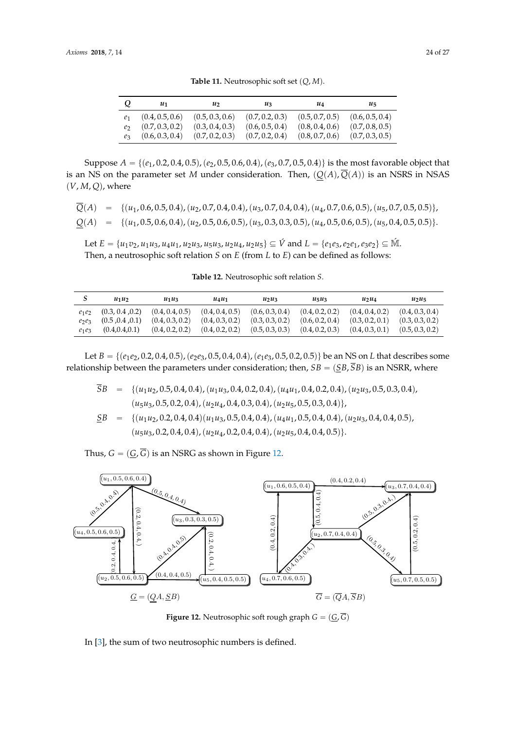**Table 11.** Neutrosophic soft set $(Q, M)$.

| $Q$ | $u_1$ | $u_2$ | $u_3$ | $u_4$ | $u_5$ |
|---|---|---|---|---|---|
| $e_1$ | $(0.4, 0.5, 0.6)$ | $(0.5, 0.3, 0.6)$ | $(0.7, 0.2, 0.3)$ | $(0.5, 0.7, 0.5)$ | $(0.6, 0.5, 0.4)$ |
| $e_2$ | $(0.7, 0.3, 0.2)$ | $(0.3, 0.4, 0.3)$ | $(0.6, 0.5, 0.4)$ | $(0.8, 0.4, 0.6)$ | $(0.7, 0.8, 0.5)$ |
| $e_3$ | $(0.6, 0.3, 0.4)$ | $(0.7, 0.2, 0.3)$ | $(0.7, 0.2, 0.4)$ | $(0.8, 0.7, 0.6)$ | $(0.7, 0.3, 0.5)$ |

Suppose $A = \{(e_1, 0.2, 0.4, 0.5), (e_2, 0.5, 0.6, 0.4), (e_3, 0.7, 0.5, 0.4)\}$ is the most favorable object that is an NS on the parameter set $M$ under consideration. Then, $(\underline{Q}(A), \overline{Q}(A))$ is an NSRS in NSAS $(V, M, Q)$, where

$$\overline{Q}(A) = \{(u_1, 0.6, 0.5, 0.4), (u_2, 0.7, 0.4, 0.4), (u_3, 0.7, 0.4, 0.4), (u_4, 0.7, 0.6, 0.5), (u_5, 0.7, 0.5, 0.5)\},$$
$$\underline{Q}(A) = \{(u_1, 0.5, 0.6, 0.4), (u_2, 0.5, 0.6, 0.5), (u_3, 0.3, 0.3, 0.5), (u_4, 0.5, 0.6, 0.5), (u_5, 0.4, 0.5, 0.5)\}.$$

Let $E = \{u_1v_2, u_1u_3, u_4u_1, u_2u_3, u_5u_3, u_2u_4, u_2u_5\} \subseteq \acute{V}$ and $L = \{e_1e_3, e_2e_1, e_3e_2\} \subseteq \acute{\mathbb{M}}$. Then, a neutrosophic soft relation $S$ on $E$ (from $L$ to $E$) can be defined as follows:

**Table 12.** Neutrosophic soft relation $S$.

| $S$ | $u_1u_2$ | $u_1u_3$ | $u_4u_1$ | $u_2u_3$ | $u_5u_3$ | $u_2u_4$ | $u_2u_5$ |
|---|---|---|---|---|---|---|---|
| $e_1e_2$ | $(0.3, 0.4, 0.2)$ | $(0.4, 0.4, 0.5)$ | $(0.4, 0.4, 0.5)$ | $(0.6, 0.3, 0.4)$ | $(0.4, 0.2, 0.2)$ | $(0.4, 0.4, 0.2)$ | $(0.4, 0.3, 0.4)$ |
| $e_2e_3$ | $(0.5, 0.4, 0.1)$ | $(0.4, 0.3, 0.2)$ | $(0.4, 0.3, 0.2)$ | $(0.3, 0.3, 0.2)$ | $(0.6, 0.2, 0.4)$ | $(0.3, 0.2, 0.1)$ | $(0.3, 0.3, 0.2)$ |
| $e_1e_3$ | $(0.4, 0.4, 0.1)$ | $(0.4, 0.2, 0.2)$ | $(0.4, 0.2, 0.2)$ | $(0.5, 0.3, 0.3)$ | $(0.4, 0.2, 0.3)$ | $(0.4, 0.3, 0.1)$ | $(0.5, 0.3, 0.2)$ |

Let $B = \{(e_1e_2, 0.2, 0.4, 0.5), (e_2e_3, 0.5, 0.4, 0.4), (e_1e_3, 0.5, 0.2, 0.5)\}$ be an NS on $L$ that describes some relationship between the parameters under consideration; then, $SB = (\underline{S}B, \overline{S}B)$ is an NSRR, where

$$\overline{S}B = \{(u_1u_2, 0.5, 0.4, 0.4), (u_1u_3, 0.4, 0.2, 0.4), (u_4u_1, 0.4, 0.2, 0.4), (u_2u_3, 0.5, 0.3, 0.4), (u_5u_3, 0.5, 0.2, 0.4), (u_2u_4, 0.4, 0.3, 0.4), (u_2u_5, 0.5, 0.3, 0.4)\},$$
$$\underline{S}B = \{(u_1u_2, 0.2, 0.4, 0.4)(u_1u_3, 0.5, 0.4, 0.4), (u_4u_1, 0.5, 0.4, 0.4), (u_2u_3, 0.4, 0.4, 0.5), (u_5u_3, 0.2, 0.4, 0.4), (u_2u_4, 0.2, 0.4, 0.4), (u_2u_5, 0.4, 0.4, 0.5)\}.$$

Thus, $G = (\underline{G}, \overline{G})$ is an NSRG as shown in Figure 12.

**Figure 12.** Neutrosophic soft rough graph $G = (\underline{G}, \overline{G})$

In [3], the sum of two neutrosophic numbers is defined.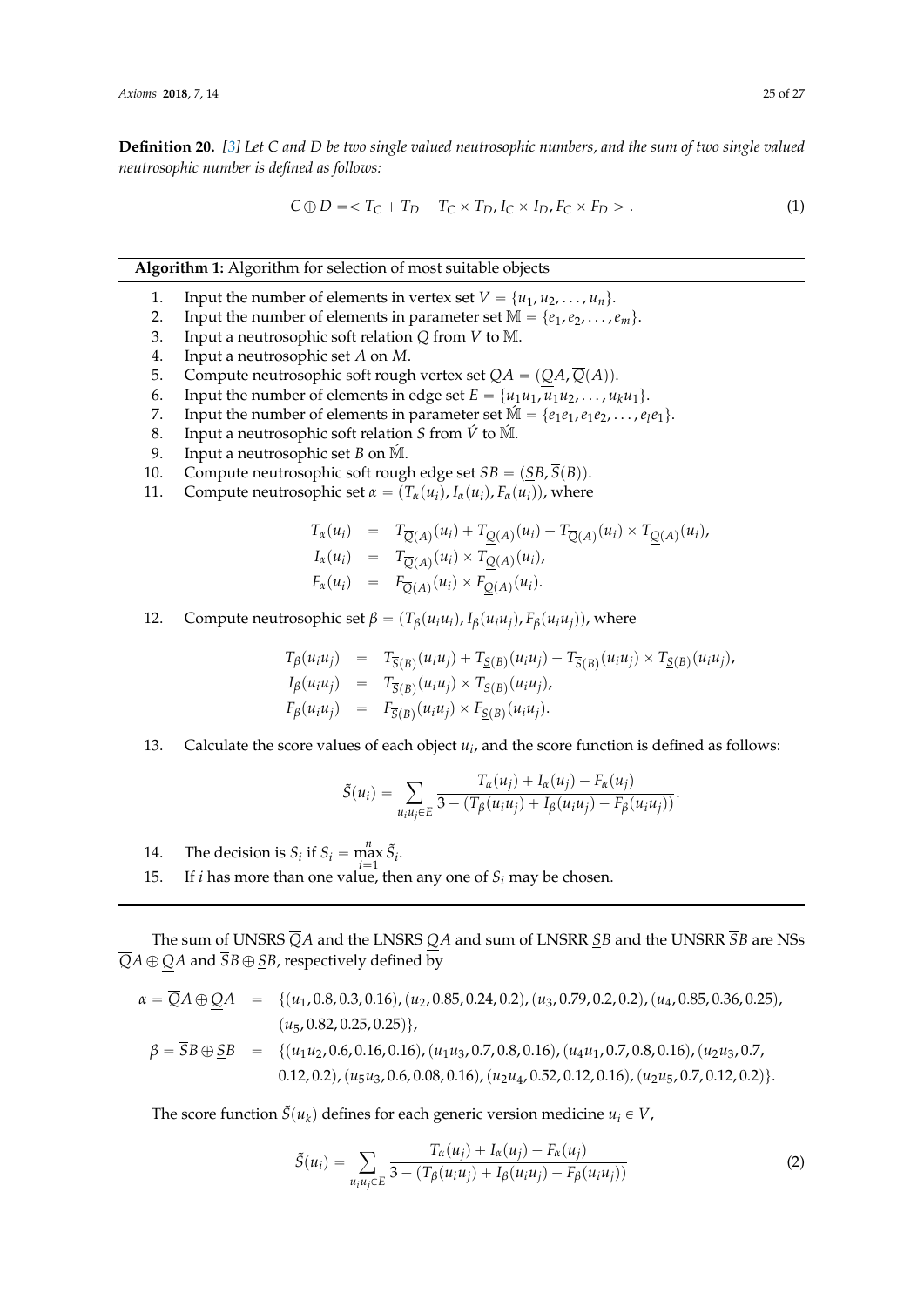**Definition 20.** [3] *Let C and D be two single valued neutrosophic numbers, and the sum of two single valued neutrosophic number is defined as follows:*

$$C \oplus D = < T_C + T_D - T_C \times T_D, I_C \times I_D, F_C \times F_D > . \tag{1}$$

**Algorithm 1:** Algorithm for selection of most suitable objects

1. Input the number of elements in vertex set $V = \{u_1, u_2, \ldots, u_n\}$.
2. Input the number of elements in parameter set $\mathbb{M} = \{e_1, e_2, \ldots, e_m\}$.
3. Input a neutrosophic soft relation $Q$ from $V$ to $\mathbb{M}$.
4. Input a neutrosophic set $A$ on $M$.
5. Compute neutrosophic soft rough vertex set $QA = (\underline{Q}A, \overline{Q}(A))$.
6. Input the number of elements in edge set $E = \{u_1u_1, u_1u_2, \ldots, u_ku_1\}$.
7. Input the number of elements in parameter set $\acute{\mathbb{M}} = \{e_1e_1, e_1e_2, \ldots, e_le_1\}$.
8. Input a neutrosophic soft relation $S$ from $\acute{V}$ to $\acute{\mathbb{M}}$.
9. Input a neutrosophic set $B$ on $\acute{\mathbb{M}}$.
10. Compute neutrosophic soft rough edge set $SB = (\underline{S}B, \overline{S}(B))$.
11. Compute neutrosophic set $\alpha = (T_\alpha(u_i), I_\alpha(u_i), F_\alpha(u_i))$, where

$$\begin{aligned} T_\alpha(u_i) &= T_{\overline{Q}(A)}(u_i) + T_{\underline{Q}(A)}(u_i) - T_{\overline{Q}(A)}(u_i) \times T_{\underline{Q}(A)}(u_i), \\ I_\alpha(u_i) &= T_{\overline{Q}(A)}(u_i) \times T_{\underline{Q}(A)}(u_i), \\ F_\alpha(u_i) &= F_{\overline{Q}(A)}(u_i) \times F_{\underline{Q}(A)}(u_i). \end{aligned}$$

12. Compute neutrosophic set $\beta = (T_\beta(u_iu_i), I_\beta(u_iu_j), F_\beta(u_iu_j))$, where

$$\begin{aligned} T_\beta(u_iu_j) &= T_{\overline{S}(B)}(u_iu_j) + T_{\underline{S}(B)}(u_iu_j) - T_{\overline{S}(B)}(u_iu_j) \times T_{\underline{S}(B)}(u_iu_j), \\ I_\beta(u_iu_j) &= T_{\overline{S}(B)}(u_iu_j) \times T_{\underline{S}(B)}(u_iu_j), \\ F_\beta(u_iu_j) &= F_{\overline{S}(B)}(u_iu_j) \times F_{\underline{S}(B)}(u_iu_j). \end{aligned}$$

13. Calculate the score values of each object $u_i$, and the score function is defined as follows:

$$\tilde{S}(u_i) = \sum_{u_iu_j \in E} \frac{T_\alpha(u_j) + I_\alpha(u_j) - F_\alpha(u_j)}{3 - (T_\beta(u_iu_j) + I_\beta(u_iu_j) - F_\beta(u_iu_j))}.$$

14. The decision is $S_i$ if $S_i = \max_{i=1}^{n} \tilde{S}_i$.
15. If $i$ has more than one value, then any one of $S_i$ may be chosen.

The sum of UNSRS $\overline{Q}A$ and the LNSRS $\underline{Q}A$ and sum of LNSRR $\underline{S}B$ and the UNSRR $\overline{S}B$ are NSs $\overline{Q}A \oplus \underline{Q}A$ and $\overline{S}B \oplus \underline{S}B$, respectively defined by

$$\begin{aligned} \alpha = \overline{Q}A \oplus \underline{Q}A &= \{(u_1, 0.8, 0.3, 0.16), (u_2, 0.85, 0.24, 0.2), (u_3, 0.79, 0.2, 0.2), (u_4, 0.85, 0.36, 0.25), \\ &\quad (u_5, 0.82, 0.25, 0.25)\}, \\ \beta = \overline{S}B \oplus \underline{S}B &= \{(u_1u_2, 0.6, 0.16, 0.16), (u_1u_3, 0.7, 0.8, 0.16), (u_4u_1, 0.7, 0.8, 0.16), (u_2u_3, 0.7, \\ &\quad 0.12, 0.2), (u_5u_3, 0.6, 0.08, 0.16), (u_2u_4, 0.52, 0.12, 0.16), (u_2u_5, 0.7, 0.12, 0.2)\}. \end{aligned}$$

The score function $\tilde{S}(u_k)$ defines for each generic version medicine $u_i \in V$,

$$\tilde{S}(u_i) = \sum_{u_iu_j \in E} \frac{T_\alpha(u_j) + I_\alpha(u_j) - F_\alpha(u_j)}{3 - (T_\beta(u_iu_j) + I_\beta(u_iu_j) - F_\beta(u_iu_j))} \tag{2}$$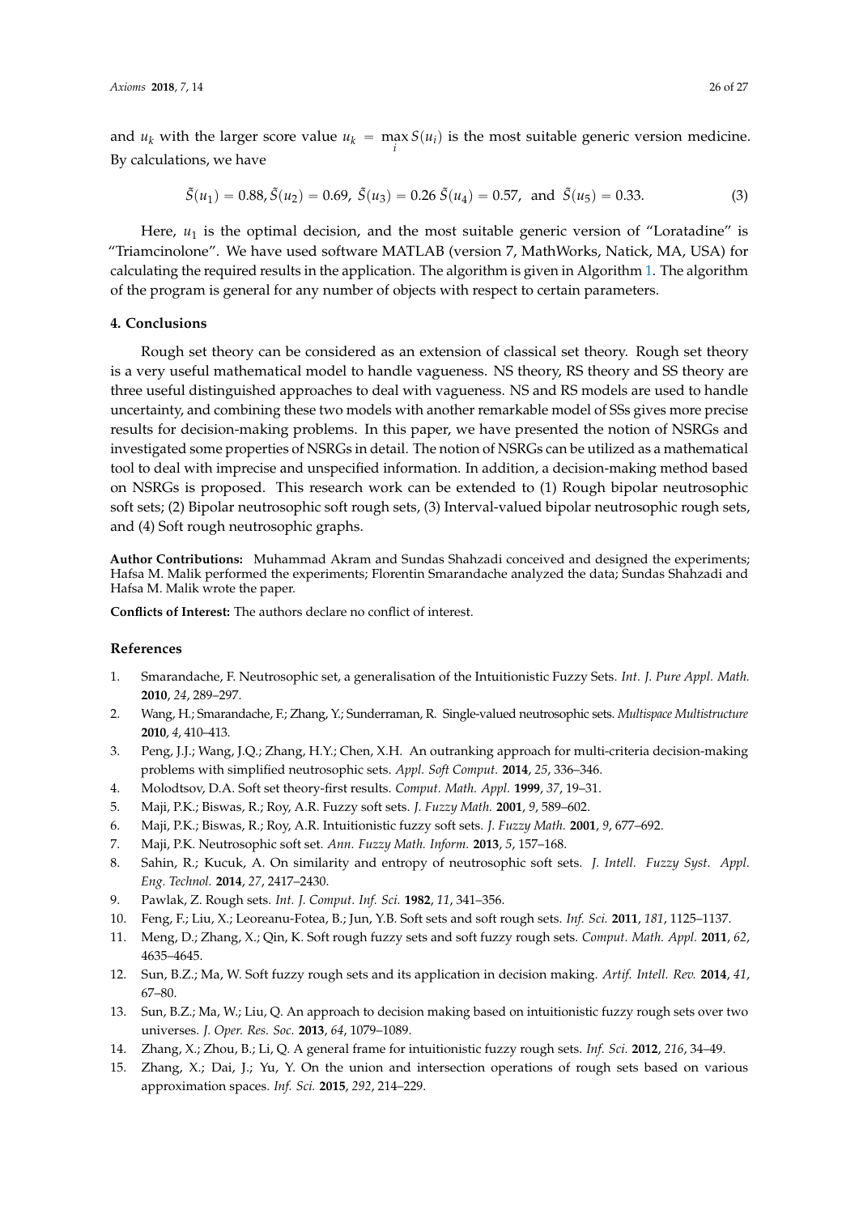and $u_k$ with the larger score value $u_k = \max_i S(u_i)$ is the most suitable generic version medicine. By calculations, we have

$$\tilde{S}(u_1) = 0.88, \tilde{S}(u_2) = 0.69, \ \tilde{S}(u_3) = 0.26 \ \tilde{S}(u_4) = 0.57, \ \text{and} \ \tilde{S}(u_5) = 0.33. \tag{3}$$

Here, $u_1$ is the optimal decision, and the most suitable generic version of "Loratadine" is "Triamcinolone". We have used software MATLAB (version 7, MathWorks, Natick, MA, USA) for calculating the required results in the application. The algorithm is given in Algorithm 1. The algorithm of the program is general for any number of objects with respect to certain parameters.

## 4. Conclusions

Rough set theory can be considered as an extension of classical set theory. Rough set theory is a very useful mathematical model to handle vagueness. NS theory, RS theory and SS theory are three useful distinguished approaches to deal with vagueness. NS and RS models are used to handle uncertainty, and combining these two models with another remarkable model of SSs gives more precise results for decision-making problems. In this paper, we have presented the notion of NSRGs and investigated some properties of NSRGs in detail. The notion of NSRGs can be utilized as a mathematical tool to deal with imprecise and unspecified information. In addition, a decision-making method based on NSRGs is proposed. This research work can be extended to (1) Rough bipolar neutrosophic soft sets; (2) Bipolar neutrosophic soft rough sets, (3) Interval-valued bipolar neutrosophic rough sets, and (4) Soft rough neutrosophic graphs.

**Author Contributions:** Muhammad Akram and Sundas Shahzadi conceived and designed the experiments; Hafsa M. Malik performed the experiments; Florentin Smarandache analyzed the data; Sundas Shahzadi and Hafsa M. Malik wrote the paper.

**Conflicts of Interest:** The authors declare no conflict of interest.

## References

1. Smarandache, F. Neutrosophic set, a generalisation of the Intuitionistic Fuzzy Sets. *Int. J. Pure Appl. Math.* **2010**, *24*, 289–297.
2. Wang, H.; Smarandache, F.; Zhang, Y.; Sunderraman, R. Single-valued neutrosophic sets. *Multispace Multistructure* **2010**, *4*, 410–413.
3. Peng, J.J.; Wang, J.Q.; Zhang, H.Y.; Chen, X.H. An outranking approach for multi-criteria decision-making problems with simplified neutrosophic sets. *Appl. Soft Comput.* **2014**, *25*, 336–346.
4. Molodtsov, D.A. Soft set theory-first results. *Comput. Math. Appl.* **1999**, *37*, 19–31.
5. Maji, P.K.; Biswas, R.; Roy, A.R. Fuzzy soft sets. *J. Fuzzy Math.* **2001**, *9*, 589–602.
6. Maji, P.K.; Biswas, R.; Roy, A.R. Intuitionistic fuzzy soft sets. *J. Fuzzy Math.* **2001**, *9*, 677–692.
7. Maji, P.K. Neutrosophic soft set. *Ann. Fuzzy Math. Inform.* **2013**, *5*, 157–168.
8. Sahin, R.; Kucuk, A. On similarity and entropy of neutrosophic soft sets. *J. Intell. Fuzzy Syst. Appl. Eng. Technol.* **2014**, *27*, 2417–2430.
9. Pawlak, Z. Rough sets. *Int. J. Comput. Inf. Sci.* **1982**, *11*, 341–356.
10. Feng, F.; Liu, X.; Leoreanu-Fotea, B.; Jun, Y.B. Soft sets and soft rough sets. *Inf. Sci.* **2011**, *181*, 1125–1137.
11. Meng, D.; Zhang, X.; Qin, K. Soft rough fuzzy sets and soft fuzzy rough sets. *Comput. Math. Appl.* **2011**, *62*, 4635–4645.
12. Sun, B.Z.; Ma, W. Soft fuzzy rough sets and its application in decision making. *Artif. Intell. Rev.* **2014**, *41*, 67–80.
13. Sun, B.Z.; Ma, W.; Liu, Q. An approach to decision making based on intuitionistic fuzzy rough sets over two universes. *J. Oper. Res. Soc.* **2013**, *64*, 1079–1089.
14. Zhang, X.; Zhou, B.; Li, Q. A general frame for intuitionistic fuzzy rough sets. *Inf. Sci.* **2012**, *216*, 34–49.
15. Zhang, X.; Dai, J.; Yu, Y. On the union and intersection operations of rough sets based on various approximation spaces. *Inf. Sci.* **2015**, *292*, 214–229.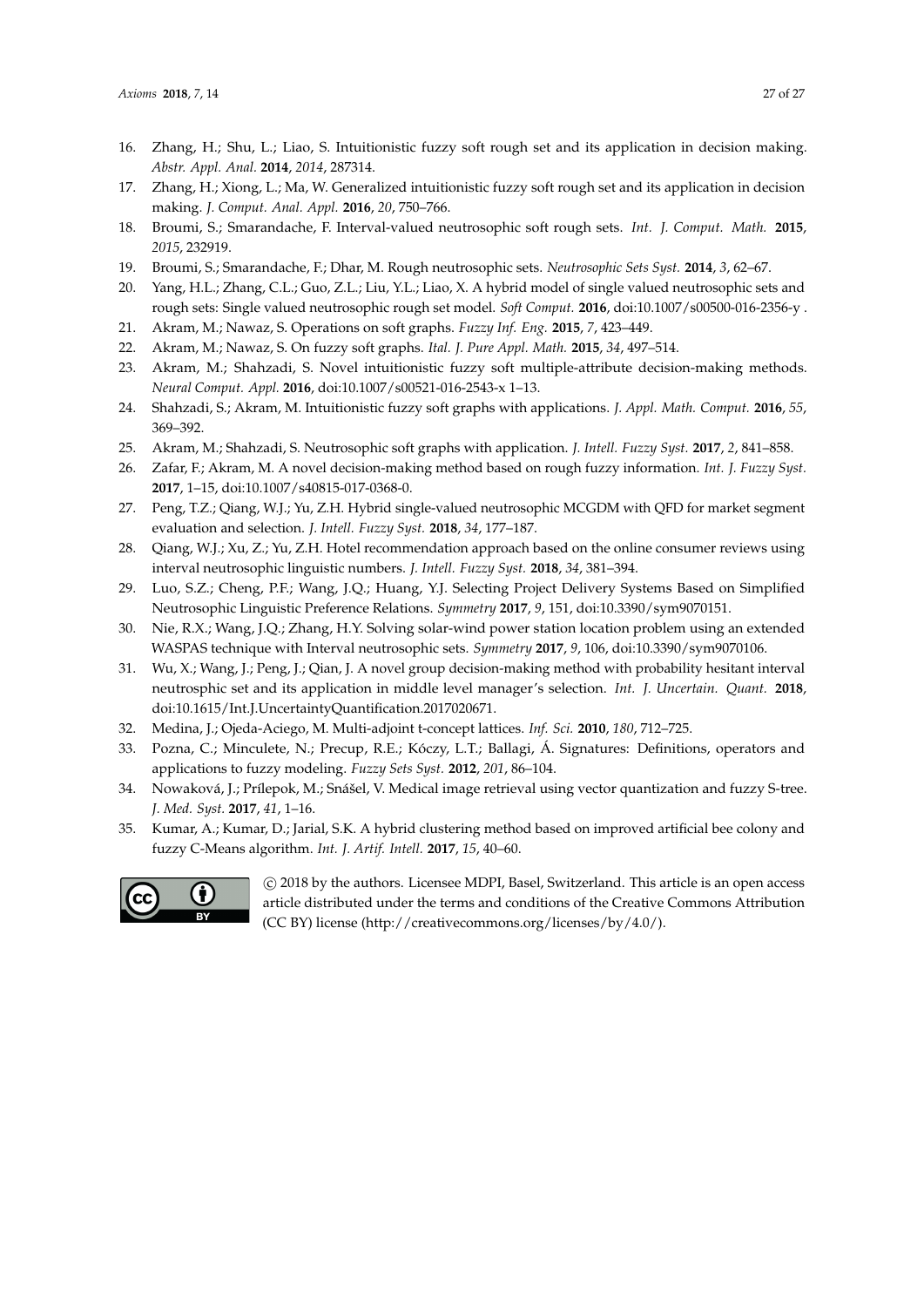16. Zhang, H.; Shu, L.; Liao, S. Intuitionistic fuzzy soft rough set and its application in decision making. *Abstr. Appl. Anal.* **2014**, *2014*, 287314.
17. Zhang, H.; Xiong, L.; Ma, W. Generalized intuitionistic fuzzy soft rough set and its application in decision making. *J. Comput. Anal. Appl.* **2016**, *20*, 750–766.
18. Broumi, S.; Smarandache, F. Interval-valued neutrosophic soft rough sets. *Int. J. Comput. Math.* **2015**, *2015*, 232919.
19. Broumi, S.; Smarandache, F.; Dhar, M. Rough neutrosophic sets. *Neutrosophic Sets Syst.* **2014**, *3*, 62–67.
20. Yang, H.L.; Zhang, C.L.; Guo, Z.L.; Liu, Y.L.; Liao, X. A hybrid model of single valued neutrosophic sets and rough sets: Single valued neutrosophic rough set model. *Soft Comput.* **2016**, doi:10.1007/s00500-016-2356-y .
21. Akram, M.; Nawaz, S. Operations on soft graphs. *Fuzzy Inf. Eng.* **2015**, *7*, 423–449.
22. Akram, M.; Nawaz, S. On fuzzy soft graphs. *Ital. J. Pure Appl. Math.* **2015**, *34*, 497–514.
23. Akram, M.; Shahzadi, S. Novel intuitionistic fuzzy soft multiple-attribute decision-making methods. *Neural Comput. Appl.* **2016**, doi:10.1007/s00521-016-2543-x 1–13.
24. Shahzadi, S.; Akram, M. Intuitionistic fuzzy soft graphs with applications. *J. Appl. Math. Comput.* **2016**, *55*, 369–392.
25. Akram, M.; Shahzadi, S. Neutrosophic soft graphs with application. *J. Intell. Fuzzy Syst.* **2017**, *2*, 841–858.
26. Zafar, F.; Akram, M. A novel decision-making method based on rough fuzzy information. *Int. J. Fuzzy Syst.* **2017**, 1–15, doi:10.1007/s40815-017-0368-0.
27. Peng, T.Z.; Qiang, W.J.; Yu, Z.H. Hybrid single-valued neutrosophic MCGDM with QFD for market segment evaluation and selection. *J. Intell. Fuzzy Syst.* **2018**, *34*, 177–187.
28. Qiang, W.J.; Xu, Z.; Yu, Z.H. Hotel recommendation approach based on the online consumer reviews using interval neutrosophic linguistic numbers. *J. Intell. Fuzzy Syst.* **2018**, *34*, 381–394.
29. Luo, S.Z.; Cheng, P.F.; Wang, J.Q.; Huang, Y.J. Selecting Project Delivery Systems Based on Simplified Neutrosophic Linguistic Preference Relations. *Symmetry* **2017**, *9*, 151, doi:10.3390/sym9070151.
30. Nie, R.X.; Wang, J.Q.; Zhang, H.Y. Solving solar-wind power station location problem using an extended WASPAS technique with Interval neutrosophic sets. *Symmetry* **2017**, *9*, 106, doi:10.3390/sym9070106.
31. Wu, X.; Wang, J.; Peng, J.; Qian, J. A novel group decision-making method with probability hesitant interval neutrosphic set and its application in middle level manager's selection. *Int. J. Uncertain. Quant.* **2018**, doi:10.1615/Int.J.UncertaintyQuantification.2017020671.
32. Medina, J.; Ojeda-Aciego, M. Multi-adjoint t-concept lattices. *Inf. Sci.* **2010**, *180*, 712–725.
33. Pozna, C.; Minculete, N.; Precup, R.E.; Kóczy, L.T.; Ballagi, Á. Signatures: Definitions, operators and applications to fuzzy modeling. *Fuzzy Sets Syst.* **2012**, *201*, 86–104.
34. Nowaková, J.; Prílepok, M.; Snášel, V. Medical image retrieval using vector quantization and fuzzy S-tree. *J. Med. Syst.* **2017**, *41*, 1–16.
35. Kumar, A.; Kumar, D.; Jarial, S.K. A hybrid clustering method based on improved artificial bee colony and fuzzy C-Means algorithm. *Int. J. Artif. Intell.* **2017**, *15*, 40–60.

© 2018 by the authors. Licensee MDPI, Basel, Switzerland. This article is an open access article distributed under the terms and conditions of the Creative Commons Attribution (CC BY) license (http://creativecommons.org/licenses/by/4.0/).